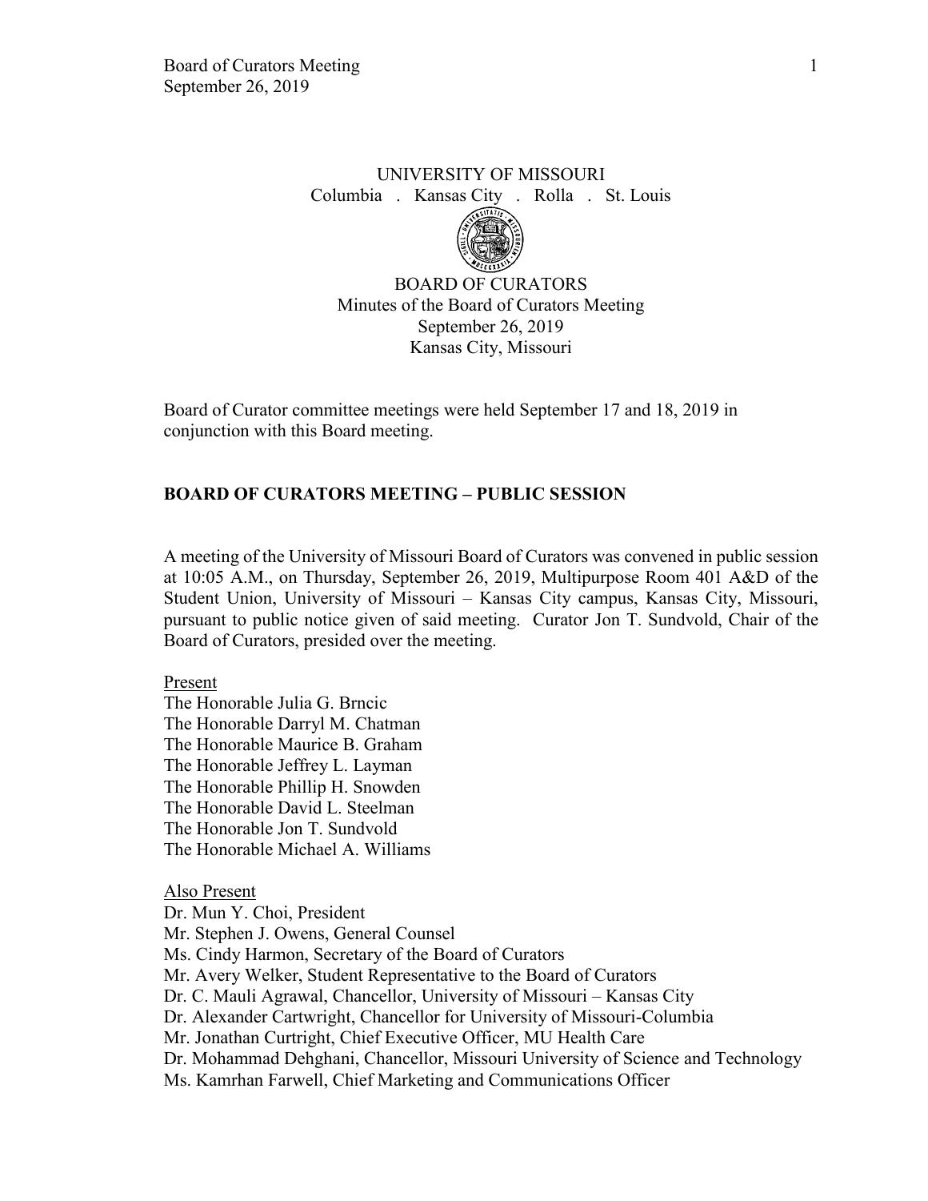UNIVERSITY OF MISSOURI
Columbia . Kansas City . Rolla . St. Louis

BOARD OF CURATORS
Minutes of the Board of Curators Meeting
September 26, 2019
Kansas City, Missouri

Board of Curator committee meetings were held September 17 and 18, 2019 in conjunction with this Board meeting.

## BOARD OF CURATORS MEETING – PUBLIC SESSION

A meeting of the University of Missouri Board of Curators was convened in public session at 10:05 A.M., on Thursday, September 26, 2019, Multipurpose Room 401 A&D of the Student Union, University of Missouri – Kansas City campus, Kansas City, Missouri, pursuant to public notice given of said meeting. Curator Jon T. Sundvold, Chair of the Board of Curators, presided over the meeting.

Present
The Honorable Julia G. Brncic
The Honorable Darryl M. Chatman
The Honorable Maurice B. Graham
The Honorable Jeffrey L. Layman
The Honorable Phillip H. Snowden
The Honorable David L. Steelman
The Honorable Jon T. Sundvold
The Honorable Michael A. Williams

Also Present
Dr. Mun Y. Choi, President
Mr. Stephen J. Owens, General Counsel
Ms. Cindy Harmon, Secretary of the Board of Curators
Mr. Avery Welker, Student Representative to the Board of Curators
Dr. C. Mauli Agrawal, Chancellor, University of Missouri – Kansas City
Dr. Alexander Cartwright, Chancellor for University of Missouri-Columbia
Mr. Jonathan Curtright, Chief Executive Officer, MU Health Care
Dr. Mohammad Dehghani, Chancellor, Missouri University of Science and Technology
Ms. Kamrhan Farwell, Chief Marketing and Communications Officer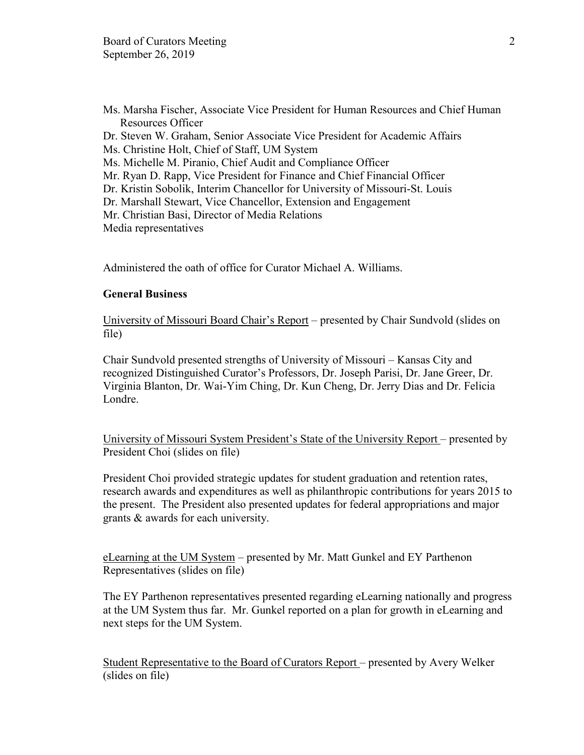Ms. Marsha Fischer, Associate Vice President for Human Resources and Chief Human Resources Officer
Dr. Steven W. Graham, Senior Associate Vice President for Academic Affairs
Ms. Christine Holt, Chief of Staff, UM System
Ms. Michelle M. Piranio, Chief Audit and Compliance Officer
Mr. Ryan D. Rapp, Vice President for Finance and Chief Financial Officer
Dr. Kristin Sobolik, Interim Chancellor for University of Missouri-St. Louis
Dr. Marshall Stewart, Vice Chancellor, Extension and Engagement
Mr. Christian Basi, Director of Media Relations
Media representatives

Administered the oath of office for Curator Michael A. Williams.

**General Business**

University of Missouri Board Chair's Report – presented by Chair Sundvold (slides on file)

Chair Sundvold presented strengths of University of Missouri – Kansas City and recognized Distinguished Curator's Professors, Dr. Joseph Parisi, Dr. Jane Greer, Dr. Virginia Blanton, Dr. Wai-Yim Ching, Dr. Kun Cheng, Dr. Jerry Dias and Dr. Felicia Londre.

University of Missouri System President's State of the University Report – presented by President Choi (slides on file)

President Choi provided strategic updates for student graduation and retention rates, research awards and expenditures as well as philanthropic contributions for years 2015 to the present. The President also presented updates for federal appropriations and major grants & awards for each university.

eLearning at the UM System – presented by Mr. Matt Gunkel and EY Parthenon Representatives (slides on file)

The EY Parthenon representatives presented regarding eLearning nationally and progress at the UM System thus far. Mr. Gunkel reported on a plan for growth in eLearning and next steps for the UM System.

Student Representative to the Board of Curators Report – presented by Avery Welker (slides on file)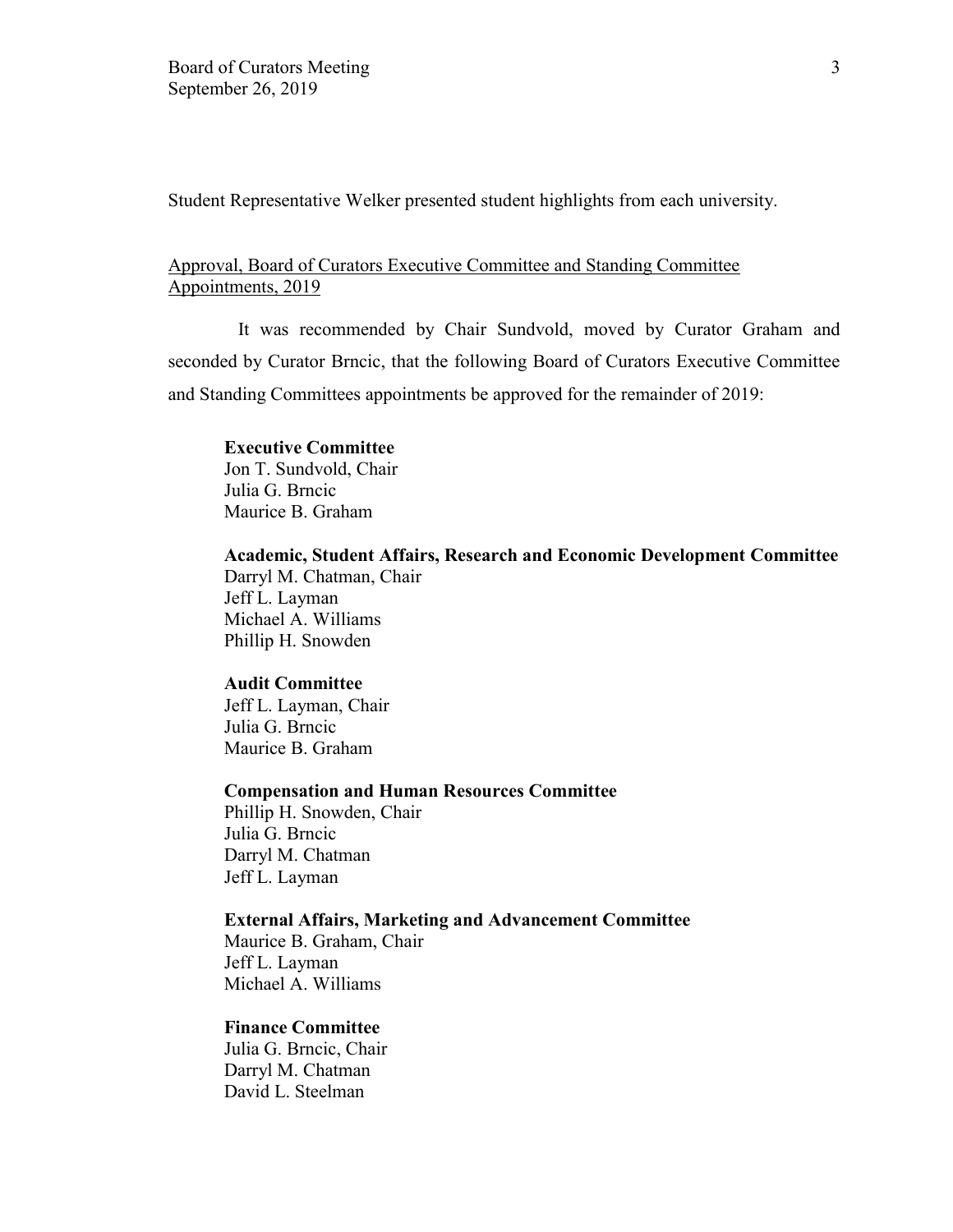Student Representative Welker presented student highlights from each university.

Approval, Board of Curators Executive Committee and Standing Committee Appointments, 2019

It was recommended by Chair Sundvold, moved by Curator Graham and seconded by Curator Brncic, that the following Board of Curators Executive Committee and Standing Committees appointments be approved for the remainder of 2019:

**Executive Committee**
Jon T. Sundvold, Chair
Julia G. Brncic
Maurice B. Graham

**Academic, Student Affairs, Research and Economic Development Committee**
Darryl M. Chatman, Chair
Jeff L. Layman
Michael A. Williams
Phillip H. Snowden

**Audit Committee**
Jeff L. Layman, Chair
Julia G. Brncic
Maurice B. Graham

**Compensation and Human Resources Committee**
Phillip H. Snowden, Chair
Julia G. Brncic
Darryl M. Chatman
Jeff L. Layman

**External Affairs, Marketing and Advancement Committee**
Maurice B. Graham, Chair
Jeff L. Layman
Michael A. Williams

**Finance Committee**
Julia G. Brncic, Chair
Darryl M. Chatman
David L. Steelman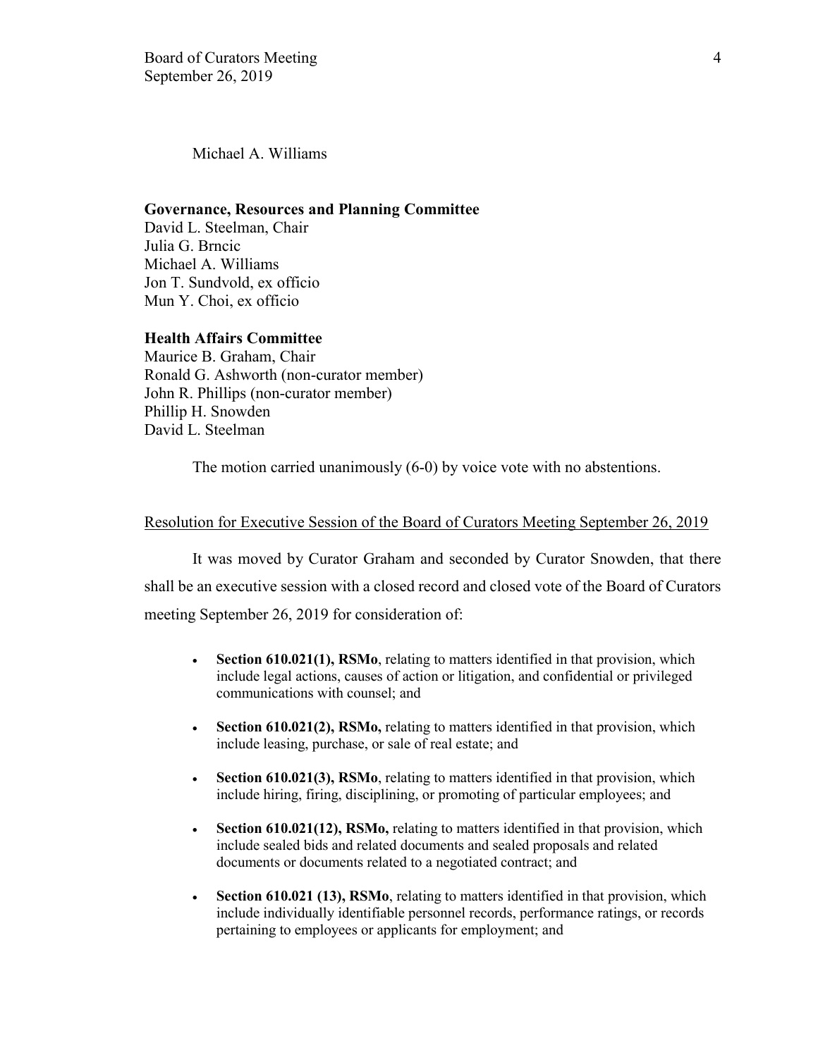Michael A. Williams

**Governance, Resources and Planning Committee**
David L. Steelman, Chair
Julia G. Brncic
Michael A. Williams
Jon T. Sundvold, ex officio
Mun Y. Choi, ex officio

**Health Affairs Committee**
Maurice B. Graham, Chair
Ronald G. Ashworth (non-curator member)
John R. Phillips (non-curator member)
Phillip H. Snowden
David L. Steelman

The motion carried unanimously (6-0) by voice vote with no abstentions.

Resolution for Executive Session of the Board of Curators Meeting September 26, 2019

It was moved by Curator Graham and seconded by Curator Snowden, that there shall be an executive session with a closed record and closed vote of the Board of Curators meeting September 26, 2019 for consideration of:

- **Section 610.021(1), RSMo**, relating to matters identified in that provision, which include legal actions, causes of action or litigation, and confidential or privileged communications with counsel; and
- **Section 610.021(2), RSMo,** relating to matters identified in that provision, which include leasing, purchase, or sale of real estate; and
- **Section 610.021(3), RSMo**, relating to matters identified in that provision, which include hiring, firing, disciplining, or promoting of particular employees; and
- **Section 610.021(12), RSMo,** relating to matters identified in that provision, which include sealed bids and related documents and sealed proposals and related documents or documents related to a negotiated contract; and
- **Section 610.021 (13), RSMo**, relating to matters identified in that provision, which include individually identifiable personnel records, performance ratings, or records pertaining to employees or applicants for employment; and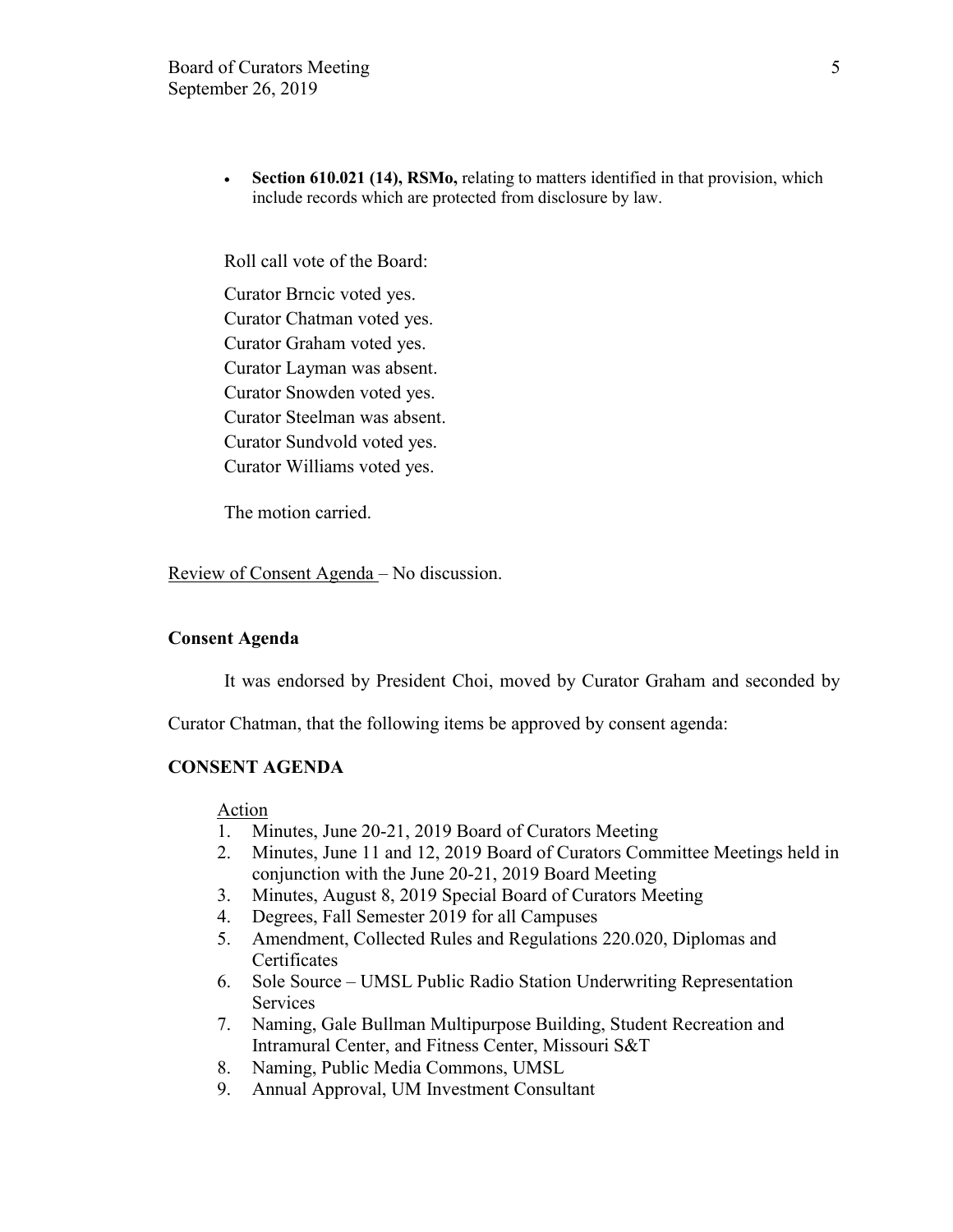- **Section 610.021 (14), RSMo,** relating to matters identified in that provision, which include records which are protected from disclosure by law.

Roll call vote of the Board:

Curator Brncic voted yes.
Curator Chatman voted yes.
Curator Graham voted yes.
Curator Layman was absent.
Curator Snowden voted yes.
Curator Steelman was absent.
Curator Sundvold voted yes.
Curator Williams voted yes.

The motion carried.

Review of Consent Agenda – No discussion.

**Consent Agenda**

It was endorsed by President Choi, moved by Curator Graham and seconded by Curator Chatman, that the following items be approved by consent agenda:

**CONSENT AGENDA**

Action

1. Minutes, June 20-21, 2019 Board of Curators Meeting
2. Minutes, June 11 and 12, 2019 Board of Curators Committee Meetings held in conjunction with the June 20-21, 2019 Board Meeting
3. Minutes, August 8, 2019 Special Board of Curators Meeting
4. Degrees, Fall Semester 2019 for all Campuses
5. Amendment, Collected Rules and Regulations 220.020, Diplomas and Certificates
6. Sole Source – UMSL Public Radio Station Underwriting Representation Services
7. Naming, Gale Bullman Multipurpose Building, Student Recreation and Intramural Center, and Fitness Center, Missouri S&T
8. Naming, Public Media Commons, UMSL
9. Annual Approval, UM Investment Consultant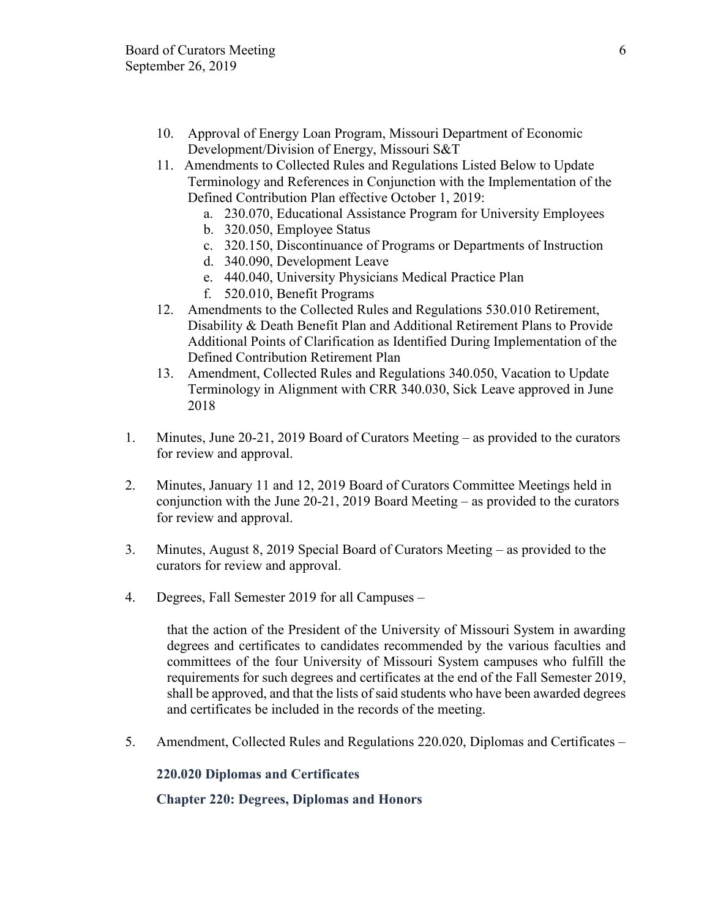10. Approval of Energy Loan Program, Missouri Department of Economic Development/Division of Energy, Missouri S&T
11. Amendments to Collected Rules and Regulations Listed Below to Update Terminology and References in Conjunction with the Implementation of the Defined Contribution Plan effective October 1, 2019:
    a. 230.070, Educational Assistance Program for University Employees
    b. 320.050, Employee Status
    c. 320.150, Discontinuance of Programs or Departments of Instruction
    d. 340.090, Development Leave
    e. 440.040, University Physicians Medical Practice Plan
    f. 520.010, Benefit Programs
12. Amendments to the Collected Rules and Regulations 530.010 Retirement, Disability & Death Benefit Plan and Additional Retirement Plans to Provide Additional Points of Clarification as Identified During Implementation of the Defined Contribution Retirement Plan
13. Amendment, Collected Rules and Regulations 340.050, Vacation to Update Terminology in Alignment with CRR 340.030, Sick Leave approved in June 2018

1. Minutes, June 20-21, 2019 Board of Curators Meeting – as provided to the curators for review and approval.

2. Minutes, January 11 and 12, 2019 Board of Curators Committee Meetings held in conjunction with the June 20-21, 2019 Board Meeting – as provided to the curators for review and approval.

3. Minutes, August 8, 2019 Special Board of Curators Meeting – as provided to the curators for review and approval.

4. Degrees, Fall Semester 2019 for all Campuses –

   that the action of the President of the University of Missouri System in awarding degrees and certificates to candidates recommended by the various faculties and committees of the four University of Missouri System campuses who fulfill the requirements for such degrees and certificates at the end of the Fall Semester 2019, shall be approved, and that the lists of said students who have been awarded degrees and certificates be included in the records of the meeting.

5. Amendment, Collected Rules and Regulations 220.020, Diplomas and Certificates –

   **220.020 Diplomas and Certificates**

   **Chapter 220: Degrees, Diplomas and Honors**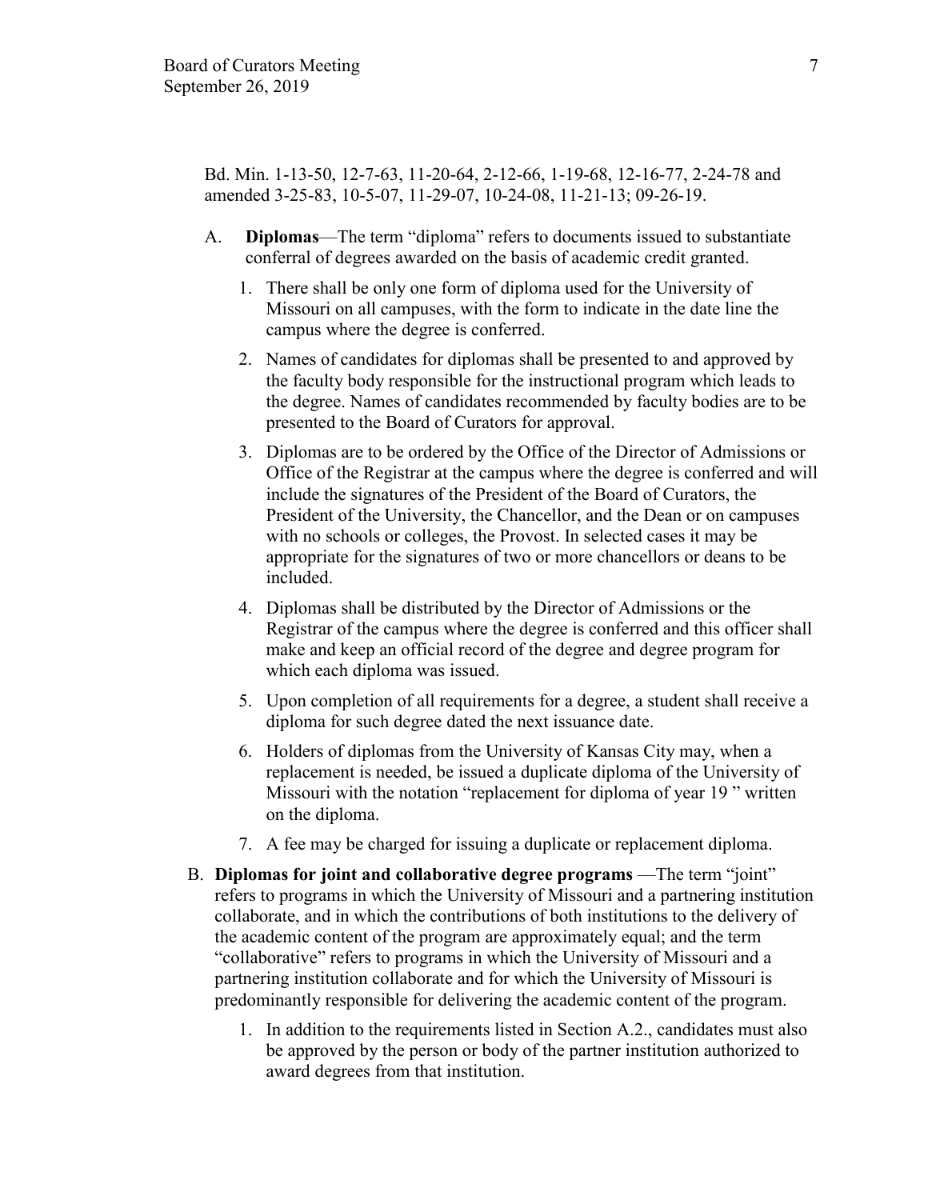Bd. Min. 1-13-50, 12-7-63, 11-20-64, 2-12-66, 1-19-68, 12-16-77, 2-24-78 and amended 3-25-83, 10-5-07, 11-29-07, 10-24-08, 11-21-13; 09-26-19.

A. **Diplomas**—The term "diploma" refers to documents issued to substantiate conferral of degrees awarded on the basis of academic credit granted.

   1. There shall be only one form of diploma used for the University of Missouri on all campuses, with the form to indicate in the date line the campus where the degree is conferred.

   2. Names of candidates for diplomas shall be presented to and approved by the faculty body responsible for the instructional program which leads to the degree. Names of candidates recommended by faculty bodies are to be presented to the Board of Curators for approval.

   3. Diplomas are to be ordered by the Office of the Director of Admissions or Office of the Registrar at the campus where the degree is conferred and will include the signatures of the President of the Board of Curators, the President of the University, the Chancellor, and the Dean or on campuses with no schools or colleges, the Provost. In selected cases it may be appropriate for the signatures of two or more chancellors or deans to be included.

   4. Diplomas shall be distributed by the Director of Admissions or the Registrar of the campus where the degree is conferred and this officer shall make and keep an official record of the degree and degree program for which each diploma was issued.

   5. Upon completion of all requirements for a degree, a student shall receive a diploma for such degree dated the next issuance date.

   6. Holders of diplomas from the University of Kansas City may, when a replacement is needed, be issued a duplicate diploma of the University of Missouri with the notation "replacement for diploma of year 19 " written on the diploma.

   7. A fee may be charged for issuing a duplicate or replacement diploma.

B. **Diplomas for joint and collaborative degree programs** —The term "joint" refers to programs in which the University of Missouri and a partnering institution collaborate, and in which the contributions of both institutions to the delivery of the academic content of the program are approximately equal; and the term "collaborative" refers to programs in which the University of Missouri and a partnering institution collaborate and for which the University of Missouri is predominantly responsible for delivering the academic content of the program.

   1. In addition to the requirements listed in Section A.2., candidates must also be approved by the person or body of the partner institution authorized to award degrees from that institution.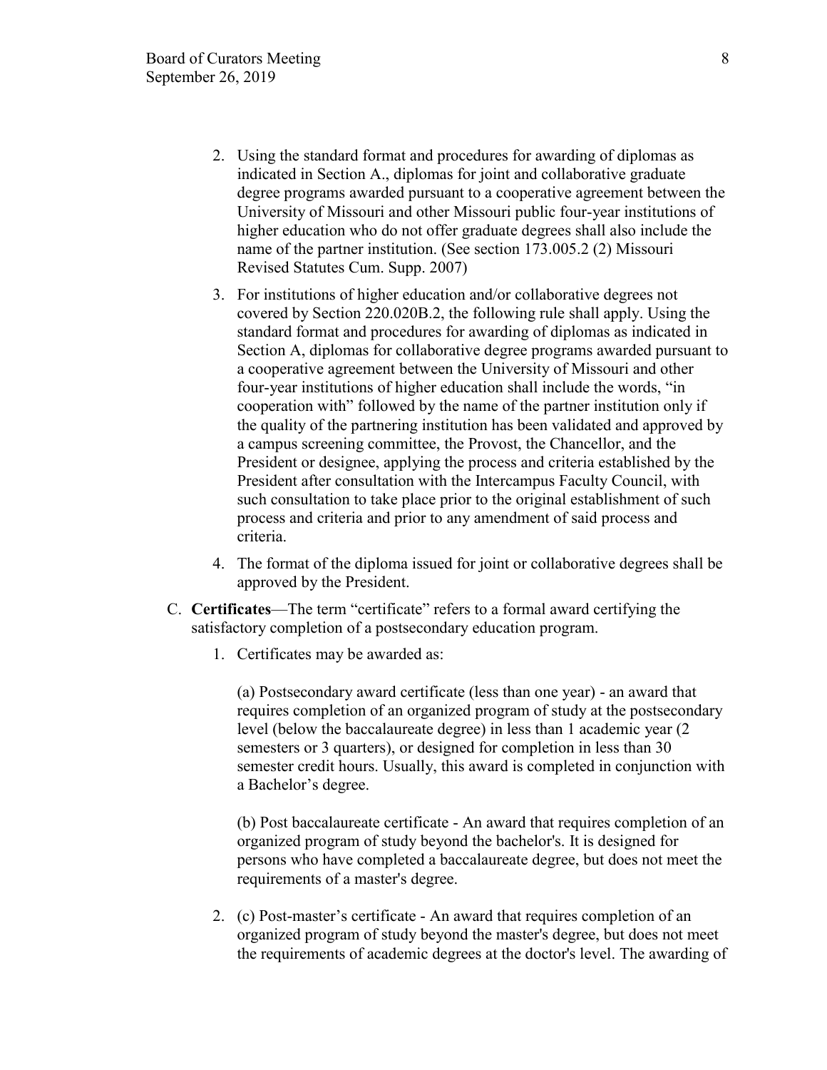2. Using the standard format and procedures for awarding of diplomas as indicated in Section A., diplomas for joint and collaborative graduate degree programs awarded pursuant to a cooperative agreement between the University of Missouri and other Missouri public four-year institutions of higher education who do not offer graduate degrees shall also include the name of the partner institution. (See section 173.005.2 (2) Missouri Revised Statutes Cum. Supp. 2007)

3. For institutions of higher education and/or collaborative degrees not covered by Section 220.020B.2, the following rule shall apply. Using the standard format and procedures for awarding of diplomas as indicated in Section A, diplomas for collaborative degree programs awarded pursuant to a cooperative agreement between the University of Missouri and other four-year institutions of higher education shall include the words, "in cooperation with" followed by the name of the partner institution only if the quality of the partnering institution has been validated and approved by a campus screening committee, the Provost, the Chancellor, and the President or designee, applying the process and criteria established by the President after consultation with the Intercampus Faculty Council, with such consultation to take place prior to the original establishment of such process and criteria and prior to any amendment of said process and criteria.

4. The format of the diploma issued for joint or collaborative degrees shall be approved by the President.

C. **Certificates**—The term "certificate" refers to a formal award certifying the satisfactory completion of a postsecondary education program.

1. Certificates may be awarded as:

   (a) Postsecondary award certificate (less than one year) - an award that requires completion of an organized program of study at the postsecondary level (below the baccalaureate degree) in less than 1 academic year (2 semesters or 3 quarters), or designed for completion in less than 30 semester credit hours. Usually, this award is completed in conjunction with a Bachelor's degree.

   (b) Post baccalaureate certificate - An award that requires completion of an organized program of study beyond the bachelor's. It is designed for persons who have completed a baccalaureate degree, but does not meet the requirements of a master's degree.

2. (c) Post-master's certificate - An award that requires completion of an organized program of study beyond the master's degree, but does not meet the requirements of academic degrees at the doctor's level. The awarding of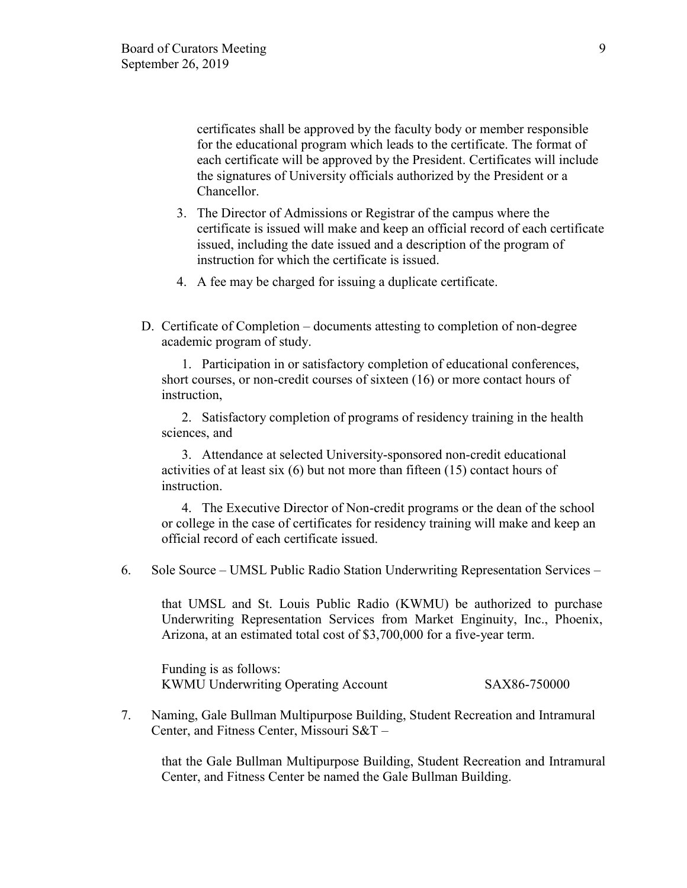certificates shall be approved by the faculty body or member responsible for the educational program which leads to the certificate. The format of each certificate will be approved by the President. Certificates will include the signatures of University officials authorized by the President or a Chancellor.

3. The Director of Admissions or Registrar of the campus where the certificate is issued will make and keep an official record of each certificate issued, including the date issued and a description of the program of instruction for which the certificate is issued.

4. A fee may be charged for issuing a duplicate certificate.

D. Certificate of Completion – documents attesting to completion of non-degree academic program of study.

   1. Participation in or satisfactory completion of educational conferences, short courses, or non-credit courses of sixteen (16) or more contact hours of instruction,

   2. Satisfactory completion of programs of residency training in the health sciences, and

   3. Attendance at selected University-sponsored non-credit educational activities of at least six (6) but not more than fifteen (15) contact hours of instruction.

   4. The Executive Director of Non-credit programs or the dean of the school or college in the case of certificates for residency training will make and keep an official record of each certificate issued.

6. Sole Source – UMSL Public Radio Station Underwriting Representation Services –

   that UMSL and St. Louis Public Radio (KWMU) be authorized to purchase Underwriting Representation Services from Market Enginuity, Inc., Phoenix, Arizona, at an estimated total cost of $3,700,000 for a five-year term.

   Funding is as follows:

   | | |
   |---|---|
   | KWMU Underwriting Operating Account | SAX86-750000 |

7. Naming, Gale Bullman Multipurpose Building, Student Recreation and Intramural Center, and Fitness Center, Missouri S&T –

   that the Gale Bullman Multipurpose Building, Student Recreation and Intramural Center, and Fitness Center be named the Gale Bullman Building.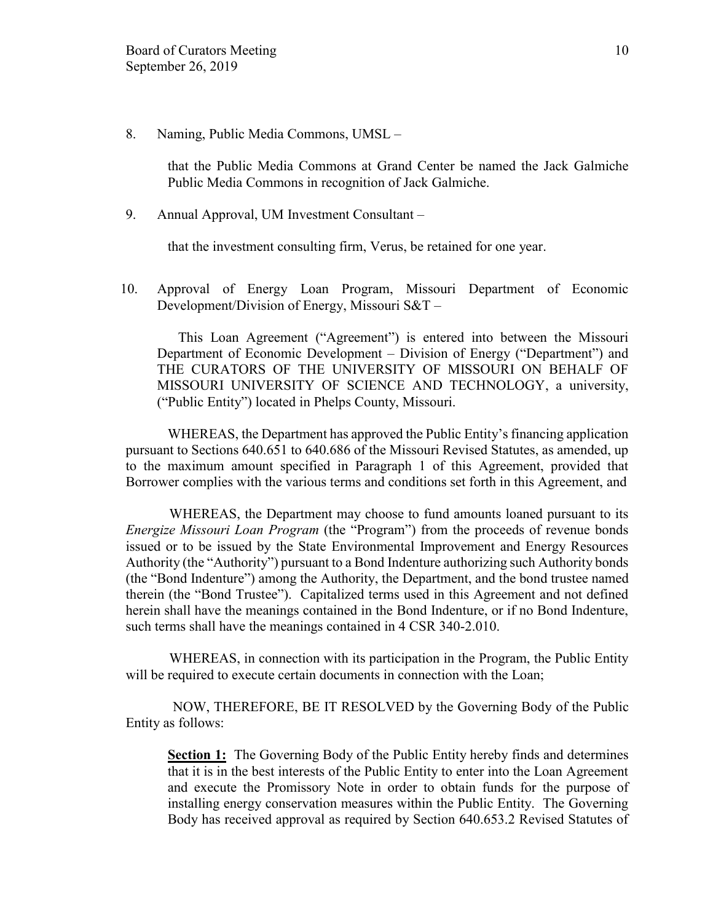8. Naming, Public Media Commons, UMSL –

   that the Public Media Commons at Grand Center be named the Jack Galmiche Public Media Commons in recognition of Jack Galmiche.

9. Annual Approval, UM Investment Consultant –

   that the investment consulting firm, Verus, be retained for one year.

10. Approval of Energy Loan Program, Missouri Department of Economic Development/Division of Energy, Missouri S&T –

    This Loan Agreement ("Agreement") is entered into between the Missouri Department of Economic Development – Division of Energy ("Department") and THE CURATORS OF THE UNIVERSITY OF MISSOURI ON BEHALF OF MISSOURI UNIVERSITY OF SCIENCE AND TECHNOLOGY, a university, ("Public Entity") located in Phelps County, Missouri.

WHEREAS, the Department has approved the Public Entity's financing application pursuant to Sections 640.651 to 640.686 of the Missouri Revised Statutes, as amended, up to the maximum amount specified in Paragraph 1 of this Agreement, provided that Borrower complies with the various terms and conditions set forth in this Agreement, and

WHEREAS, the Department may choose to fund amounts loaned pursuant to its *Energize Missouri Loan Program* (the "Program") from the proceeds of revenue bonds issued or to be issued by the State Environmental Improvement and Energy Resources Authority (the "Authority") pursuant to a Bond Indenture authorizing such Authority bonds (the "Bond Indenture") among the Authority, the Department, and the bond trustee named therein (the "Bond Trustee"). Capitalized terms used in this Agreement and not defined herein shall have the meanings contained in the Bond Indenture, or if no Bond Indenture, such terms shall have the meanings contained in 4 CSR 340-2.010.

WHEREAS, in connection with its participation in the Program, the Public Entity will be required to execute certain documents in connection with the Loan;

NOW, THEREFORE, BE IT RESOLVED by the Governing Body of the Public Entity as follows:

**Section 1:** The Governing Body of the Public Entity hereby finds and determines that it is in the best interests of the Public Entity to enter into the Loan Agreement and execute the Promissory Note in order to obtain funds for the purpose of installing energy conservation measures within the Public Entity. The Governing Body has received approval as required by Section 640.653.2 Revised Statutes of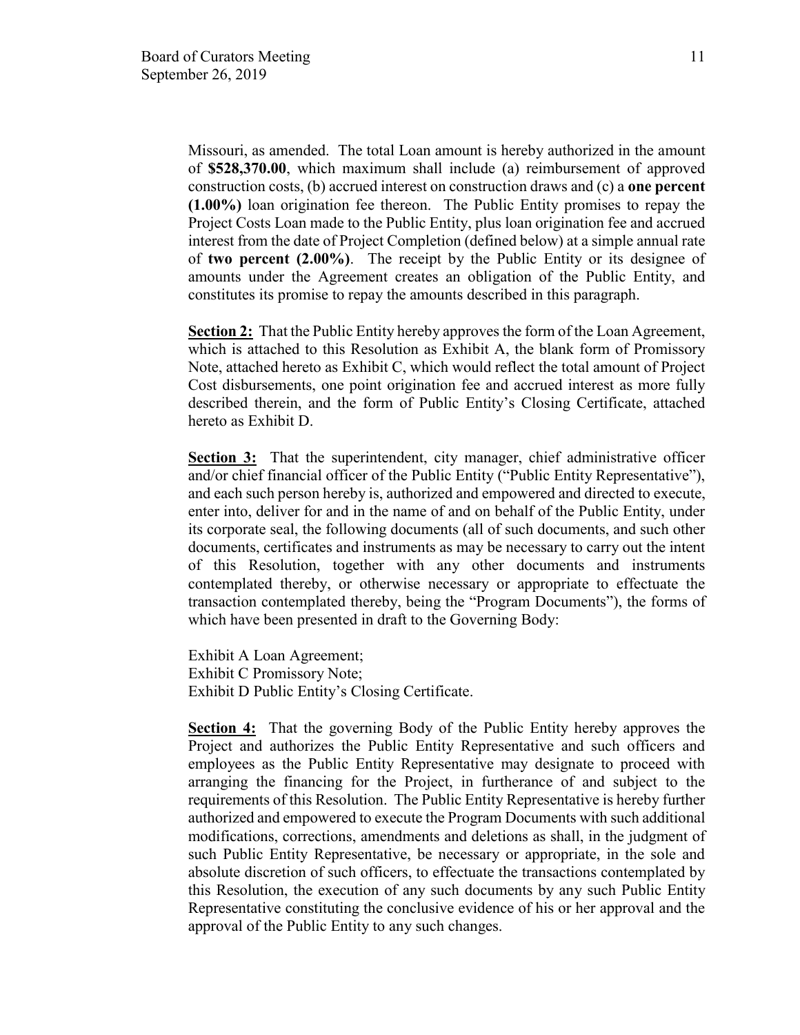Missouri, as amended. The total Loan amount is hereby authorized in the amount of **$528,370.00**, which maximum shall include (a) reimbursement of approved construction costs, (b) accrued interest on construction draws and (c) a **one percent (1.00%)** loan origination fee thereon. The Public Entity promises to repay the Project Costs Loan made to the Public Entity, plus loan origination fee and accrued interest from the date of Project Completion (defined below) at a simple annual rate of **two percent (2.00%)**. The receipt by the Public Entity or its designee of amounts under the Agreement creates an obligation of the Public Entity, and constitutes its promise to repay the amounts described in this paragraph.

**Section 2:** That the Public Entity hereby approves the form of the Loan Agreement, which is attached to this Resolution as Exhibit A, the blank form of Promissory Note, attached hereto as Exhibit C, which would reflect the total amount of Project Cost disbursements, one point origination fee and accrued interest as more fully described therein, and the form of Public Entity's Closing Certificate, attached hereto as Exhibit D.

**Section 3:** That the superintendent, city manager, chief administrative officer and/or chief financial officer of the Public Entity ("Public Entity Representative"), and each such person hereby is, authorized and empowered and directed to execute, enter into, deliver for and in the name of and on behalf of the Public Entity, under its corporate seal, the following documents (all of such documents, and such other documents, certificates and instruments as may be necessary to carry out the intent of this Resolution, together with any other documents and instruments contemplated thereby, or otherwise necessary or appropriate to effectuate the transaction contemplated thereby, being the "Program Documents"), the forms of which have been presented in draft to the Governing Body:

Exhibit A Loan Agreement;
Exhibit C Promissory Note;
Exhibit D Public Entity's Closing Certificate.

**Section 4:** That the governing Body of the Public Entity hereby approves the Project and authorizes the Public Entity Representative and such officers and employees as the Public Entity Representative may designate to proceed with arranging the financing for the Project, in furtherance of and subject to the requirements of this Resolution. The Public Entity Representative is hereby further authorized and empowered to execute the Program Documents with such additional modifications, corrections, amendments and deletions as shall, in the judgment of such Public Entity Representative, be necessary or appropriate, in the sole and absolute discretion of such officers, to effectuate the transactions contemplated by this Resolution, the execution of any such documents by any such Public Entity Representative constituting the conclusive evidence of his or her approval and the approval of the Public Entity to any such changes.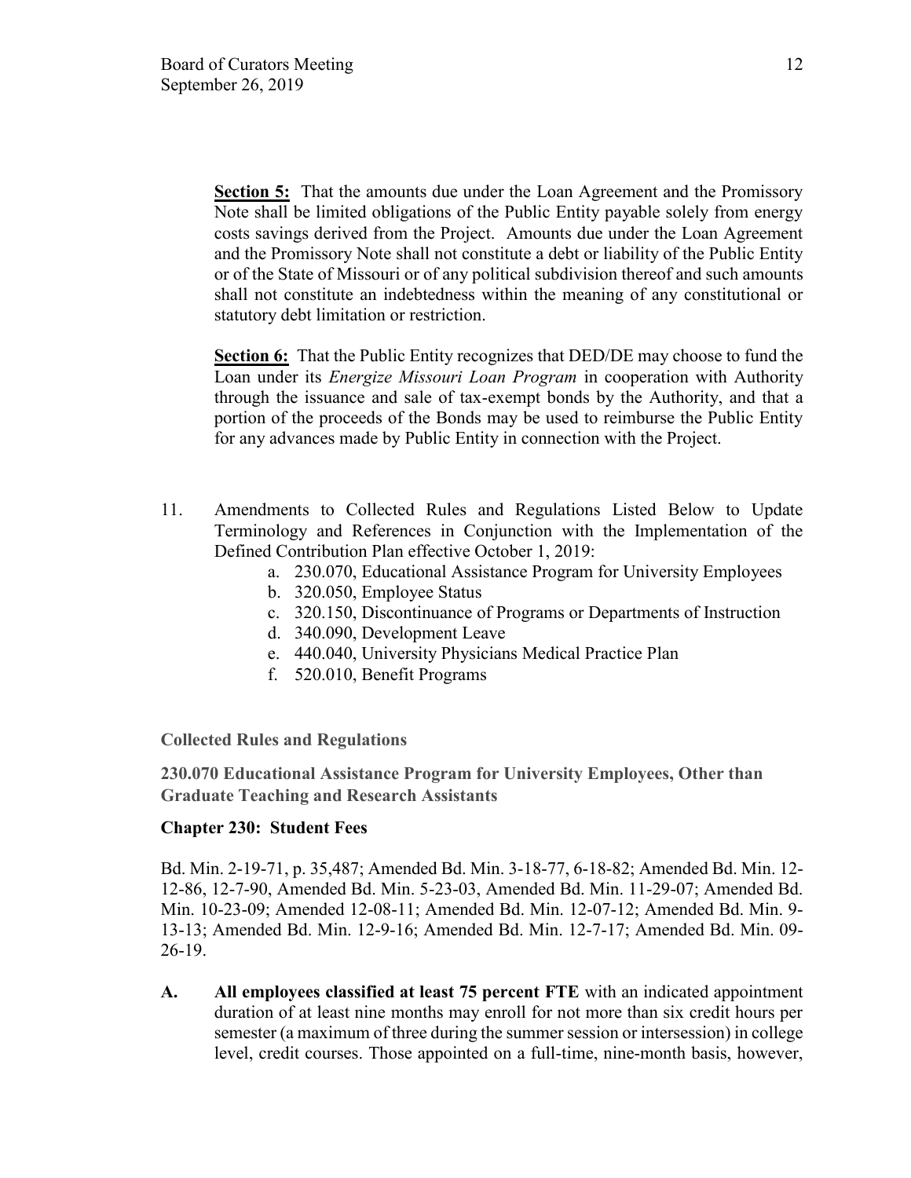**Section 5:** That the amounts due under the Loan Agreement and the Promissory Note shall be limited obligations of the Public Entity payable solely from energy costs savings derived from the Project. Amounts due under the Loan Agreement and the Promissory Note shall not constitute a debt or liability of the Public Entity or of the State of Missouri or of any political subdivision thereof and such amounts shall not constitute an indebtedness within the meaning of any constitutional or statutory debt limitation or restriction.

**Section 6:** That the Public Entity recognizes that DED/DE may choose to fund the Loan under its *Energize Missouri Loan Program* in cooperation with Authority through the issuance and sale of tax-exempt bonds by the Authority, and that a portion of the proceeds of the Bonds may be used to reimburse the Public Entity for any advances made by Public Entity in connection with the Project.

11. Amendments to Collected Rules and Regulations Listed Below to Update Terminology and References in Conjunction with the Implementation of the Defined Contribution Plan effective October 1, 2019:
    a. 230.070, Educational Assistance Program for University Employees
    b. 320.050, Employee Status
    c. 320.150, Discontinuance of Programs or Departments of Instruction
    d. 340.090, Development Leave
    e. 440.040, University Physicians Medical Practice Plan
    f. 520.010, Benefit Programs

**Collected Rules and Regulations**

**230.070 Educational Assistance Program for University Employees, Other than Graduate Teaching and Research Assistants**

**Chapter 230: Student Fees**

Bd. Min. 2-19-71, p. 35,487; Amended Bd. Min. 3-18-77, 6-18-82; Amended Bd. Min. 12-12-86, 12-7-90, Amended Bd. Min. 5-23-03, Amended Bd. Min. 11-29-07; Amended Bd. Min. 10-23-09; Amended 12-08-11; Amended Bd. Min. 12-07-12; Amended Bd. Min. 9-13-13; Amended Bd. Min. 12-9-16; Amended Bd. Min. 12-7-17; Amended Bd. Min. 09-26-19.

**A.** **All employees classified at least 75 percent FTE** with an indicated appointment duration of at least nine months may enroll for not more than six credit hours per semester (a maximum of three during the summer session or intersession) in college level, credit courses. Those appointed on a full-time, nine-month basis, however,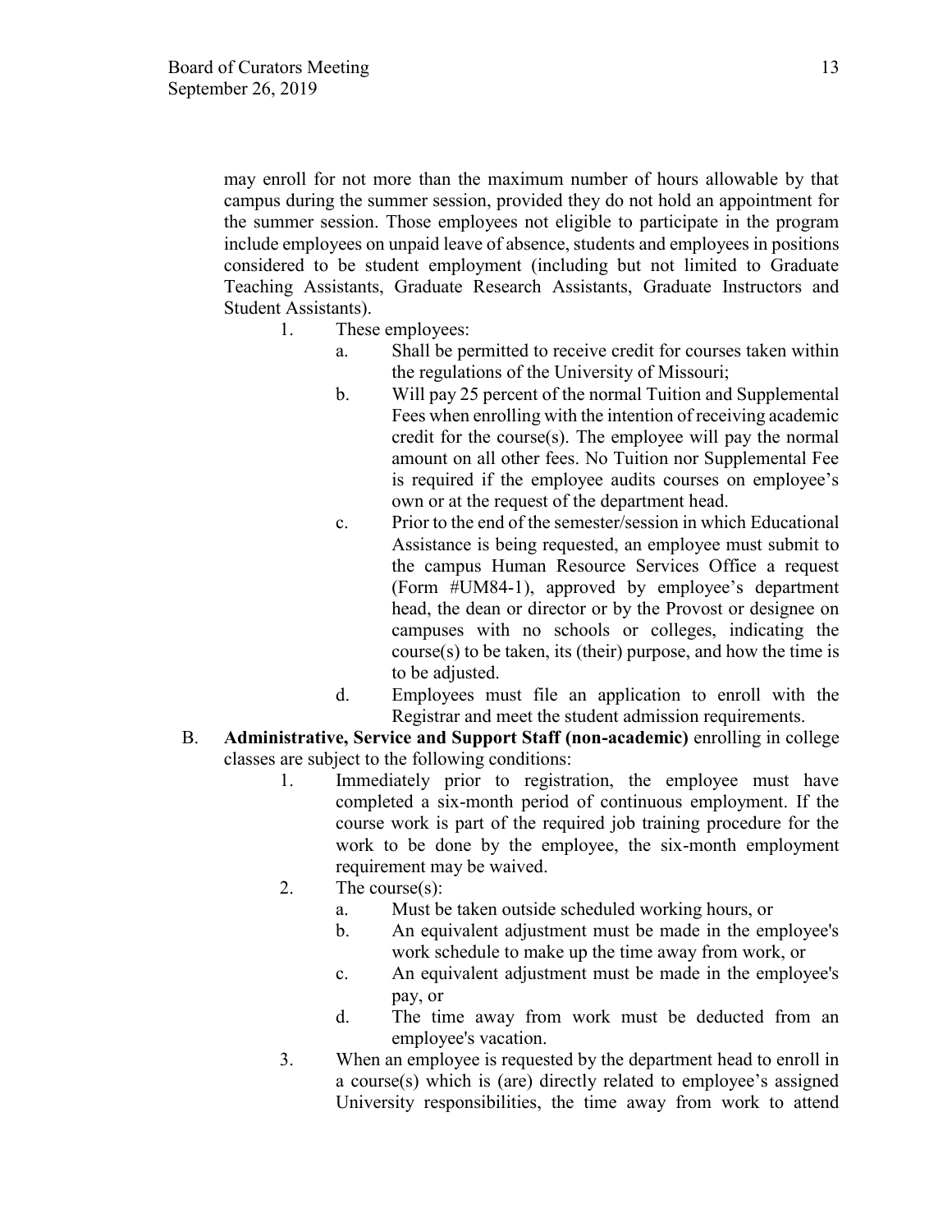may enroll for not more than the maximum number of hours allowable by that campus during the summer session, provided they do not hold an appointment for the summer session. Those employees not eligible to participate in the program include employees on unpaid leave of absence, students and employees in positions considered to be student employment (including but not limited to Graduate Teaching Assistants, Graduate Research Assistants, Graduate Instructors and Student Assistants).

1. These employees:
   a. Shall be permitted to receive credit for courses taken within the regulations of the University of Missouri;
   b. Will pay 25 percent of the normal Tuition and Supplemental Fees when enrolling with the intention of receiving academic credit for the course(s). The employee will pay the normal amount on all other fees. No Tuition nor Supplemental Fee is required if the employee audits courses on employee's own or at the request of the department head.
   c. Prior to the end of the semester/session in which Educational Assistance is being requested, an employee must submit to the campus Human Resource Services Office a request (Form #UM84-1), approved by employee's department head, the dean or director or by the Provost or designee on campuses with no schools or colleges, indicating the course(s) to be taken, its (their) purpose, and how the time is to be adjusted.
   d. Employees must file an application to enroll with the Registrar and meet the student admission requirements.

B. **Administrative, Service and Support Staff (non-academic)** enrolling in college classes are subject to the following conditions:

1. Immediately prior to registration, the employee must have completed a six-month period of continuous employment. If the course work is part of the required job training procedure for the work to be done by the employee, the six-month employment requirement may be waived.
2. The course(s):
   a. Must be taken outside scheduled working hours, or
   b. An equivalent adjustment must be made in the employee's work schedule to make up the time away from work, or
   c. An equivalent adjustment must be made in the employee's pay, or
   d. The time away from work must be deducted from an employee's vacation.
3. When an employee is requested by the department head to enroll in a course(s) which is (are) directly related to employee's assigned University responsibilities, the time away from work to attend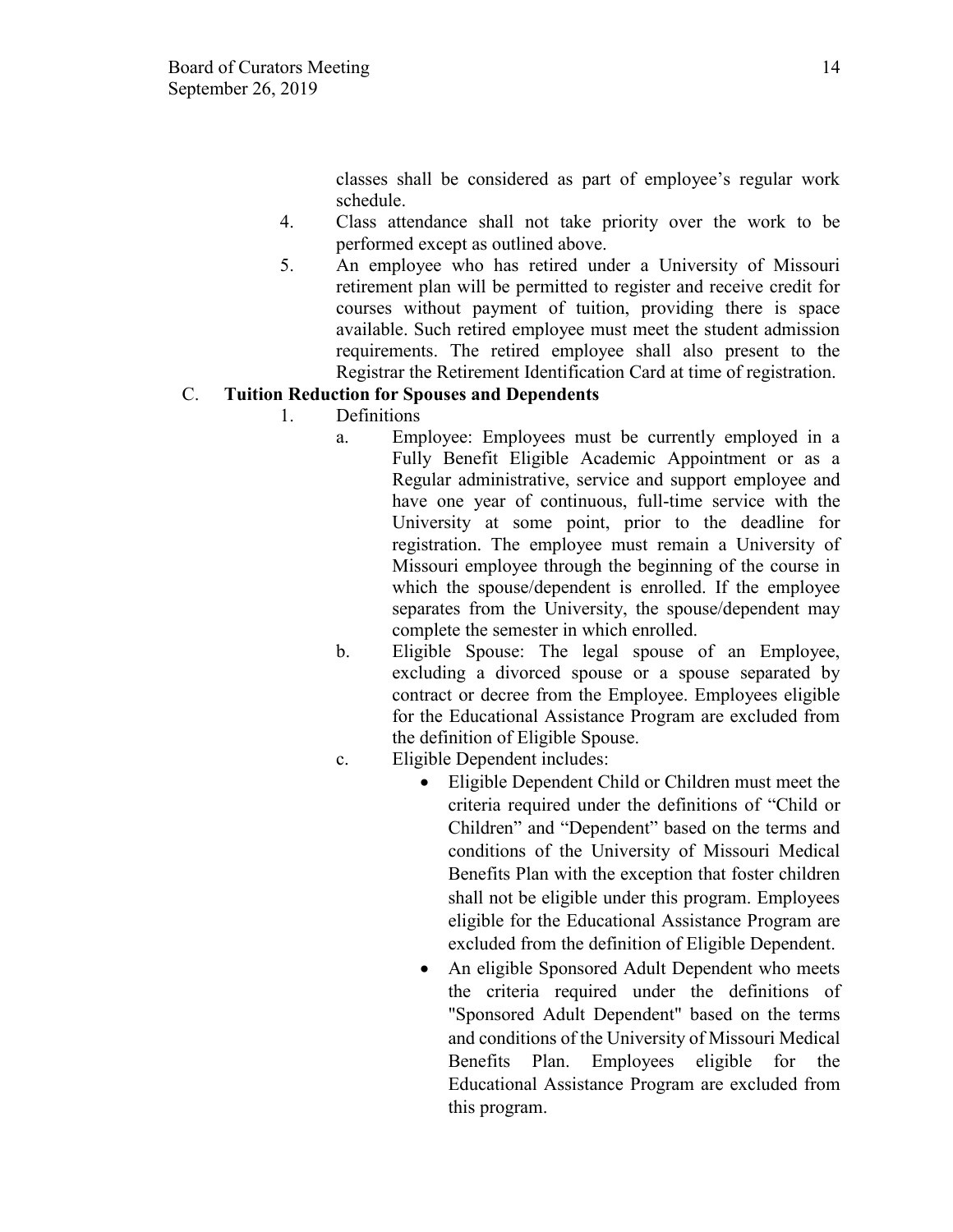classes shall be considered as part of employee's regular work schedule.

4. Class attendance shall not take priority over the work to be performed except as outlined above.
5. An employee who has retired under a University of Missouri retirement plan will be permitted to register and receive credit for courses without payment of tuition, providing there is space available. Such retired employee must meet the student admission requirements. The retired employee shall also present to the Registrar the Retirement Identification Card at time of registration.

C. **Tuition Reduction for Spouses and Dependents**

1. Definitions
    a. Employee: Employees must be currently employed in a Fully Benefit Eligible Academic Appointment or as a Regular administrative, service and support employee and have one year of continuous, full-time service with the University at some point, prior to the deadline for registration. The employee must remain a University of Missouri employee through the beginning of the course in which the spouse/dependent is enrolled. If the employee separates from the University, the spouse/dependent may complete the semester in which enrolled.
    b. Eligible Spouse: The legal spouse of an Employee, excluding a divorced spouse or a spouse separated by contract or decree from the Employee. Employees eligible for the Educational Assistance Program are excluded from the definition of Eligible Spouse.
    c. Eligible Dependent includes:
        - Eligible Dependent Child or Children must meet the criteria required under the definitions of "Child or Children" and "Dependent" based on the terms and conditions of the University of Missouri Medical Benefits Plan with the exception that foster children shall not be eligible under this program. Employees eligible for the Educational Assistance Program are excluded from the definition of Eligible Dependent.
        - An eligible Sponsored Adult Dependent who meets the criteria required under the definitions of "Sponsored Adult Dependent" based on the terms and conditions of the University of Missouri Medical Benefits Plan. Employees eligible for the Educational Assistance Program are excluded from this program.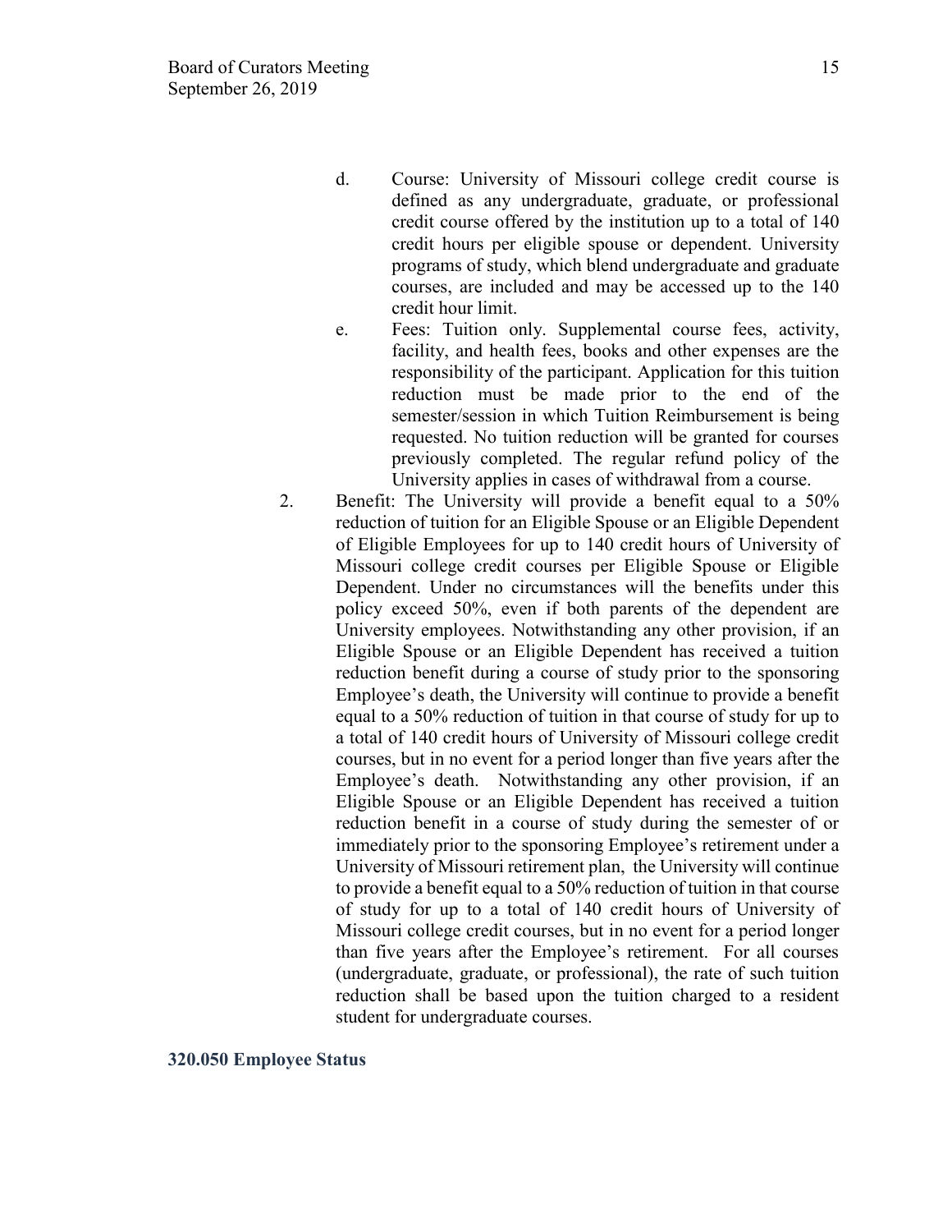d. Course: University of Missouri college credit course is defined as any undergraduate, graduate, or professional credit course offered by the institution up to a total of 140 credit hours per eligible spouse or dependent. University programs of study, which blend undergraduate and graduate courses, are included and may be accessed up to the 140 credit hour limit.

e. Fees: Tuition only. Supplemental course fees, activity, facility, and health fees, books and other expenses are the responsibility of the participant. Application for this tuition reduction must be made prior to the end of the semester/session in which Tuition Reimbursement is being requested. No tuition reduction will be granted for courses previously completed. The regular refund policy of the University applies in cases of withdrawal from a course.

2. Benefit: The University will provide a benefit equal to a 50% reduction of tuition for an Eligible Spouse or an Eligible Dependent of Eligible Employees for up to 140 credit hours of University of Missouri college credit courses per Eligible Spouse or Eligible Dependent. Under no circumstances will the benefits under this policy exceed 50%, even if both parents of the dependent are University employees. Notwithstanding any other provision, if an Eligible Spouse or an Eligible Dependent has received a tuition reduction benefit during a course of study prior to the sponsoring Employee's death, the University will continue to provide a benefit equal to a 50% reduction of tuition in that course of study for up to a total of 140 credit hours of University of Missouri college credit courses, but in no event for a period longer than five years after the Employee's death. Notwithstanding any other provision, if an Eligible Spouse or an Eligible Dependent has received a tuition reduction benefit in a course of study during the semester of or immediately prior to the sponsoring Employee's retirement under a University of Missouri retirement plan, the University will continue to provide a benefit equal to a 50% reduction of tuition in that course of study for up to a total of 140 credit hours of University of Missouri college credit courses, but in no event for a period longer than five years after the Employee's retirement. For all courses (undergraduate, graduate, or professional), the rate of such tuition reduction shall be based upon the tuition charged to a resident student for undergraduate courses.

**320.050 Employee Status**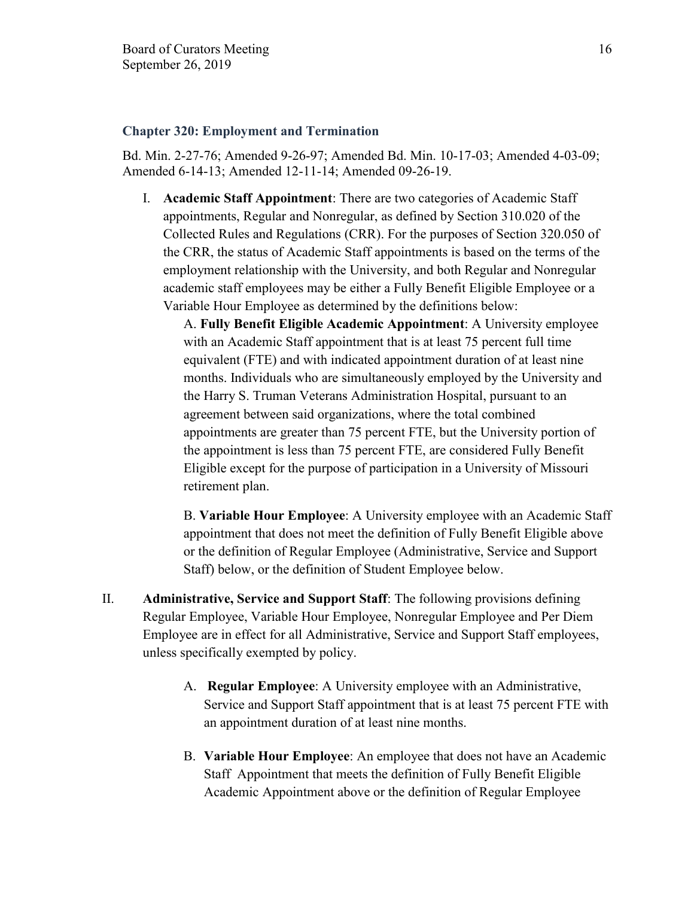### Chapter 320: Employment and Termination

Bd. Min. 2-27-76; Amended 9-26-97; Amended Bd. Min. 10-17-03; Amended 4-03-09; Amended 6-14-13; Amended 12-11-14; Amended 09-26-19.

I. **Academic Staff Appointment**: There are two categories of Academic Staff appointments, Regular and Nonregular, as defined by Section 310.020 of the Collected Rules and Regulations (CRR). For the purposes of Section 320.050 of the CRR, the status of Academic Staff appointments is based on the terms of the employment relationship with the University, and both Regular and Nonregular academic staff employees may be either a Fully Benefit Eligible Employee or a Variable Hour Employee as determined by the definitions below:

   A. **Fully Benefit Eligible Academic Appointment**: A University employee with an Academic Staff appointment that is at least 75 percent full time equivalent (FTE) and with indicated appointment duration of at least nine months. Individuals who are simultaneously employed by the University and the Harry S. Truman Veterans Administration Hospital, pursuant to an agreement between said organizations, where the total combined appointments are greater than 75 percent FTE, but the University portion of the appointment is less than 75 percent FTE, are considered Fully Benefit Eligible except for the purpose of participation in a University of Missouri retirement plan.

   B. **Variable Hour Employee**: A University employee with an Academic Staff appointment that does not meet the definition of Fully Benefit Eligible above or the definition of Regular Employee (Administrative, Service and Support Staff) below, or the definition of Student Employee below.

II. **Administrative, Service and Support Staff**: The following provisions defining Regular Employee, Variable Hour Employee, Nonregular Employee and Per Diem Employee are in effect for all Administrative, Service and Support Staff employees, unless specifically exempted by policy.

   A. **Regular Employee**: A University employee with an Administrative, Service and Support Staff appointment that is at least 75 percent FTE with an appointment duration of at least nine months.

   B. **Variable Hour Employee**: An employee that does not have an Academic Staff Appointment that meets the definition of Fully Benefit Eligible Academic Appointment above or the definition of Regular Employee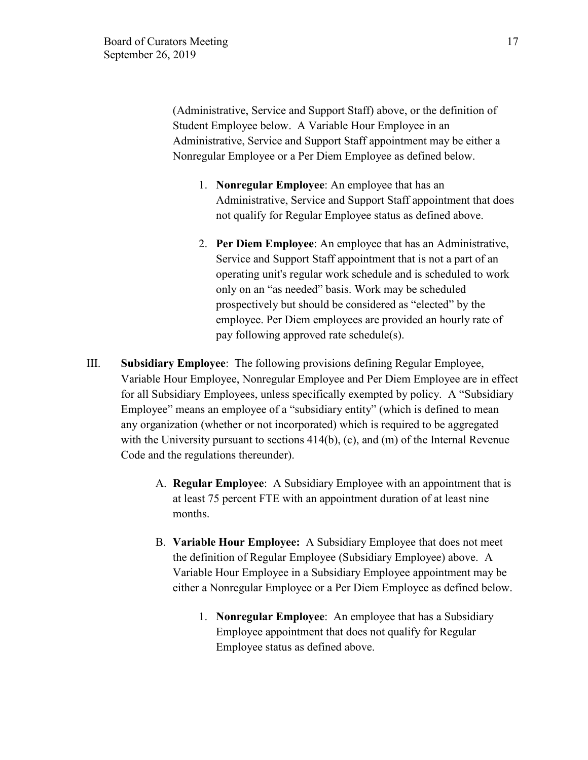(Administrative, Service and Support Staff) above, or the definition of Student Employee below. A Variable Hour Employee in an Administrative, Service and Support Staff appointment may be either a Nonregular Employee or a Per Diem Employee as defined below.

1. **Nonregular Employee**: An employee that has an Administrative, Service and Support Staff appointment that does not qualify for Regular Employee status as defined above.

2. **Per Diem Employee**: An employee that has an Administrative, Service and Support Staff appointment that is not a part of an operating unit's regular work schedule and is scheduled to work only on an "as needed" basis. Work may be scheduled prospectively but should be considered as "elected" by the employee. Per Diem employees are provided an hourly rate of pay following approved rate schedule(s).

III. **Subsidiary Employee**: The following provisions defining Regular Employee, Variable Hour Employee, Nonregular Employee and Per Diem Employee are in effect for all Subsidiary Employees, unless specifically exempted by policy. A "Subsidiary Employee" means an employee of a "subsidiary entity" (which is defined to mean any organization (whether or not incorporated) which is required to be aggregated with the University pursuant to sections 414(b), (c), and (m) of the Internal Revenue Code and the regulations thereunder).

A. **Regular Employee**: A Subsidiary Employee with an appointment that is at least 75 percent FTE with an appointment duration of at least nine months.

B. **Variable Hour Employee:** A Subsidiary Employee that does not meet the definition of Regular Employee (Subsidiary Employee) above. A Variable Hour Employee in a Subsidiary Employee appointment may be either a Nonregular Employee or a Per Diem Employee as defined below.

1. **Nonregular Employee**: An employee that has a Subsidiary Employee appointment that does not qualify for Regular Employee status as defined above.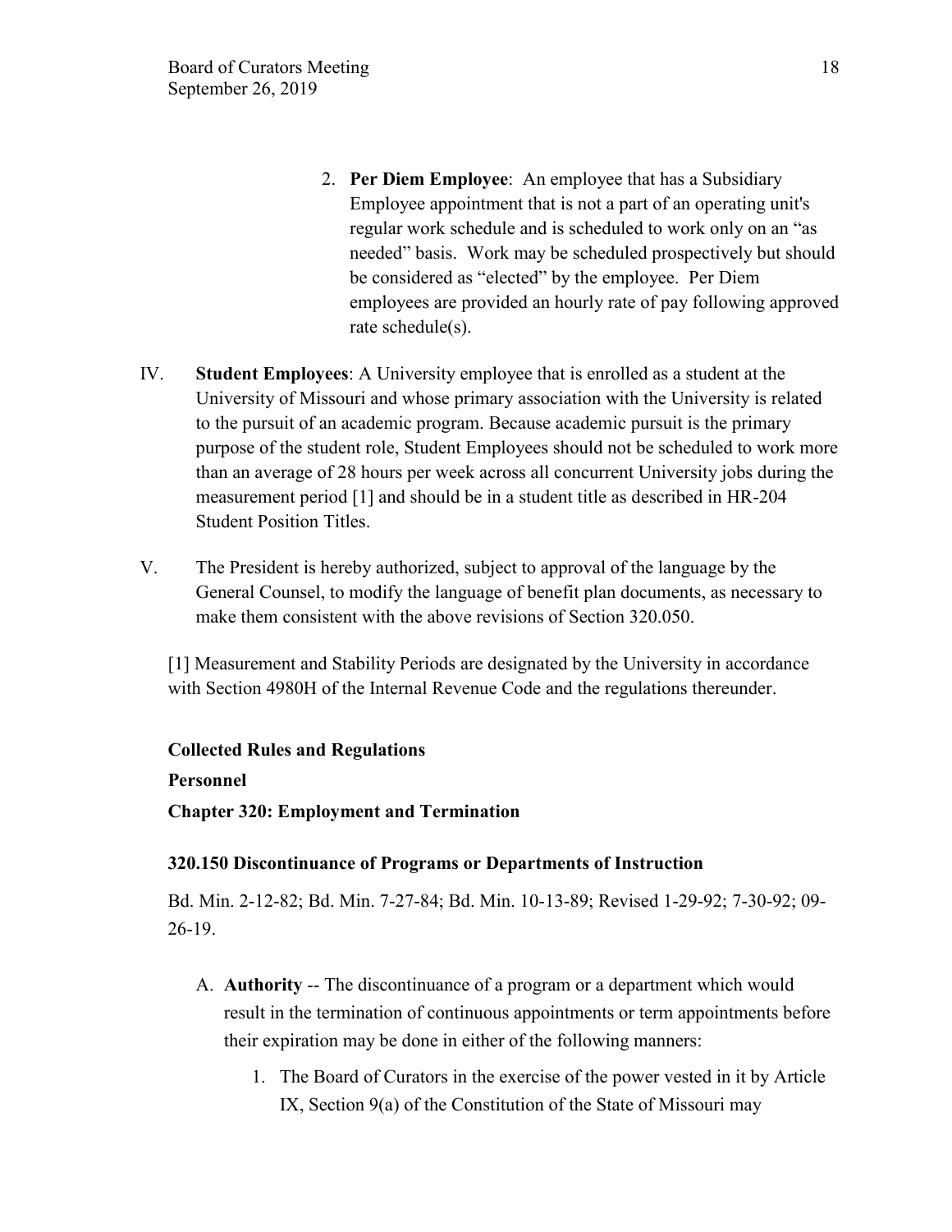2. **Per Diem Employee**: An employee that has a Subsidiary Employee appointment that is not a part of an operating unit's regular work schedule and is scheduled to work only on an "as needed" basis. Work may be scheduled prospectively but should be considered as "elected" by the employee. Per Diem employees are provided an hourly rate of pay following approved rate schedule(s).

IV. **Student Employees**: A University employee that is enrolled as a student at the University of Missouri and whose primary association with the University is related to the pursuit of an academic program. Because academic pursuit is the primary purpose of the student role, Student Employees should not be scheduled to work more than an average of 28 hours per week across all concurrent University jobs during the measurement period [1] and should be in a student title as described in HR-204 Student Position Titles.

V. The President is hereby authorized, subject to approval of the language by the General Counsel, to modify the language of benefit plan documents, as necessary to make them consistent with the above revisions of Section 320.050.

[1] Measurement and Stability Periods are designated by the University in accordance with Section 4980H of the Internal Revenue Code and the regulations thereunder.

**Collected Rules and Regulations**

**Personnel**

**Chapter 320: Employment and Termination**

**320.150 Discontinuance of Programs or Departments of Instruction**

Bd. Min. 2-12-82; Bd. Min. 7-27-84; Bd. Min. 10-13-89; Revised 1-29-92; 7-30-92; 09-26-19.

A. **Authority** -- The discontinuance of a program or a department which would result in the termination of continuous appointments or term appointments before their expiration may be done in either of the following manners:

   1. The Board of Curators in the exercise of the power vested in it by Article IX, Section 9(a) of the Constitution of the State of Missouri may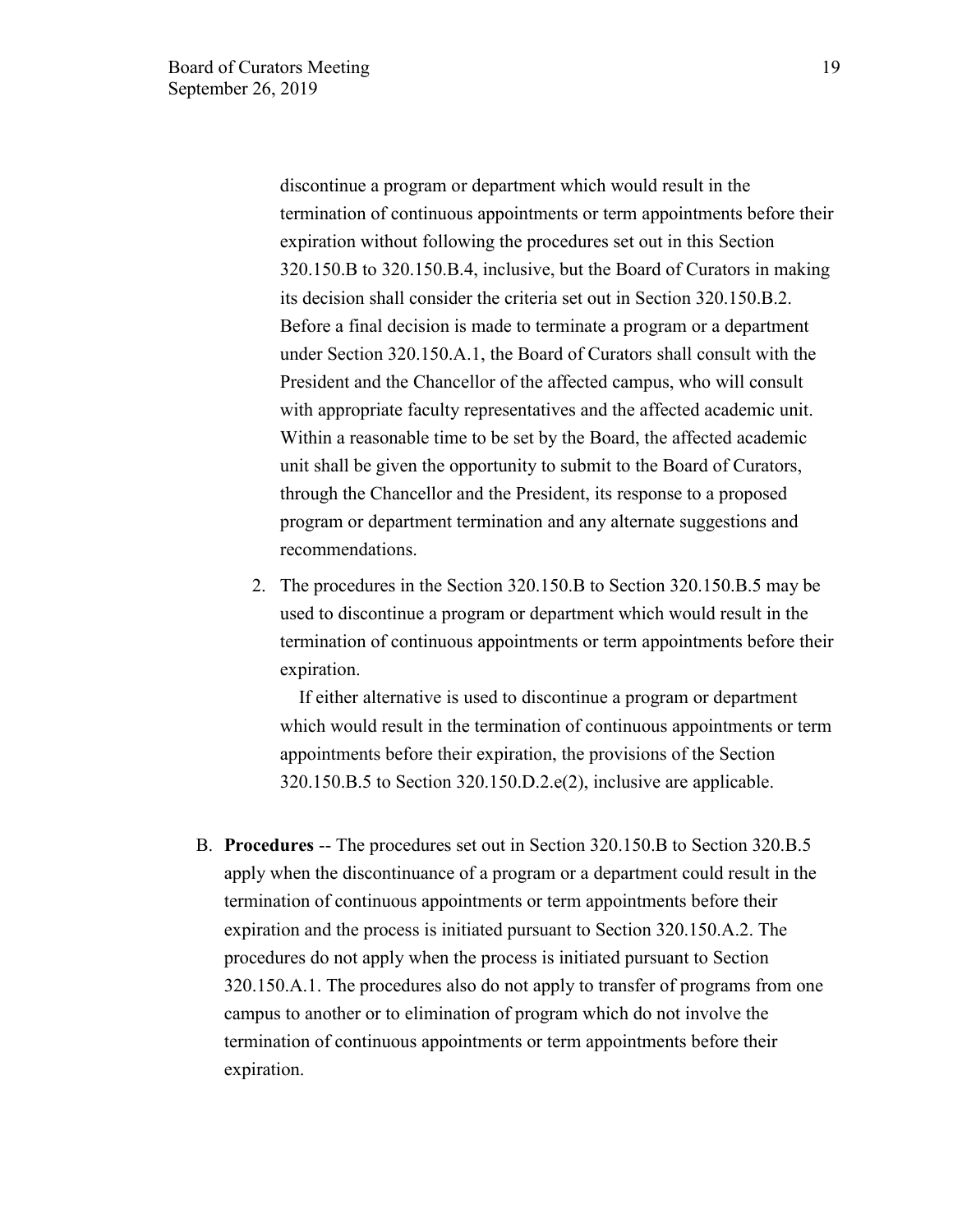discontinue a program or department which would result in the termination of continuous appointments or term appointments before their expiration without following the procedures set out in this Section 320.150.B to 320.150.B.4, inclusive, but the Board of Curators in making its decision shall consider the criteria set out in Section 320.150.B.2. Before a final decision is made to terminate a program or a department under Section 320.150.A.1, the Board of Curators shall consult with the President and the Chancellor of the affected campus, who will consult with appropriate faculty representatives and the affected academic unit. Within a reasonable time to be set by the Board, the affected academic unit shall be given the opportunity to submit to the Board of Curators, through the Chancellor and the President, its response to a proposed program or department termination and any alternate suggestions and recommendations.

2. The procedures in the Section 320.150.B to Section 320.150.B.5 may be used to discontinue a program or department which would result in the termination of continuous appointments or term appointments before their expiration.

   If either alternative is used to discontinue a program or department which would result in the termination of continuous appointments or term appointments before their expiration, the provisions of the Section 320.150.B.5 to Section 320.150.D.2.e(2), inclusive are applicable.

B. **Procedures** -- The procedures set out in Section 320.150.B to Section 320.B.5 apply when the discontinuance of a program or a department could result in the termination of continuous appointments or term appointments before their expiration and the process is initiated pursuant to Section 320.150.A.2. The procedures do not apply when the process is initiated pursuant to Section 320.150.A.1. The procedures also do not apply to transfer of programs from one campus to another or to elimination of program which do not involve the termination of continuous appointments or term appointments before their expiration.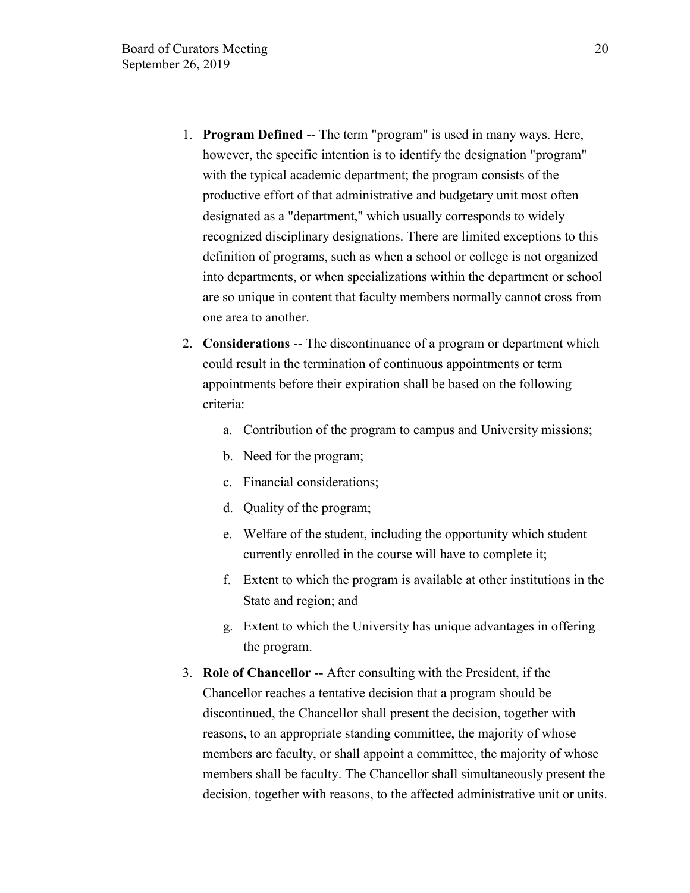1. **Program Defined** -- The term "program" is used in many ways. Here, however, the specific intention is to identify the designation "program" with the typical academic department; the program consists of the productive effort of that administrative and budgetary unit most often designated as a "department," which usually corresponds to widely recognized disciplinary designations. There are limited exceptions to this definition of programs, such as when a school or college is not organized into departments, or when specializations within the department or school are so unique in content that faculty members normally cannot cross from one area to another.
2. **Considerations** -- The discontinuance of a program or department which could result in the termination of continuous appointments or term appointments before their expiration shall be based on the following criteria:
    a. Contribution of the program to campus and University missions;
    b. Need for the program;
    c. Financial considerations;
    d. Quality of the program;
    e. Welfare of the student, including the opportunity which student currently enrolled in the course will have to complete it;
    f. Extent to which the program is available at other institutions in the State and region; and
    g. Extent to which the University has unique advantages in offering the program.
3. **Role of Chancellor** -- After consulting with the President, if the Chancellor reaches a tentative decision that a program should be discontinued, the Chancellor shall present the decision, together with reasons, to an appropriate standing committee, the majority of whose members are faculty, or shall appoint a committee, the majority of whose members shall be faculty. The Chancellor shall simultaneously present the decision, together with reasons, to the affected administrative unit or units.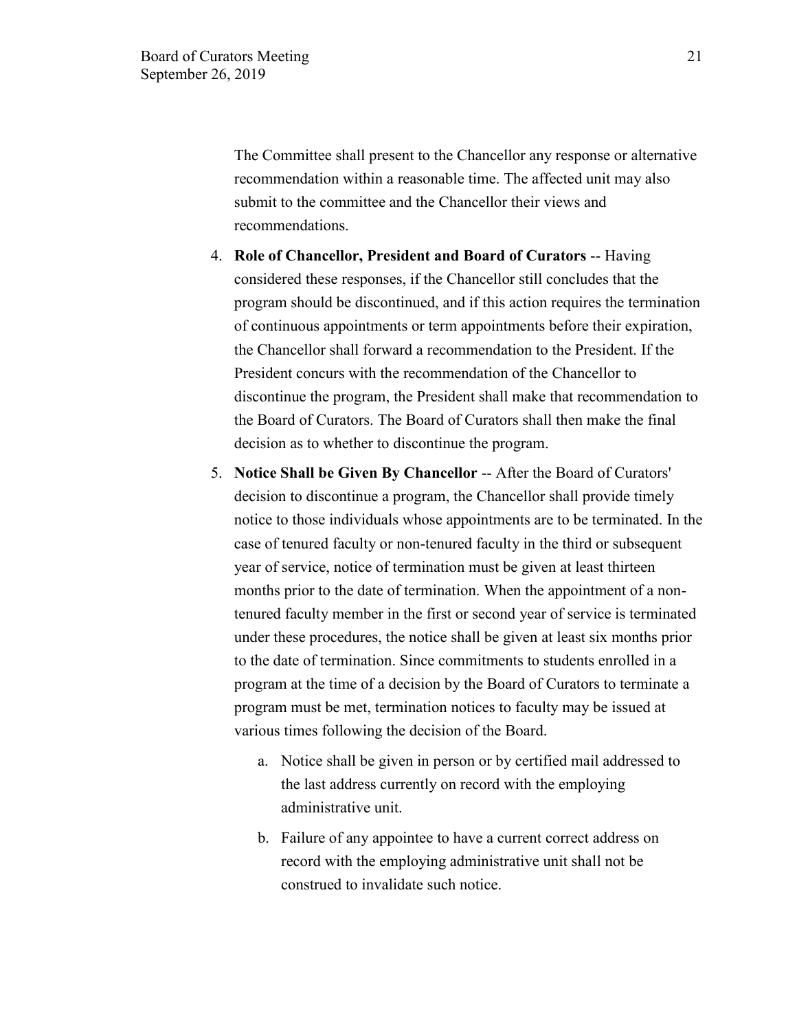The Committee shall present to the Chancellor any response or alternative recommendation within a reasonable time. The affected unit may also submit to the committee and the Chancellor their views and recommendations.

4. **Role of Chancellor, President and Board of Curators** -- Having considered these responses, if the Chancellor still concludes that the program should be discontinued, and if this action requires the termination of continuous appointments or term appointments before their expiration, the Chancellor shall forward a recommendation to the President. If the President concurs with the recommendation of the Chancellor to discontinue the program, the President shall make that recommendation to the Board of Curators. The Board of Curators shall then make the final decision as to whether to discontinue the program.

5. **Notice Shall be Given By Chancellor** -- After the Board of Curators' decision to discontinue a program, the Chancellor shall provide timely notice to those individuals whose appointments are to be terminated. In the case of tenured faculty or non-tenured faculty in the third or subsequent year of service, notice of termination must be given at least thirteen months prior to the date of termination. When the appointment of a non-tenured faculty member in the first or second year of service is terminated under these procedures, the notice shall be given at least six months prior to the date of termination. Since commitments to students enrolled in a program at the time of a decision by the Board of Curators to terminate a program must be met, termination notices to faculty may be issued at various times following the decision of the Board.

   a. Notice shall be given in person or by certified mail addressed to the last address currently on record with the employing administrative unit.

   b. Failure of any appointee to have a current correct address on record with the employing administrative unit shall not be construed to invalidate such notice.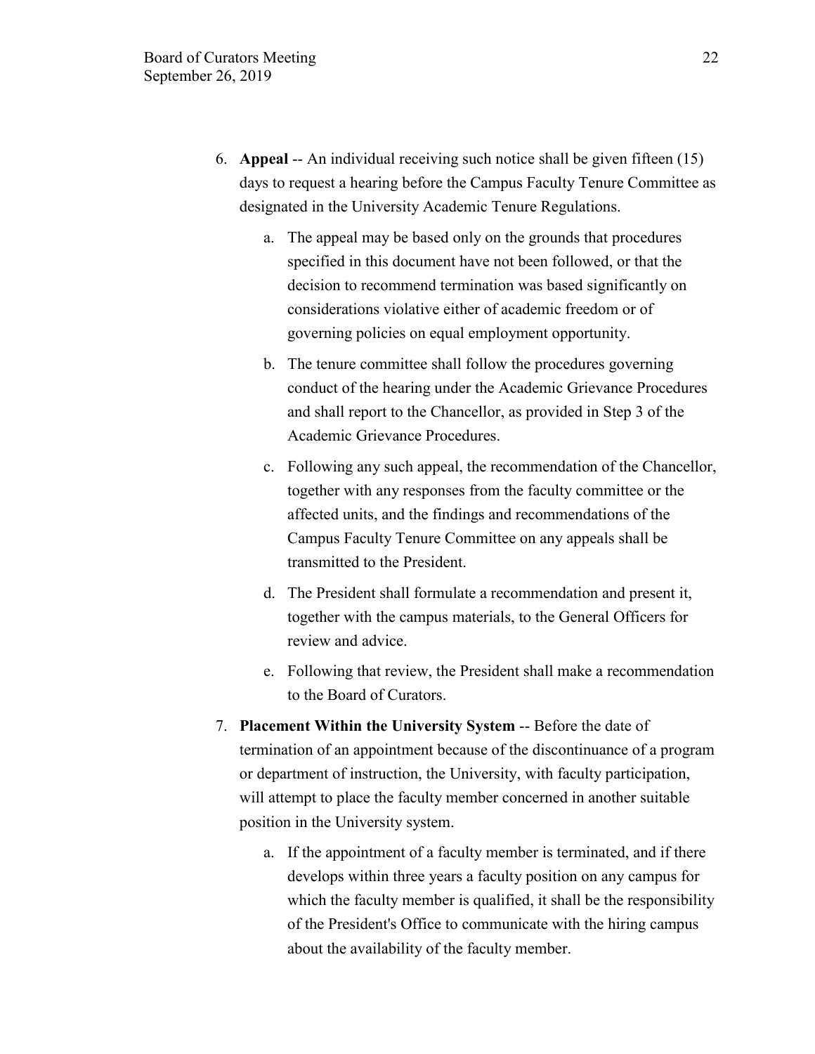6. **Appeal** -- An individual receiving such notice shall be given fifteen (15) days to request a hearing before the Campus Faculty Tenure Committee as designated in the University Academic Tenure Regulations.

   a. The appeal may be based only on the grounds that procedures specified in this document have not been followed, or that the decision to recommend termination was based significantly on considerations violative either of academic freedom or of governing policies on equal employment opportunity.

   b. The tenure committee shall follow the procedures governing conduct of the hearing under the Academic Grievance Procedures and shall report to the Chancellor, as provided in Step 3 of the Academic Grievance Procedures.

   c. Following any such appeal, the recommendation of the Chancellor, together with any responses from the faculty committee or the affected units, and the findings and recommendations of the Campus Faculty Tenure Committee on any appeals shall be transmitted to the President.

   d. The President shall formulate a recommendation and present it, together with the campus materials, to the General Officers for review and advice.

   e. Following that review, the President shall make a recommendation to the Board of Curators.

7. **Placement Within the University System** -- Before the date of termination of an appointment because of the discontinuance of a program or department of instruction, the University, with faculty participation, will attempt to place the faculty member concerned in another suitable position in the University system.

   a. If the appointment of a faculty member is terminated, and if there develops within three years a faculty position on any campus for which the faculty member is qualified, it shall be the responsibility of the President's Office to communicate with the hiring campus about the availability of the faculty member.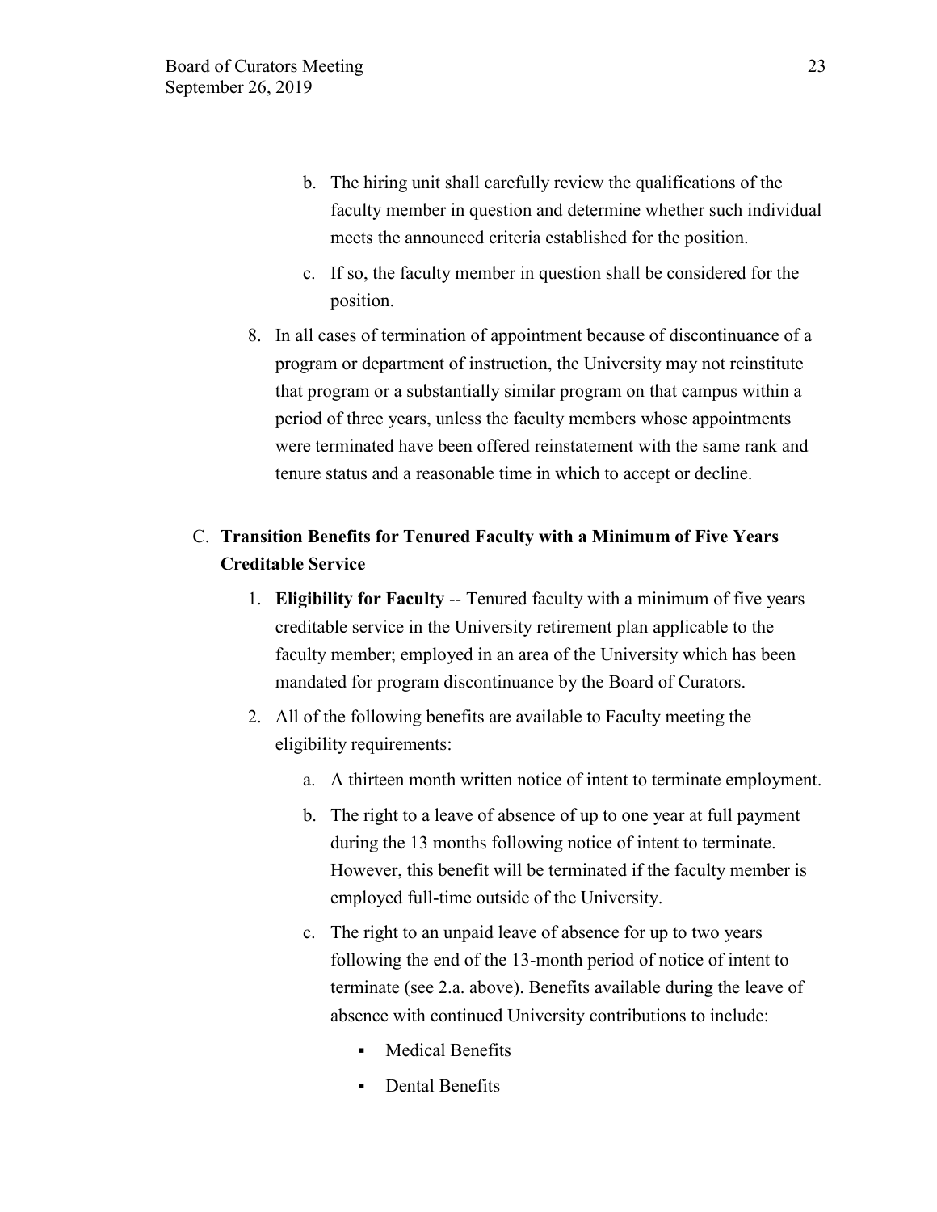b. The hiring unit shall carefully review the qualifications of the faculty member in question and determine whether such individual meets the announced criteria established for the position.

c. If so, the faculty member in question shall be considered for the position.

8. In all cases of termination of appointment because of discontinuance of a program or department of instruction, the University may not reinstitute that program or a substantially similar program on that campus within a period of three years, unless the faculty members whose appointments were terminated have been offered reinstatement with the same rank and tenure status and a reasonable time in which to accept or decline.

C. **Transition Benefits for Tenured Faculty with a Minimum of Five Years Creditable Service**

1. **Eligibility for Faculty** -- Tenured faculty with a minimum of five years creditable service in the University retirement plan applicable to the faculty member; employed in an area of the University which has been mandated for program discontinuance by the Board of Curators.

2. All of the following benefits are available to Faculty meeting the eligibility requirements:

   a. A thirteen month written notice of intent to terminate employment.

   b. The right to a leave of absence of up to one year at full payment during the 13 months following notice of intent to terminate. However, this benefit will be terminated if the faculty member is employed full-time outside of the University.

   c. The right to an unpaid leave of absence for up to two years following the end of the 13-month period of notice of intent to terminate (see 2.a. above). Benefits available during the leave of absence with continued University contributions to include:

      - Medical Benefits
      - Dental Benefits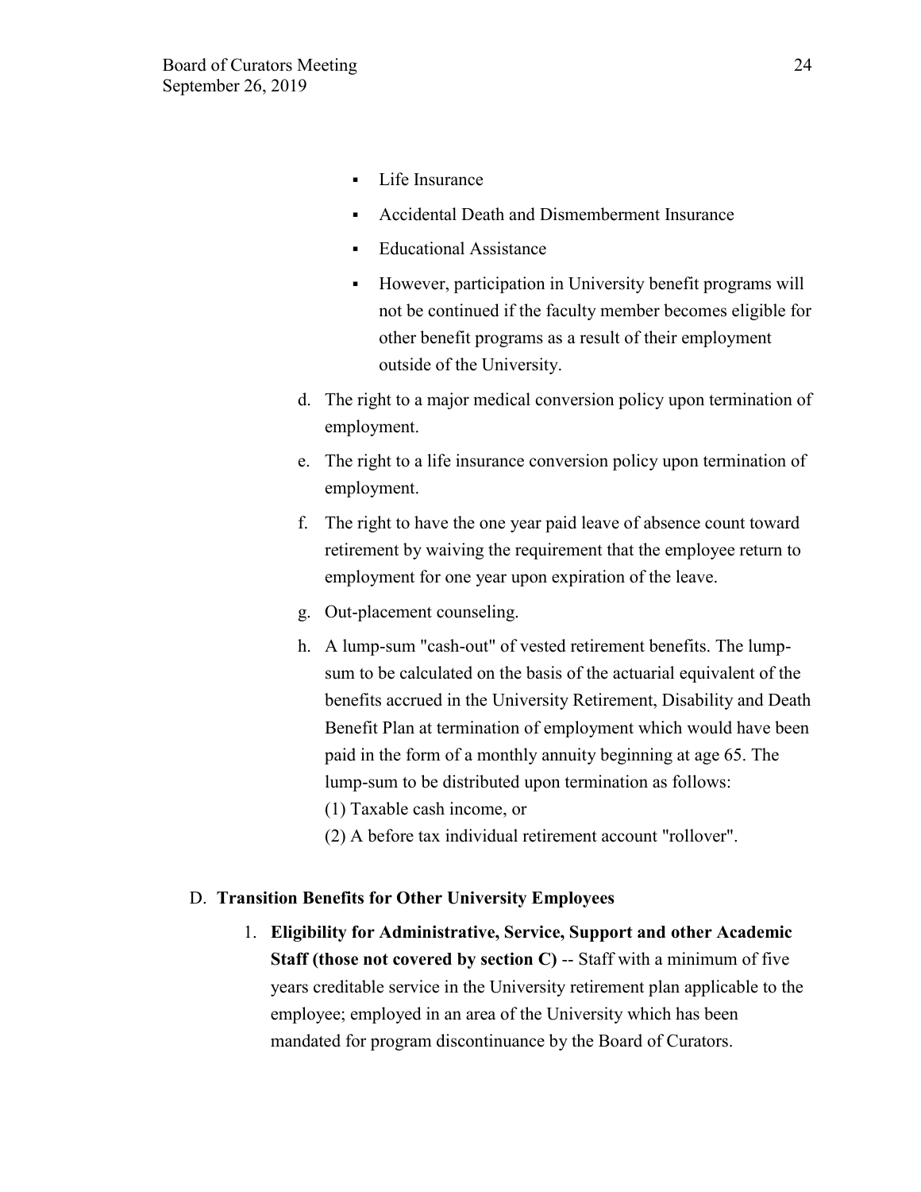- Life Insurance
- Accidental Death and Dismemberment Insurance
- Educational Assistance
- However, participation in University benefit programs will not be continued if the faculty member becomes eligible for other benefit programs as a result of their employment outside of the University.

d. The right to a major medical conversion policy upon termination of employment.

e. The right to a life insurance conversion policy upon termination of employment.

f. The right to have the one year paid leave of absence count toward retirement by waiving the requirement that the employee return to employment for one year upon expiration of the leave.

g. Out-placement counseling.

h. A lump-sum "cash-out" of vested retirement benefits. The lump-sum to be calculated on the basis of the actuarial equivalent of the benefits accrued in the University Retirement, Disability and Death Benefit Plan at termination of employment which would have been paid in the form of a monthly annuity beginning at age 65. The lump-sum to be distributed upon termination as follows:
(1) Taxable cash income, or
(2) A before tax individual retirement account "rollover".

D. **Transition Benefits for Other University Employees**

1. **Eligibility for Administrative, Service, Support and other Academic Staff (those not covered by section C)** -- Staff with a minimum of five years creditable service in the University retirement plan applicable to the employee; employed in an area of the University which has been mandated for program discontinuance by the Board of Curators.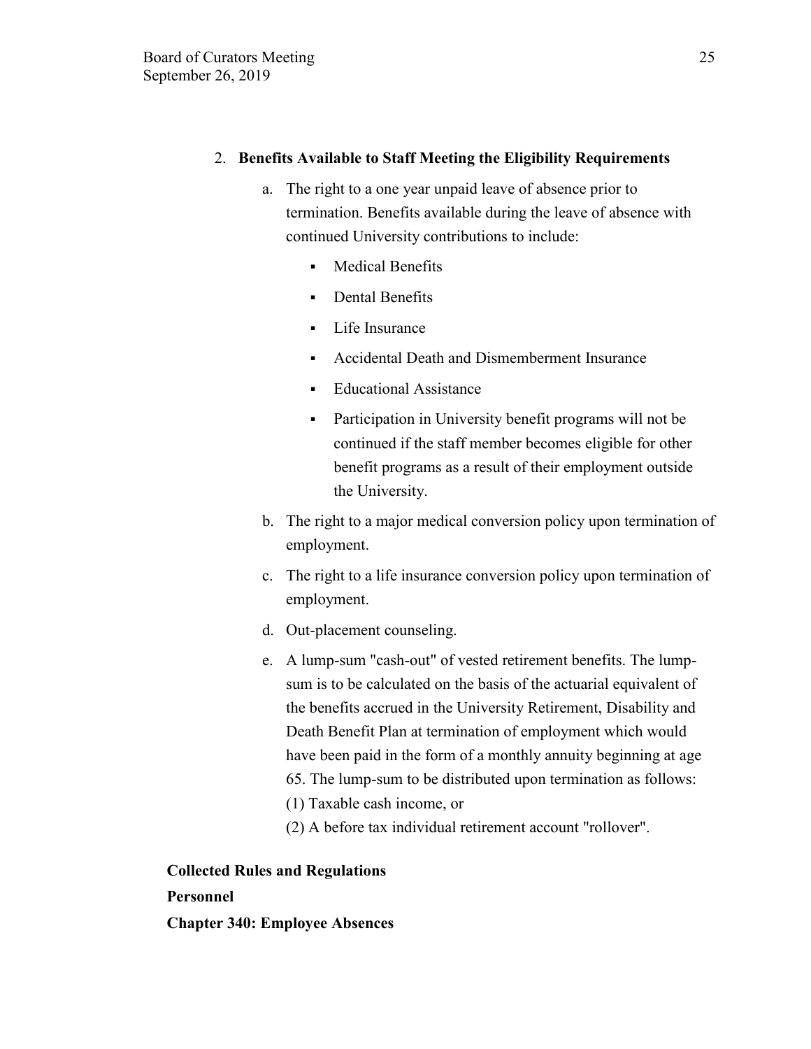2. **Benefits Available to Staff Meeting the Eligibility Requirements**

   a. The right to a one year unpaid leave of absence prior to termination. Benefits available during the leave of absence with continued University contributions to include:

      - Medical Benefits
      - Dental Benefits
      - Life Insurance
      - Accidental Death and Dismemberment Insurance
      - Educational Assistance
      - Participation in University benefit programs will not be continued if the staff member becomes eligible for other benefit programs as a result of their employment outside the University.

   b. The right to a major medical conversion policy upon termination of employment.

   c. The right to a life insurance conversion policy upon termination of employment.

   d. Out-placement counseling.

   e. A lump-sum "cash-out" of vested retirement benefits. The lump-sum is to be calculated on the basis of the actuarial equivalent of the benefits accrued in the University Retirement, Disability and Death Benefit Plan at termination of employment which would have been paid in the form of a monthly annuity beginning at age 65. The lump-sum to be distributed upon termination as follows:
      (1) Taxable cash income, or
      (2) A before tax individual retirement account "rollover".

**Collected Rules and Regulations**

**Personnel**

**Chapter 340: Employee Absences**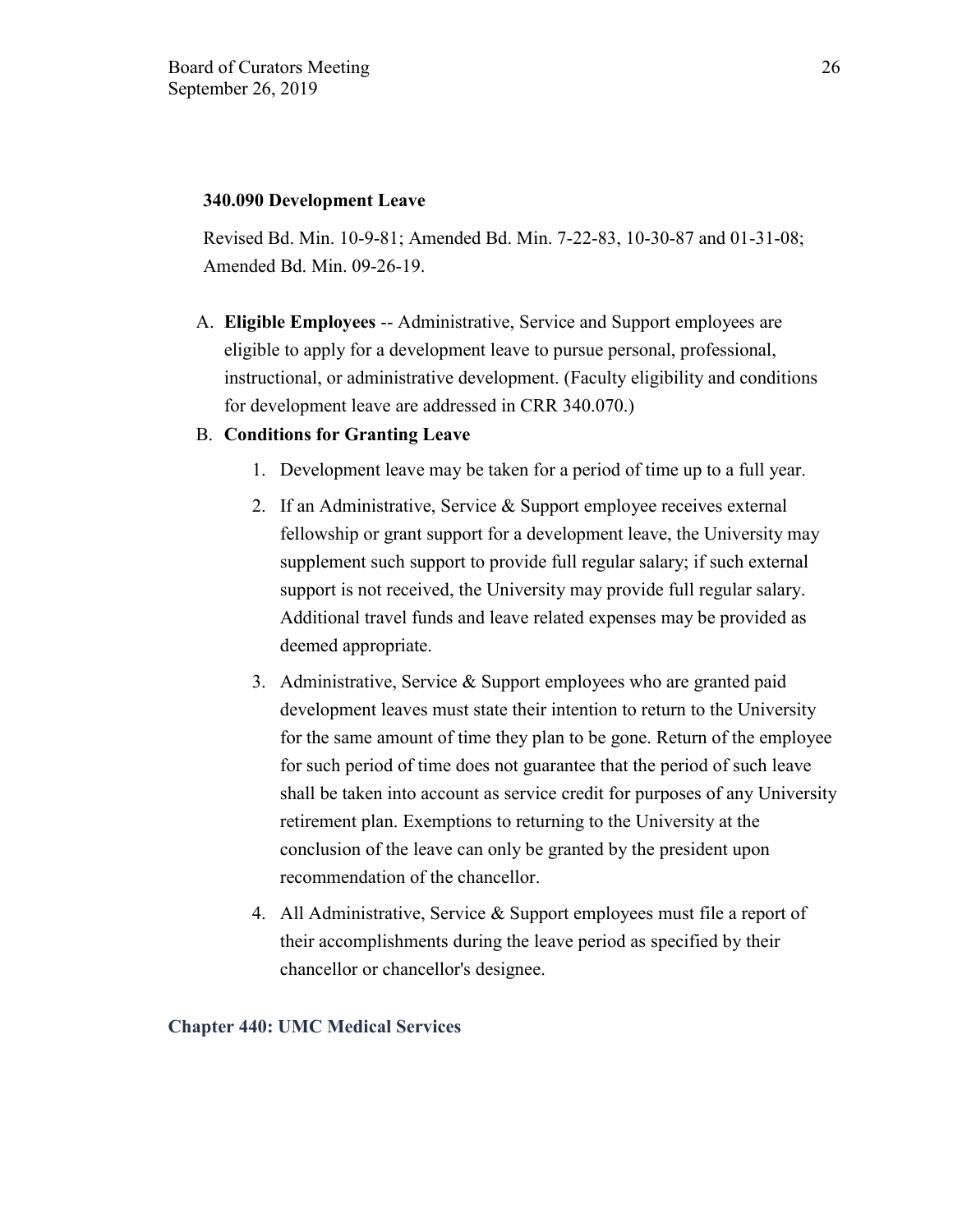**340.090 Development Leave**

Revised Bd. Min. 10-9-81; Amended Bd. Min. 7-22-83, 10-30-87 and 01-31-08; Amended Bd. Min. 09-26-19.

A. **Eligible Employees** -- Administrative, Service and Support employees are eligible to apply for a development leave to pursue personal, professional, instructional, or administrative development. (Faculty eligibility and conditions for development leave are addressed in CRR 340.070.)

B. **Conditions for Granting Leave**

   1. Development leave may be taken for a period of time up to a full year.

   2. If an Administrative, Service & Support employee receives external fellowship or grant support for a development leave, the University may supplement such support to provide full regular salary; if such external support is not received, the University may provide full regular salary. Additional travel funds and leave related expenses may be provided as deemed appropriate.

   3. Administrative, Service & Support employees who are granted paid development leaves must state their intention to return to the University for the same amount of time they plan to be gone. Return of the employee for such period of time does not guarantee that the period of such leave shall be taken into account as service credit for purposes of any University retirement plan. Exemptions to returning to the University at the conclusion of the leave can only be granted by the president upon recommendation of the chancellor.

   4. All Administrative, Service & Support employees must file a report of their accomplishments during the leave period as specified by their chancellor or chancellor's designee.

**Chapter 440: UMC Medical Services**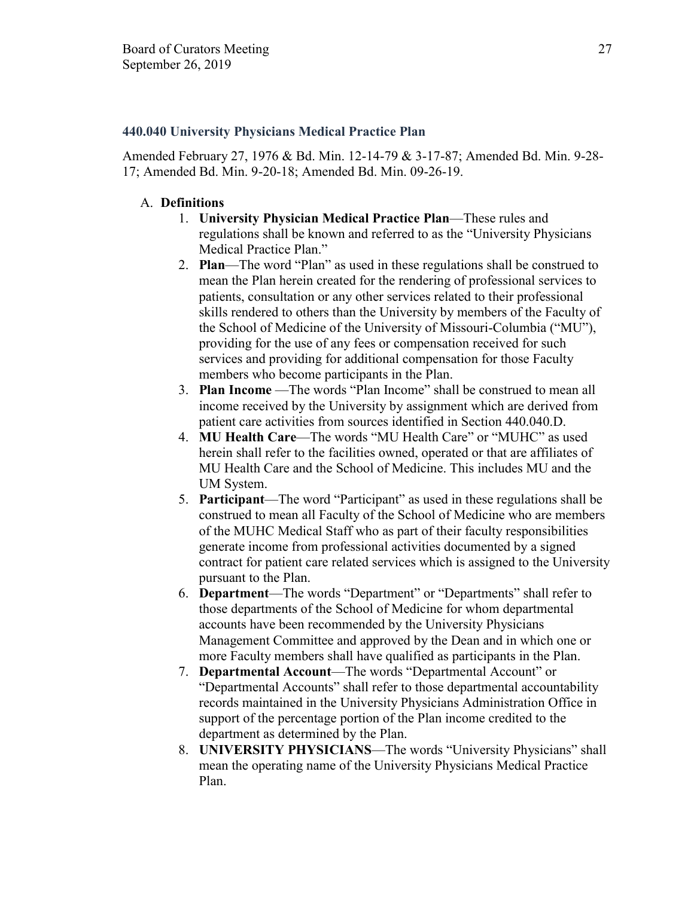### 440.040 University Physicians Medical Practice Plan

Amended February 27, 1976 & Bd. Min. 12-14-79 & 3-17-87; Amended Bd. Min. 9-28-17; Amended Bd. Min. 9-20-18; Amended Bd. Min. 09-26-19.

A. **Definitions**
   1. **University Physician Medical Practice Plan**—These rules and regulations shall be known and referred to as the "University Physicians Medical Practice Plan."
   2. **Plan**—The word "Plan" as used in these regulations shall be construed to mean the Plan herein created for the rendering of professional services to patients, consultation or any other services related to their professional skills rendered to others than the University by members of the Faculty of the School of Medicine of the University of Missouri-Columbia ("MU"), providing for the use of any fees or compensation received for such services and providing for additional compensation for those Faculty members who become participants in the Plan.
   3. **Plan Income** —The words "Plan Income" shall be construed to mean all income received by the University by assignment which are derived from patient care activities from sources identified in Section 440.040.D.
   4. **MU Health Care**—The words "MU Health Care" or "MUHC" as used herein shall refer to the facilities owned, operated or that are affiliates of MU Health Care and the School of Medicine. This includes MU and the UM System.
   5. **Participant**—The word "Participant" as used in these regulations shall be construed to mean all Faculty of the School of Medicine who are members of the MUHC Medical Staff who as part of their faculty responsibilities generate income from professional activities documented by a signed contract for patient care related services which is assigned to the University pursuant to the Plan.
   6. **Department**—The words "Department" or "Departments" shall refer to those departments of the School of Medicine for whom departmental accounts have been recommended by the University Physicians Management Committee and approved by the Dean and in which one or more Faculty members shall have qualified as participants in the Plan.
   7. **Departmental Account**—The words "Departmental Account" or "Departmental Accounts" shall refer to those departmental accountability records maintained in the University Physicians Administration Office in support of the percentage portion of the Plan income credited to the department as determined by the Plan.
   8. **UNIVERSITY PHYSICIANS**—The words "University Physicians" shall mean the operating name of the University Physicians Medical Practice Plan.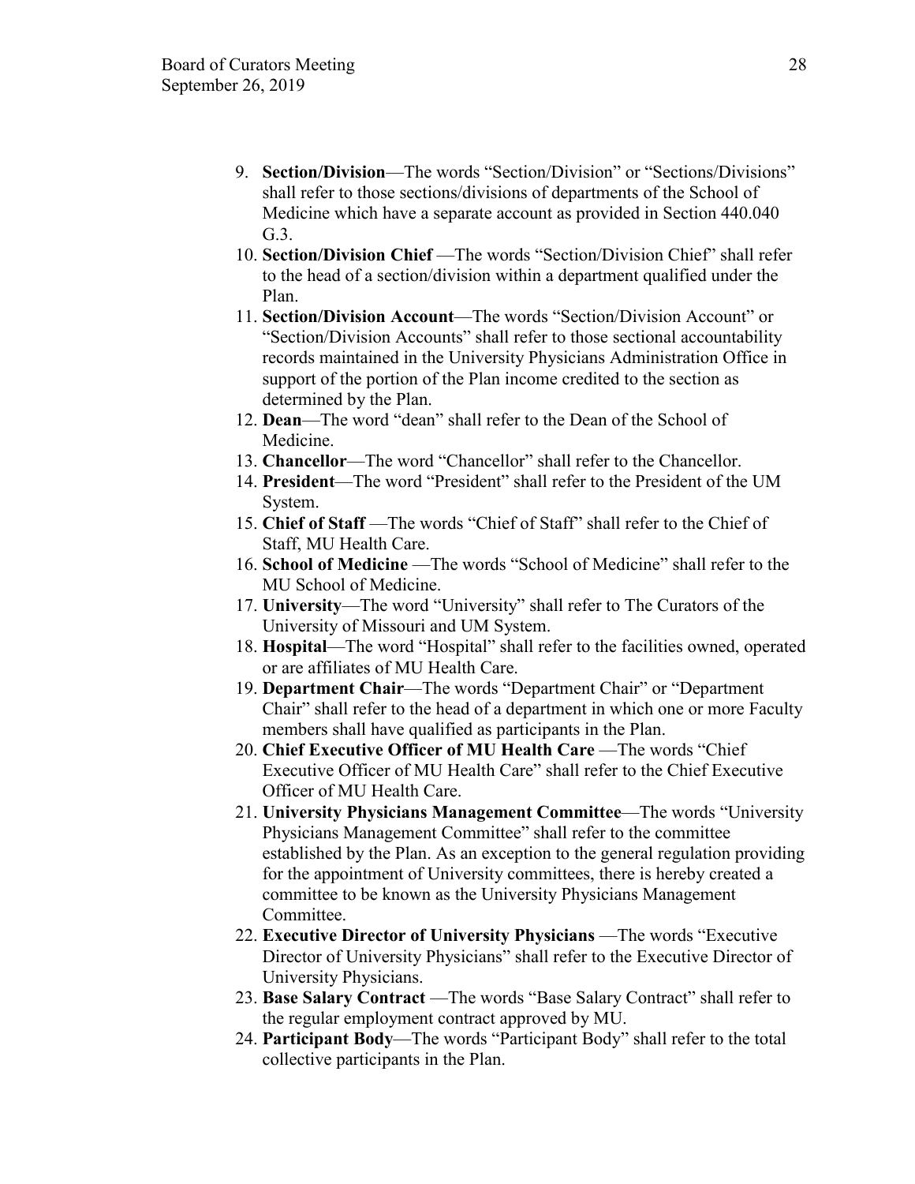9. **Section/Division**—The words "Section/Division" or "Sections/Divisions" shall refer to those sections/divisions of departments of the School of Medicine which have a separate account as provided in Section 440.040 G.3.
10. **Section/Division Chief** —The words "Section/Division Chief" shall refer to the head of a section/division within a department qualified under the Plan.
11. **Section/Division Account**—The words "Section/Division Account" or "Section/Division Accounts" shall refer to those sectional accountability records maintained in the University Physicians Administration Office in support of the portion of the Plan income credited to the section as determined by the Plan.
12. **Dean**—The word "dean" shall refer to the Dean of the School of Medicine.
13. **Chancellor**—The word "Chancellor" shall refer to the Chancellor.
14. **President**—The word "President" shall refer to the President of the UM System.
15. **Chief of Staff** —The words "Chief of Staff" shall refer to the Chief of Staff, MU Health Care.
16. **School of Medicine** —The words "School of Medicine" shall refer to the MU School of Medicine.
17. **University**—The word "University" shall refer to The Curators of the University of Missouri and UM System.
18. **Hospital**—The word "Hospital" shall refer to the facilities owned, operated or are affiliates of MU Health Care.
19. **Department Chair**—The words "Department Chair" or "Department Chair" shall refer to the head of a department in which one or more Faculty members shall have qualified as participants in the Plan.
20. **Chief Executive Officer of MU Health Care** —The words "Chief Executive Officer of MU Health Care" shall refer to the Chief Executive Officer of MU Health Care.
21. **University Physicians Management Committee**—The words "University Physicians Management Committee" shall refer to the committee established by the Plan. As an exception to the general regulation providing for the appointment of University committees, there is hereby created a committee to be known as the University Physicians Management Committee.
22. **Executive Director of University Physicians** —The words "Executive Director of University Physicians" shall refer to the Executive Director of University Physicians.
23. **Base Salary Contract** —The words "Base Salary Contract" shall refer to the regular employment contract approved by MU.
24. **Participant Body**—The words "Participant Body" shall refer to the total collective participants in the Plan.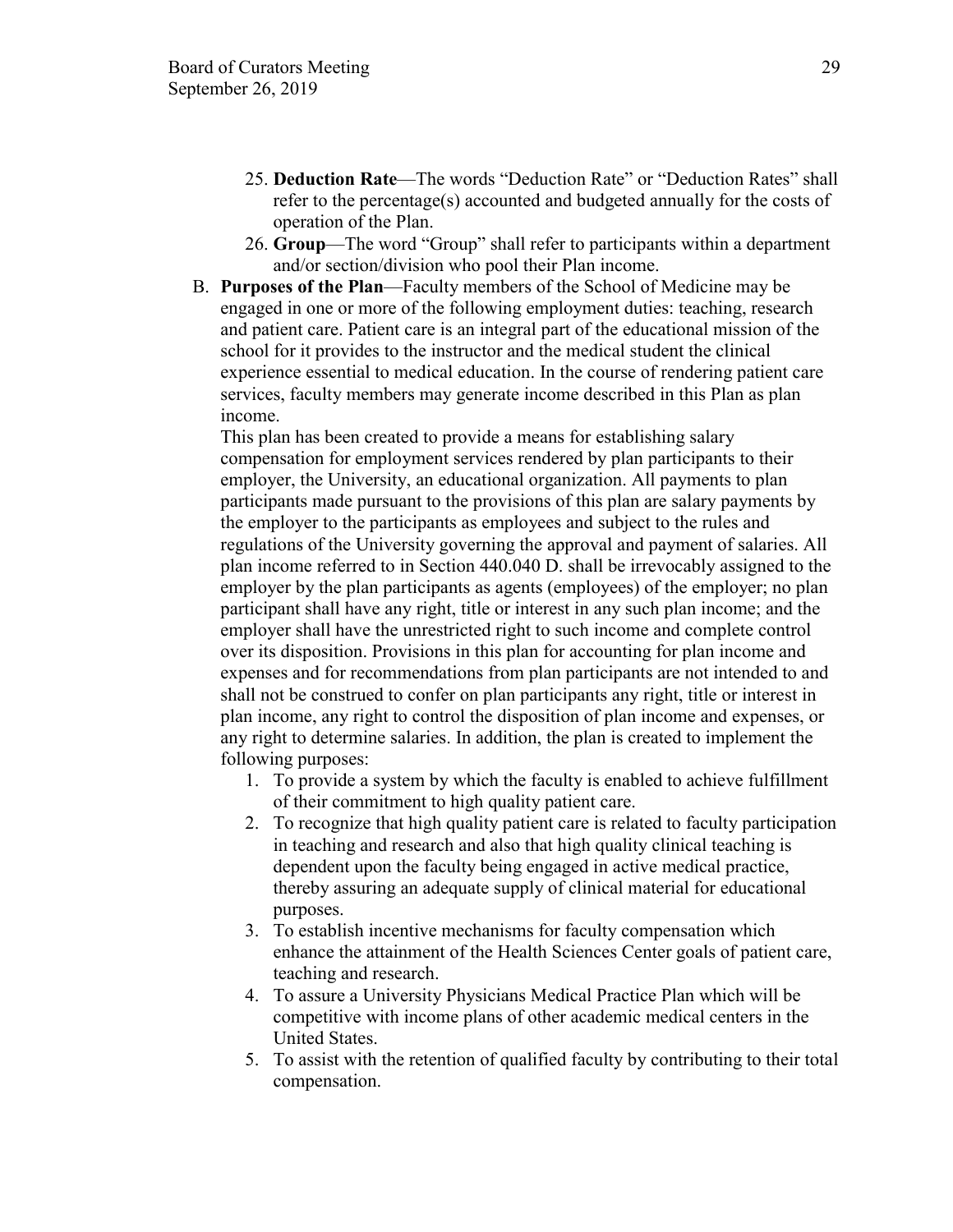25. **Deduction Rate**—The words "Deduction Rate" or "Deduction Rates" shall refer to the percentage(s) accounted and budgeted annually for the costs of operation of the Plan.
26. **Group**—The word "Group" shall refer to participants within a department and/or section/division who pool their Plan income.

B. **Purposes of the Plan**—Faculty members of the School of Medicine may be engaged in one or more of the following employment duties: teaching, research and patient care. Patient care is an integral part of the educational mission of the school for it provides to the instructor and the medical student the clinical experience essential to medical education. In the course of rendering patient care services, faculty members may generate income described in this Plan as plan income.

This plan has been created to provide a means for establishing salary compensation for employment services rendered by plan participants to their employer, the University, an educational organization. All payments to plan participants made pursuant to the provisions of this plan are salary payments by the employer to the participants as employees and subject to the rules and regulations of the University governing the approval and payment of salaries. All plan income referred to in Section 440.040 D. shall be irrevocably assigned to the employer by the plan participants as agents (employees) of the employer; no plan participant shall have any right, title or interest in any such plan income; and the employer shall have the unrestricted right to such income and complete control over its disposition. Provisions in this plan for accounting for plan income and expenses and for recommendations from plan participants are not intended to and shall not be construed to confer on plan participants any right, title or interest in plan income, any right to control the disposition of plan income and expenses, or any right to determine salaries. In addition, the plan is created to implement the following purposes:

1. To provide a system by which the faculty is enabled to achieve fulfillment of their commitment to high quality patient care.
2. To recognize that high quality patient care is related to faculty participation in teaching and research and also that high quality clinical teaching is dependent upon the faculty being engaged in active medical practice, thereby assuring an adequate supply of clinical material for educational purposes.
3. To establish incentive mechanisms for faculty compensation which enhance the attainment of the Health Sciences Center goals of patient care, teaching and research.
4. To assure a University Physicians Medical Practice Plan which will be competitive with income plans of other academic medical centers in the United States.
5. To assist with the retention of qualified faculty by contributing to their total compensation.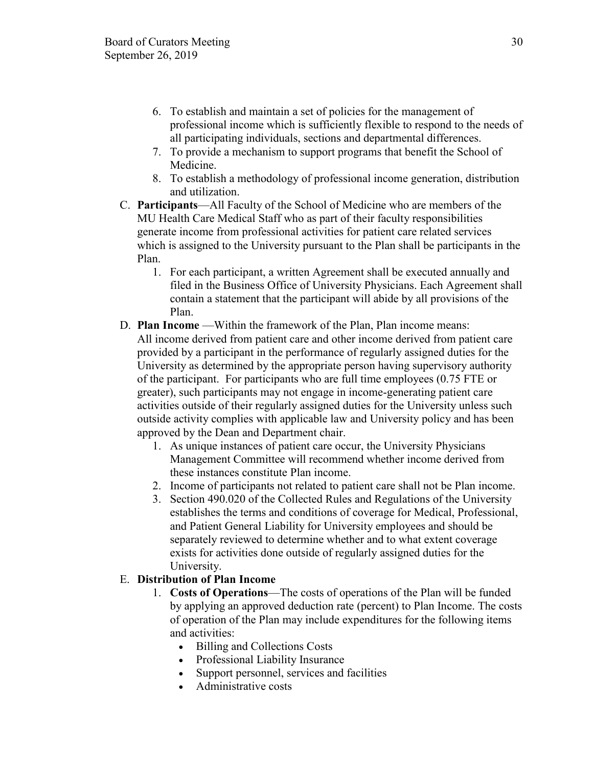6. To establish and maintain a set of policies for the management of professional income which is sufficiently flexible to respond to the needs of all participating individuals, sections and departmental differences.
7. To provide a mechanism to support programs that benefit the School of Medicine.
8. To establish a methodology of professional income generation, distribution and utilization.

C. **Participants**—All Faculty of the School of Medicine who are members of the MU Health Care Medical Staff who as part of their faculty responsibilities generate income from professional activities for patient care related services which is assigned to the University pursuant to the Plan shall be participants in the Plan.

   1. For each participant, a written Agreement shall be executed annually and filed in the Business Office of University Physicians. Each Agreement shall contain a statement that the participant will abide by all provisions of the Plan.

D. **Plan Income** —Within the framework of the Plan, Plan income means: All income derived from patient care and other income derived from patient care provided by a participant in the performance of regularly assigned duties for the University as determined by the appropriate person having supervisory authority of the participant. For participants who are full time employees (0.75 FTE or greater), such participants may not engage in income-generating patient care activities outside of their regularly assigned duties for the University unless such outside activity complies with applicable law and University policy and has been approved by the Dean and Department chair.

   1. As unique instances of patient care occur, the University Physicians Management Committee will recommend whether income derived from these instances constitute Plan income.
   2. Income of participants not related to patient care shall not be Plan income.
   3. Section 490.020 of the Collected Rules and Regulations of the University establishes the terms and conditions of coverage for Medical, Professional, and Patient General Liability for University employees and should be separately reviewed to determine whether and to what extent coverage exists for activities done outside of regularly assigned duties for the University.

E. **Distribution of Plan Income**

   1. **Costs of Operations**—The costs of operations of the Plan will be funded by applying an approved deduction rate (percent) to Plan Income. The costs of operation of the Plan may include expenditures for the following items and activities:
      - Billing and Collections Costs
      - Professional Liability Insurance
      - Support personnel, services and facilities
      - Administrative costs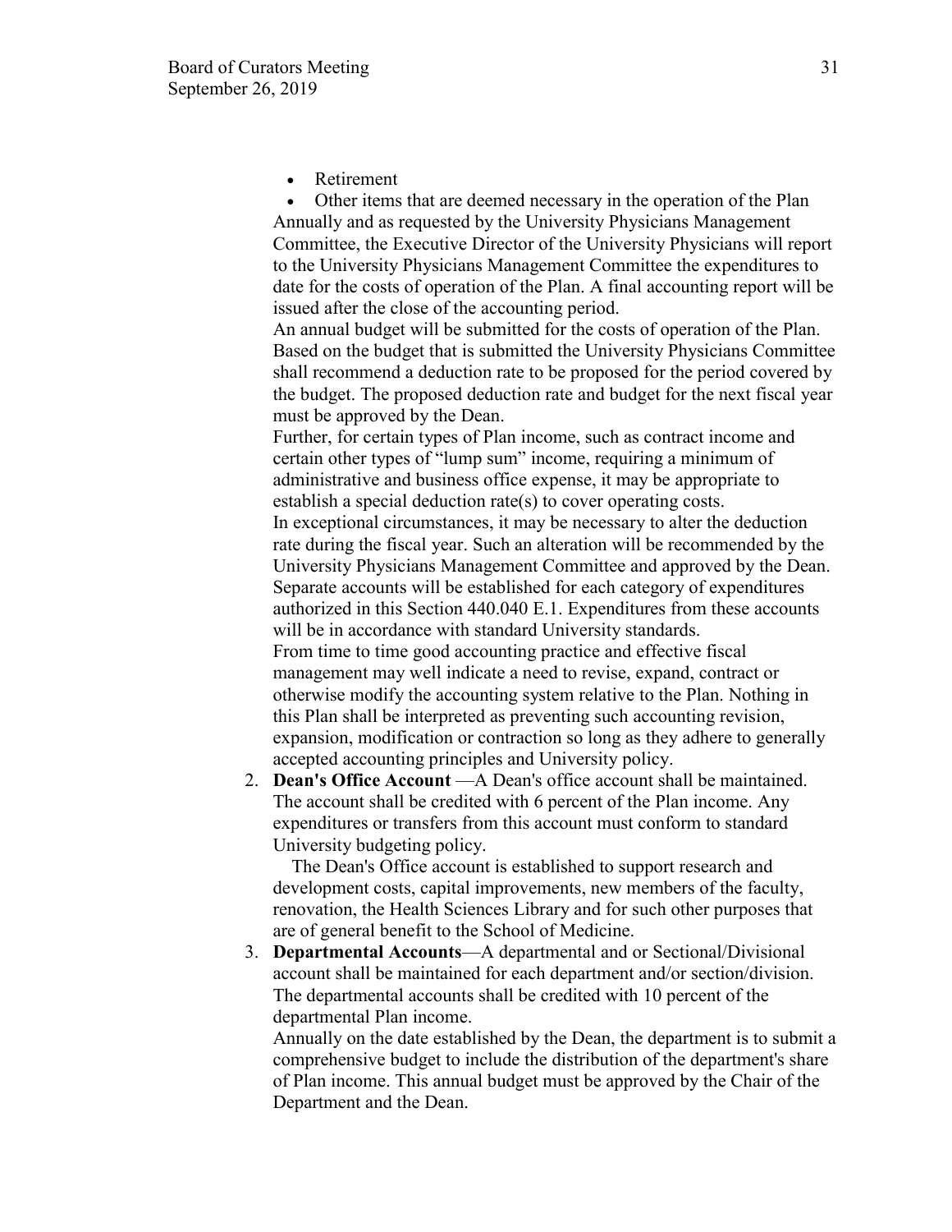- Retirement
- Other items that are deemed necessary in the operation of the Plan

Annually and as requested by the University Physicians Management Committee, the Executive Director of the University Physicians will report to the University Physicians Management Committee the expenditures to date for the costs of operation of the Plan. A final accounting report will be issued after the close of the accounting period.

An annual budget will be submitted for the costs of operation of the Plan. Based on the budget that is submitted the University Physicians Committee shall recommend a deduction rate to be proposed for the period covered by the budget. The proposed deduction rate and budget for the next fiscal year must be approved by the Dean.

Further, for certain types of Plan income, such as contract income and certain other types of "lump sum" income, requiring a minimum of administrative and business office expense, it may be appropriate to establish a special deduction rate(s) to cover operating costs.

In exceptional circumstances, it may be necessary to alter the deduction rate during the fiscal year. Such an alteration will be recommended by the University Physicians Management Committee and approved by the Dean.

Separate accounts will be established for each category of expenditures authorized in this Section 440.040 E.1. Expenditures from these accounts will be in accordance with standard University standards.

From time to time good accounting practice and effective fiscal management may well indicate a need to revise, expand, contract or otherwise modify the accounting system relative to the Plan. Nothing in this Plan shall be interpreted as preventing such accounting revision, expansion, modification or contraction so long as they adhere to generally accepted accounting principles and University policy.

2. **Dean's Office Account** —A Dean's office account shall be maintained. The account shall be credited with 6 percent of the Plan income. Any expenditures or transfers from this account must conform to standard University budgeting policy.

   The Dean's Office account is established to support research and development costs, capital improvements, new members of the faculty, renovation, the Health Sciences Library and for such other purposes that are of general benefit to the School of Medicine.

3. **Departmental Accounts**—A departmental and or Sectional/Divisional account shall be maintained for each department and/or section/division. The departmental accounts shall be credited with 10 percent of the departmental Plan income.

   Annually on the date established by the Dean, the department is to submit a comprehensive budget to include the distribution of the department's share of Plan income. This annual budget must be approved by the Chair of the Department and the Dean.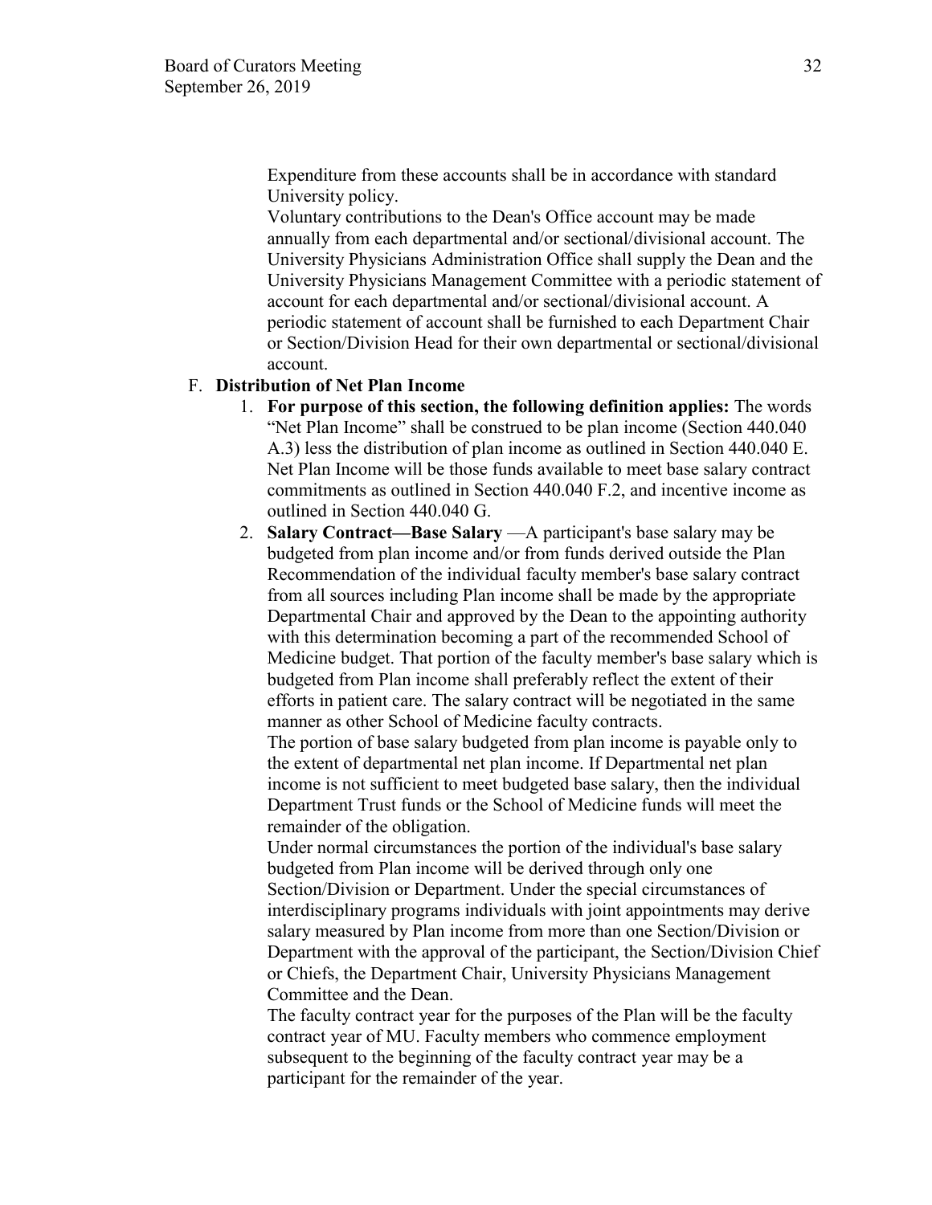Expenditure from these accounts shall be in accordance with standard University policy.

Voluntary contributions to the Dean's Office account may be made annually from each departmental and/or sectional/divisional account. The University Physicians Administration Office shall supply the Dean and the University Physicians Management Committee with a periodic statement of account for each departmental and/or sectional/divisional account. A periodic statement of account shall be furnished to each Department Chair or Section/Division Head for their own departmental or sectional/divisional account.

F. **Distribution of Net Plan Income**

1. **For purpose of this section, the following definition applies:** The words "Net Plan Income" shall be construed to be plan income (Section 440.040 A.3) less the distribution of plan income as outlined in Section 440.040 E. Net Plan Income will be those funds available to meet base salary contract commitments as outlined in Section 440.040 F.2, and incentive income as outlined in Section 440.040 G.

2. **Salary Contract—Base Salary** —A participant's base salary may be budgeted from plan income and/or from funds derived outside the Plan Recommendation of the individual faculty member's base salary contract from all sources including Plan income shall be made by the appropriate Departmental Chair and approved by the Dean to the appointing authority with this determination becoming a part of the recommended School of Medicine budget. That portion of the faculty member's base salary which is budgeted from Plan income shall preferably reflect the extent of their efforts in patient care. The salary contract will be negotiated in the same manner as other School of Medicine faculty contracts.

   The portion of base salary budgeted from plan income is payable only to the extent of departmental net plan income. If Departmental net plan income is not sufficient to meet budgeted base salary, then the individual Department Trust funds or the School of Medicine funds will meet the remainder of the obligation.

   Under normal circumstances the portion of the individual's base salary budgeted from Plan income will be derived through only one Section/Division or Department. Under the special circumstances of interdisciplinary programs individuals with joint appointments may derive salary measured by Plan income from more than one Section/Division or Department with the approval of the participant, the Section/Division Chief or Chiefs, the Department Chair, University Physicians Management Committee and the Dean.

   The faculty contract year for the purposes of the Plan will be the faculty contract year of MU. Faculty members who commence employment subsequent to the beginning of the faculty contract year may be a participant for the remainder of the year.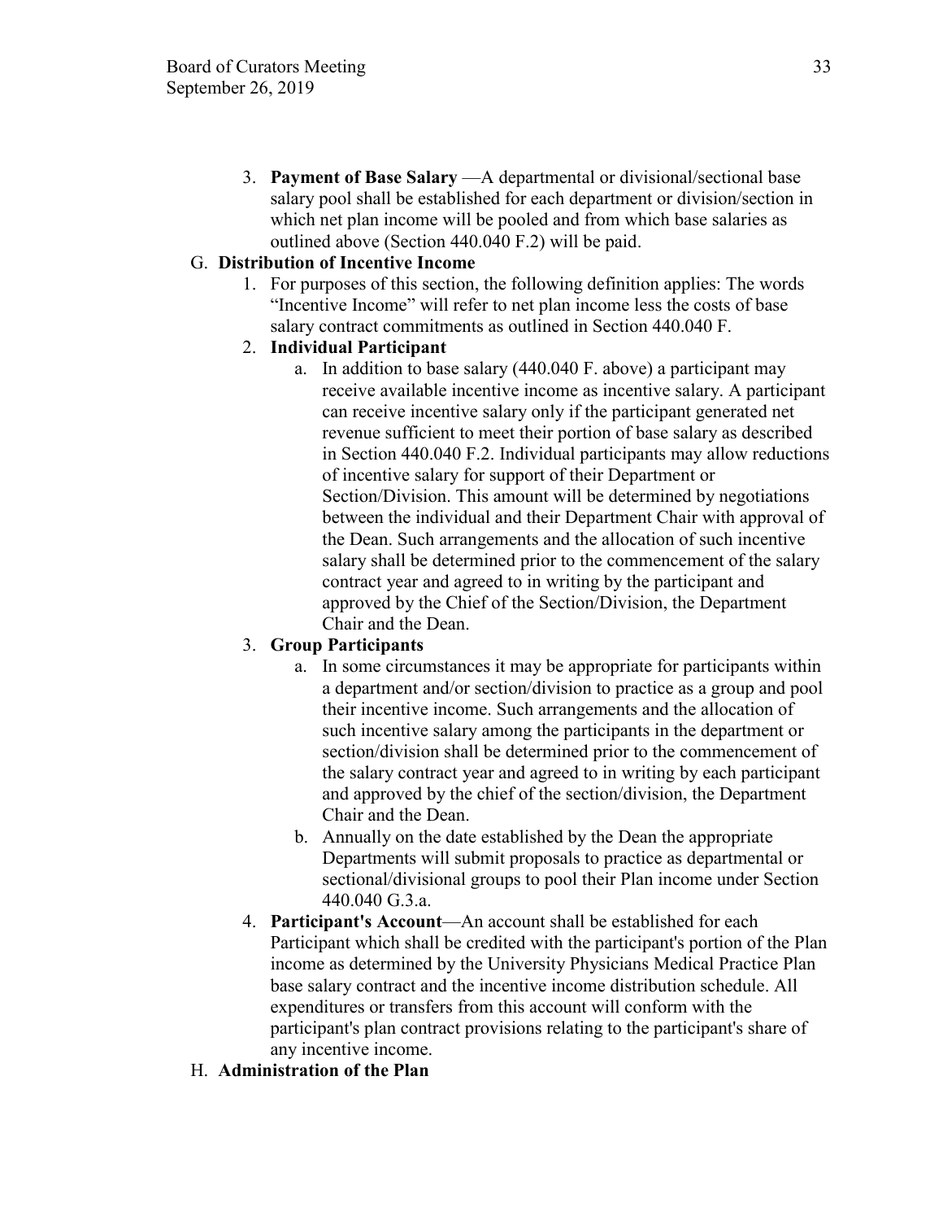3. **Payment of Base Salary** —A departmental or divisional/sectional base salary pool shall be established for each department or division/section in which net plan income will be pooled and from which base salaries as outlined above (Section 440.040 F.2) will be paid.

G. **Distribution of Incentive Income**

1. For purposes of this section, the following definition applies: The words "Incentive Income" will refer to net plan income less the costs of base salary contract commitments as outlined in Section 440.040 F.

2. **Individual Participant**

   a. In addition to base salary (440.040 F. above) a participant may receive available incentive income as incentive salary. A participant can receive incentive salary only if the participant generated net revenue sufficient to meet their portion of base salary as described in Section 440.040 F.2. Individual participants may allow reductions of incentive salary for support of their Department or Section/Division. This amount will be determined by negotiations between the individual and their Department Chair with approval of the Dean. Such arrangements and the allocation of such incentive salary shall be determined prior to the commencement of the salary contract year and agreed to in writing by the participant and approved by the Chief of the Section/Division, the Department Chair and the Dean.

3. **Group Participants**

   a. In some circumstances it may be appropriate for participants within a department and/or section/division to practice as a group and pool their incentive income. Such arrangements and the allocation of such incentive salary among the participants in the department or section/division shall be determined prior to the commencement of the salary contract year and agreed to in writing by each participant and approved by the chief of the section/division, the Department Chair and the Dean.

   b. Annually on the date established by the Dean the appropriate Departments will submit proposals to practice as departmental or sectional/divisional groups to pool their Plan income under Section 440.040 G.3.a.

4. **Participant's Account**—An account shall be established for each Participant which shall be credited with the participant's portion of the Plan income as determined by the University Physicians Medical Practice Plan base salary contract and the incentive income distribution schedule. All expenditures or transfers from this account will conform with the participant's plan contract provisions relating to the participant's share of any incentive income.

H. **Administration of the Plan**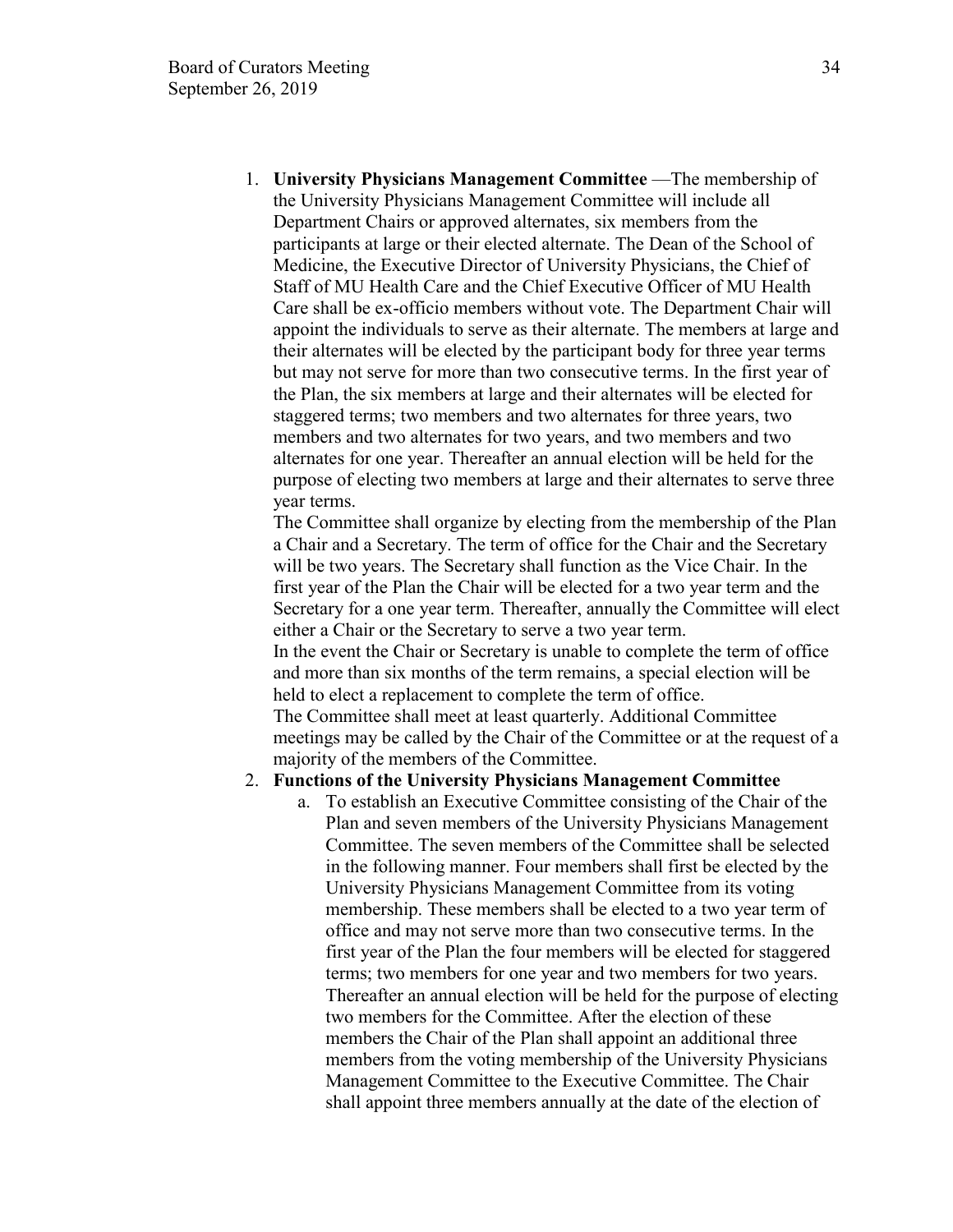1. **University Physicians Management Committee** —The membership of the University Physicians Management Committee will include all Department Chairs or approved alternates, six members from the participants at large or their elected alternate. The Dean of the School of Medicine, the Executive Director of University Physicians, the Chief of Staff of MU Health Care and the Chief Executive Officer of MU Health Care shall be ex-officio members without vote. The Department Chair will appoint the individuals to serve as their alternate. The members at large and their alternates will be elected by the participant body for three year terms but may not serve for more than two consecutive terms. In the first year of the Plan, the six members at large and their alternates will be elected for staggered terms; two members and two alternates for three years, two members and two alternates for two years, and two members and two alternates for one year. Thereafter an annual election will be held for the purpose of electing two members at large and their alternates to serve three year terms.

   The Committee shall organize by electing from the membership of the Plan a Chair and a Secretary. The term of office for the Chair and the Secretary will be two years. The Secretary shall function as the Vice Chair. In the first year of the Plan the Chair will be elected for a two year term and the Secretary for a one year term. Thereafter, annually the Committee will elect either a Chair or the Secretary to serve a two year term.

   In the event the Chair or Secretary is unable to complete the term of office and more than six months of the term remains, a special election will be held to elect a replacement to complete the term of office.

   The Committee shall meet at least quarterly. Additional Committee meetings may be called by the Chair of the Committee or at the request of a majority of the members of the Committee.

2. **Functions of the University Physicians Management Committee**
   a. To establish an Executive Committee consisting of the Chair of the Plan and seven members of the University Physicians Management Committee. The seven members of the Committee shall be selected in the following manner. Four members shall first be elected by the University Physicians Management Committee from its voting membership. These members shall be elected to a two year term of office and may not serve more than two consecutive terms. In the first year of the Plan the four members will be elected for staggered terms; two members for one year and two members for two years. Thereafter an annual election will be held for the purpose of electing two members for the Committee. After the election of these members the Chair of the Plan shall appoint an additional three members from the voting membership of the University Physicians Management Committee to the Executive Committee. The Chair shall appoint three members annually at the date of the election of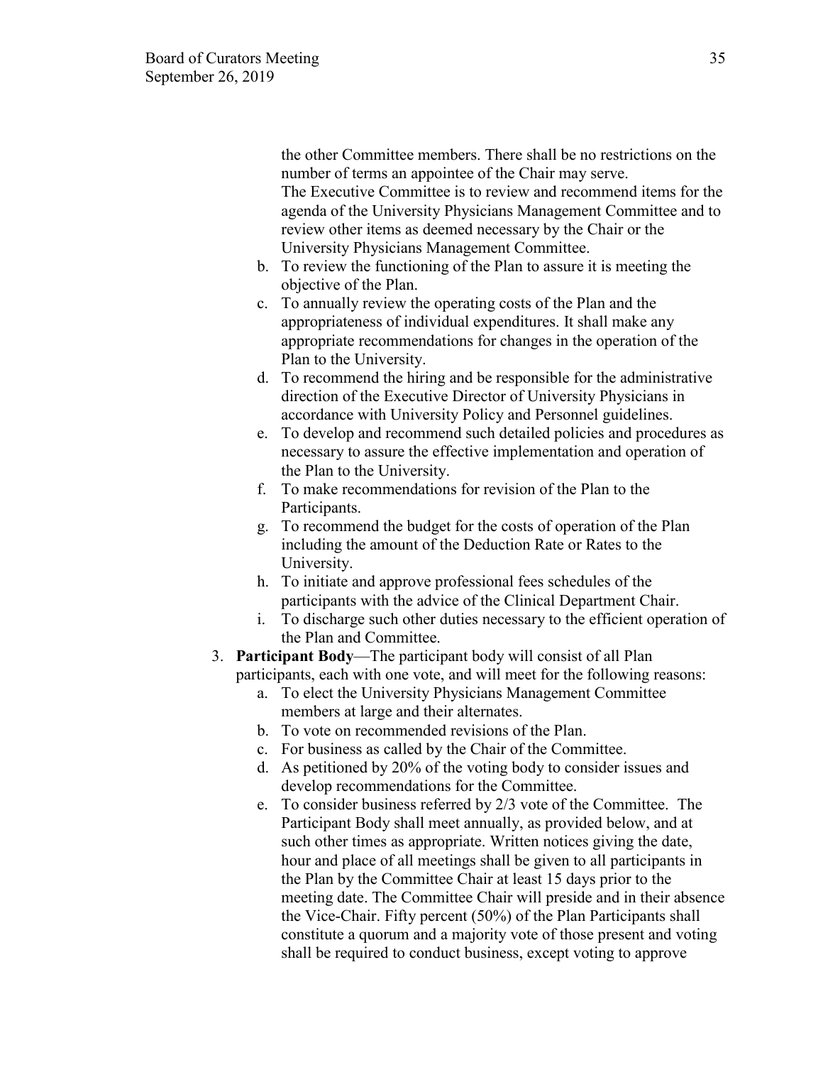the other Committee members. There shall be no restrictions on the number of terms an appointee of the Chair may serve.
The Executive Committee is to review and recommend items for the agenda of the University Physicians Management Committee and to review other items as deemed necessary by the Chair or the University Physicians Management Committee.

   b. To review the functioning of the Plan to assure it is meeting the objective of the Plan.
   c. To annually review the operating costs of the Plan and the appropriateness of individual expenditures. It shall make any appropriate recommendations for changes in the operation of the Plan to the University.
   d. To recommend the hiring and be responsible for the administrative direction of the Executive Director of University Physicians in accordance with University Policy and Personnel guidelines.
   e. To develop and recommend such detailed policies and procedures as necessary to assure the effective implementation and operation of the Plan to the University.
   f. To make recommendations for revision of the Plan to the Participants.
   g. To recommend the budget for the costs of operation of the Plan including the amount of the Deduction Rate or Rates to the University.
   h. To initiate and approve professional fees schedules of the participants with the advice of the Clinical Department Chair.
   i. To discharge such other duties necessary to the efficient operation of the Plan and Committee.

3. **Participant Body**—The participant body will consist of all Plan participants, each with one vote, and will meet for the following reasons:
   a. To elect the University Physicians Management Committee members at large and their alternates.
   b. To vote on recommended revisions of the Plan.
   c. For business as called by the Chair of the Committee.
   d. As petitioned by 20% of the voting body to consider issues and develop recommendations for the Committee.
   e. To consider business referred by 2/3 vote of the Committee. The Participant Body shall meet annually, as provided below, and at such other times as appropriate. Written notices giving the date, hour and place of all meetings shall be given to all participants in the Plan by the Committee Chair at least 15 days prior to the meeting date. The Committee Chair will preside and in their absence the Vice-Chair. Fifty percent (50%) of the Plan Participants shall constitute a quorum and a majority vote of those present and voting shall be required to conduct business, except voting to approve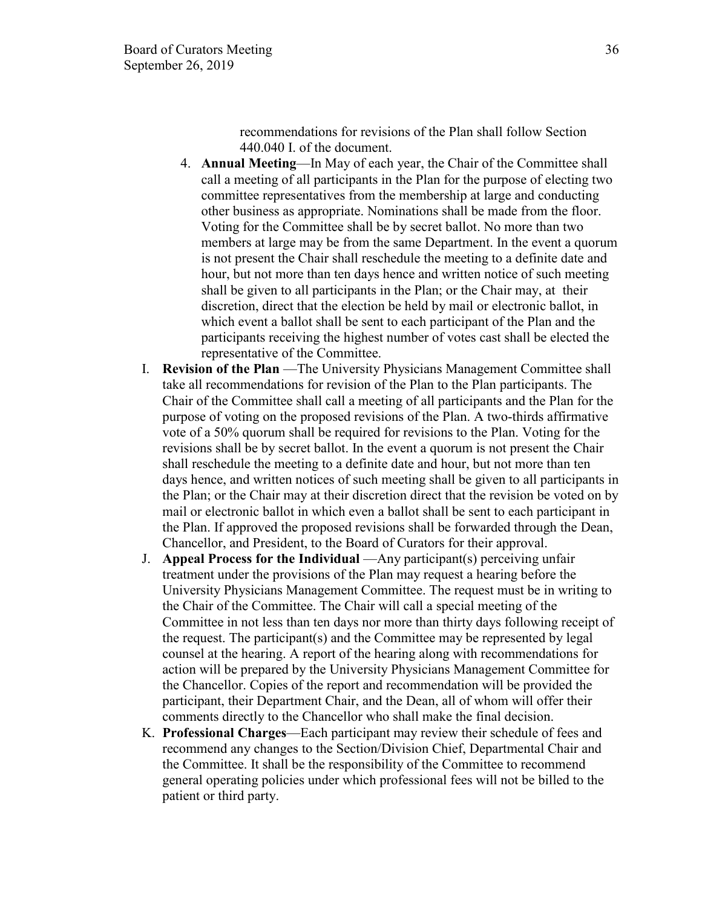recommendations for revisions of the Plan shall follow Section 440.040 I. of the document.

4. **Annual Meeting**—In May of each year, the Chair of the Committee shall call a meeting of all participants in the Plan for the purpose of electing two committee representatives from the membership at large and conducting other business as appropriate. Nominations shall be made from the floor. Voting for the Committee shall be by secret ballot. No more than two members at large may be from the same Department. In the event a quorum is not present the Chair shall reschedule the meeting to a definite date and hour, but not more than ten days hence and written notice of such meeting shall be given to all participants in the Plan; or the Chair may, at their discretion, direct that the election be held by mail or electronic ballot, in which event a ballot shall be sent to each participant of the Plan and the participants receiving the highest number of votes cast shall be elected the representative of the Committee.

I. **Revision of the Plan** —The University Physicians Management Committee shall take all recommendations for revision of the Plan to the Plan participants. The Chair of the Committee shall call a meeting of all participants and the Plan for the purpose of voting on the proposed revisions of the Plan. A two-thirds affirmative vote of a 50% quorum shall be required for revisions to the Plan. Voting for the revisions shall be by secret ballot. In the event a quorum is not present the Chair shall reschedule the meeting to a definite date and hour, but not more than ten days hence, and written notices of such meeting shall be given to all participants in the Plan; or the Chair may at their discretion direct that the revision be voted on by mail or electronic ballot in which even a ballot shall be sent to each participant in the Plan. If approved the proposed revisions shall be forwarded through the Dean, Chancellor, and President, to the Board of Curators for their approval.

J. **Appeal Process for the Individual** —Any participant(s) perceiving unfair treatment under the provisions of the Plan may request a hearing before the University Physicians Management Committee. The request must be in writing to the Chair of the Committee. The Chair will call a special meeting of the Committee in not less than ten days nor more than thirty days following receipt of the request. The participant(s) and the Committee may be represented by legal counsel at the hearing. A report of the hearing along with recommendations for action will be prepared by the University Physicians Management Committee for the Chancellor. Copies of the report and recommendation will be provided the participant, their Department Chair, and the Dean, all of whom will offer their comments directly to the Chancellor who shall make the final decision.

K. **Professional Charges**—Each participant may review their schedule of fees and recommend any changes to the Section/Division Chief, Departmental Chair and the Committee. It shall be the responsibility of the Committee to recommend general operating policies under which professional fees will not be billed to the patient or third party.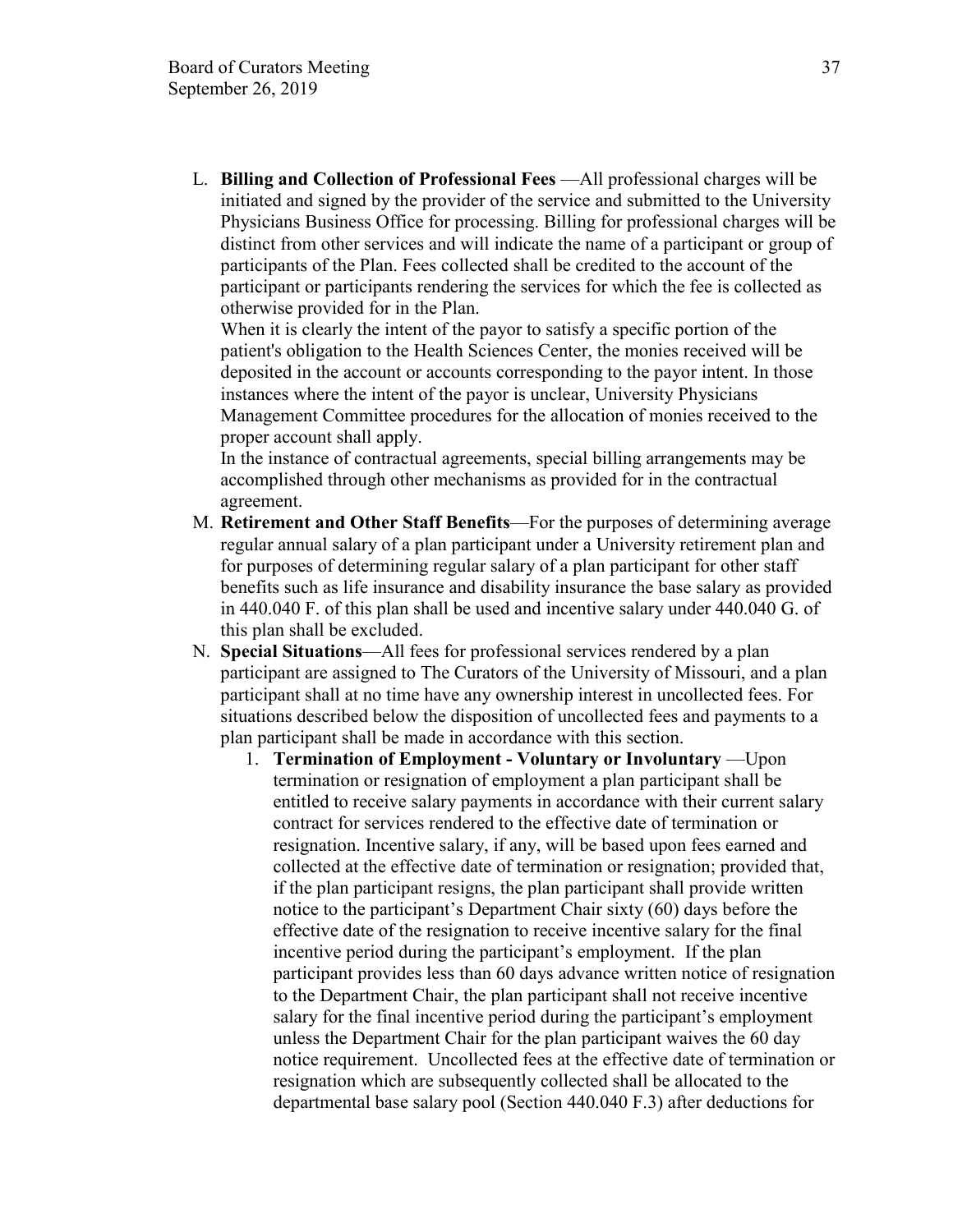L. **Billing and Collection of Professional Fees** —All professional charges will be initiated and signed by the provider of the service and submitted to the University Physicians Business Office for processing. Billing for professional charges will be distinct from other services and will indicate the name of a participant or group of participants of the Plan. Fees collected shall be credited to the account of the participant or participants rendering the services for which the fee is collected as otherwise provided for in the Plan.
   When it is clearly the intent of the payor to satisfy a specific portion of the patient's obligation to the Health Sciences Center, the monies received will be deposited in the account or accounts corresponding to the payor intent. In those instances where the intent of the payor is unclear, University Physicians Management Committee procedures for the allocation of monies received to the proper account shall apply.
   In the instance of contractual agreements, special billing arrangements may be accomplished through other mechanisms as provided for in the contractual agreement.

M. **Retirement and Other Staff Benefits**—For the purposes of determining average regular annual salary of a plan participant under a University retirement plan and for purposes of determining regular salary of a plan participant for other staff benefits such as life insurance and disability insurance the base salary as provided in 440.040 F. of this plan shall be used and incentive salary under 440.040 G. of this plan shall be excluded.

N. **Special Situations**—All fees for professional services rendered by a plan participant are assigned to The Curators of the University of Missouri, and a plan participant shall at no time have any ownership interest in uncollected fees. For situations described below the disposition of uncollected fees and payments to a plan participant shall be made in accordance with this section.
   1. **Termination of Employment - Voluntary or Involuntary** —Upon termination or resignation of employment a plan participant shall be entitled to receive salary payments in accordance with their current salary contract for services rendered to the effective date of termination or resignation. Incentive salary, if any, will be based upon fees earned and collected at the effective date of termination or resignation; provided that, if the plan participant resigns, the plan participant shall provide written notice to the participant's Department Chair sixty (60) days before the effective date of the resignation to receive incentive salary for the final incentive period during the participant's employment. If the plan participant provides less than 60 days advance written notice of resignation to the Department Chair, the plan participant shall not receive incentive salary for the final incentive period during the participant's employment unless the Department Chair for the plan participant waives the 60 day notice requirement. Uncollected fees at the effective date of termination or resignation which are subsequently collected shall be allocated to the departmental base salary pool (Section 440.040 F.3) after deductions for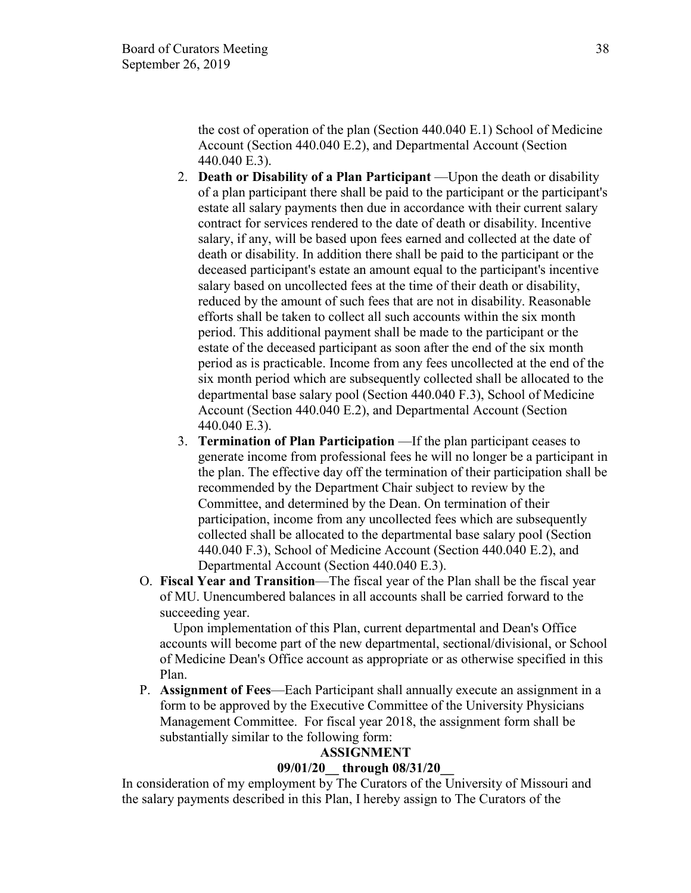the cost of operation of the plan (Section 440.040 E.1) School of Medicine Account (Section 440.040 E.2), and Departmental Account (Section 440.040 E.3).

2. **Death or Disability of a Plan Participant** —Upon the death or disability of a plan participant there shall be paid to the participant or the participant's estate all salary payments then due in accordance with their current salary contract for services rendered to the date of death or disability. Incentive salary, if any, will be based upon fees earned and collected at the date of death or disability. In addition there shall be paid to the participant or the deceased participant's estate an amount equal to the participant's incentive salary based on uncollected fees at the time of their death or disability, reduced by the amount of such fees that are not in disability. Reasonable efforts shall be taken to collect all such accounts within the six month period. This additional payment shall be made to the participant or the estate of the deceased participant as soon after the end of the six month period as is practicable. Income from any fees uncollected at the end of the six month period which are subsequently collected shall be allocated to the departmental base salary pool (Section 440.040 F.3), School of Medicine Account (Section 440.040 E.2), and Departmental Account (Section 440.040 E.3).
3. **Termination of Plan Participation** —If the plan participant ceases to generate income from professional fees he will no longer be a participant in the plan. The effective day off the termination of their participation shall be recommended by the Department Chair subject to review by the Committee, and determined by the Dean. On termination of their participation, income from any uncollected fees which are subsequently collected shall be allocated to the departmental base salary pool (Section 440.040 F.3), School of Medicine Account (Section 440.040 E.2), and Departmental Account (Section 440.040 E.3).

O. **Fiscal Year and Transition**—The fiscal year of the Plan shall be the fiscal year of MU. Unencumbered balances in all accounts shall be carried forward to the succeeding year.

Upon implementation of this Plan, current departmental and Dean's Office accounts will become part of the new departmental, sectional/divisional, or School of Medicine Dean's Office account as appropriate or as otherwise specified in this Plan.

P. **Assignment of Fees**—Each Participant shall annually execute an assignment in a form to be approved by the Executive Committee of the University Physicians Management Committee. For fiscal year 2018, the assignment form shall be substantially similar to the following form:

**ASSIGNMENT**

**09/01/20__ through 08/31/20__**

In consideration of my employment by The Curators of the University of Missouri and the salary payments described in this Plan, I hereby assign to The Curators of the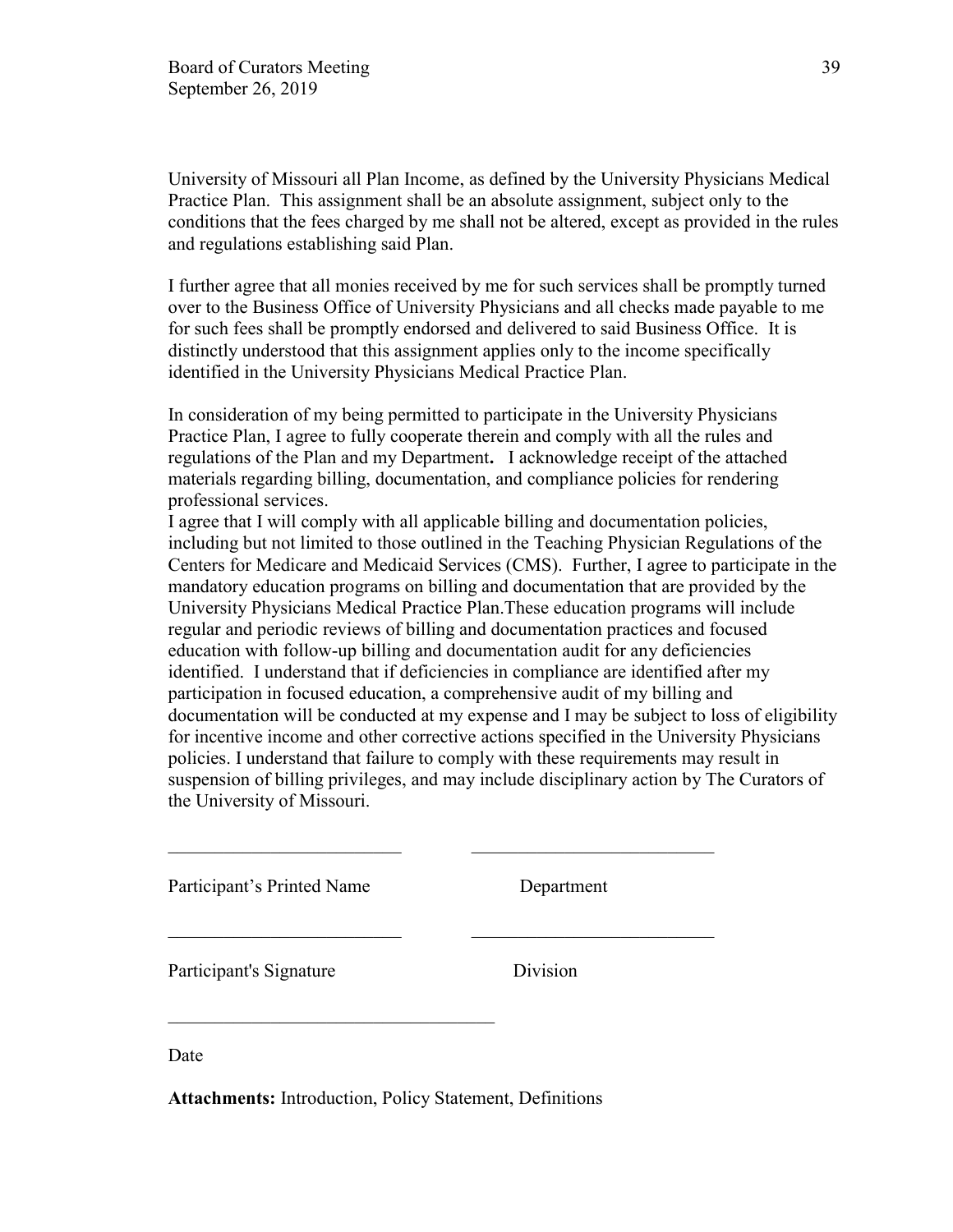University of Missouri all Plan Income, as defined by the University Physicians Medical Practice Plan. This assignment shall be an absolute assignment, subject only to the conditions that the fees charged by me shall not be altered, except as provided in the rules and regulations establishing said Plan.

I further agree that all monies received by me for such services shall be promptly turned over to the Business Office of University Physicians and all checks made payable to me for such fees shall be promptly endorsed and delivered to said Business Office. It is distinctly understood that this assignment applies only to the income specifically identified in the University Physicians Medical Practice Plan.

In consideration of my being permitted to participate in the University Physicians Practice Plan, I agree to fully cooperate therein and comply with all the rules and regulations of the Plan and my Department**.** I acknowledge receipt of the attached materials regarding billing, documentation, and compliance policies for rendering professional services.

I agree that I will comply with all applicable billing and documentation policies, including but not limited to those outlined in the Teaching Physician Regulations of the Centers for Medicare and Medicaid Services (CMS). Further, I agree to participate in the mandatory education programs on billing and documentation that are provided by the University Physicians Medical Practice Plan.These education programs will include regular and periodic reviews of billing and documentation practices and focused education with follow-up billing and documentation audit for any deficiencies identified. I understand that if deficiencies in compliance are identified after my participation in focused education, a comprehensive audit of my billing and documentation will be conducted at my expense and I may be subject to loss of eligibility for incentive income and other corrective actions specified in the University Physicians policies. I understand that failure to comply with these requirements may result in suspension of billing privileges, and may include disciplinary action by The Curators of the University of Missouri.

\_\_\_\_\_\_\_\_\_\_\_\_\_\_\_\_\_\_\_\_\_\_\_\_\_ \_\_\_\_\_\_\_\_\_\_\_\_\_\_\_\_\_\_\_\_\_\_\_\_\_\_

Participant's Printed Name Department

\_\_\_\_\_\_\_\_\_\_\_\_\_\_\_\_\_\_\_\_\_\_\_\_\_ \_\_\_\_\_\_\_\_\_\_\_\_\_\_\_\_\_\_\_\_\_\_\_\_\_\_

Participant's Signature Division

\_\_\_\_\_\_\_\_\_\_\_\_\_\_\_\_\_\_\_\_\_\_\_\_\_\_\_\_\_\_\_\_\_\_\_

Date

**Attachments:** Introduction, Policy Statement, Definitions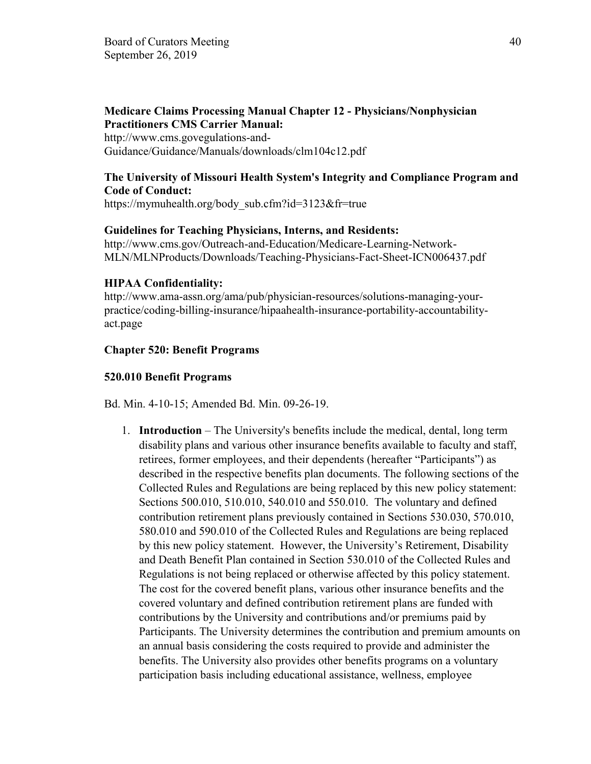**Medicare Claims Processing Manual Chapter 12 - Physicians/Nonphysician Practitioners CMS Carrier Manual:**
http://www.cms.govegulations-and-Guidance/Guidance/Manuals/downloads/clm104c12.pdf

**The University of Missouri Health System's Integrity and Compliance Program and Code of Conduct:**
https://mymuhealth.org/body_sub.cfm?id=3123&fr=true

**Guidelines for Teaching Physicians, Interns, and Residents:**
http://www.cms.gov/Outreach-and-Education/Medicare-Learning-Network-MLN/MLNProducts/Downloads/Teaching-Physicians-Fact-Sheet-ICN006437.pdf

**HIPAA Confidentiality:**
http://www.ama-assn.org/ama/pub/physician-resources/solutions-managing-your-practice/coding-billing-insurance/hipaahealth-insurance-portability-accountability-act.page

**Chapter 520: Benefit Programs**

**520.010 Benefit Programs**

Bd. Min. 4-10-15; Amended Bd. Min. 09-26-19.

1. **Introduction** – The University's benefits include the medical, dental, long term disability plans and various other insurance benefits available to faculty and staff, retirees, former employees, and their dependents (hereafter "Participants") as described in the respective benefits plan documents. The following sections of the Collected Rules and Regulations are being replaced by this new policy statement: Sections 500.010, 510.010, 540.010 and 550.010. The voluntary and defined contribution retirement plans previously contained in Sections 530.030, 570.010, 580.010 and 590.010 of the Collected Rules and Regulations are being replaced by this new policy statement. However, the University's Retirement, Disability and Death Benefit Plan contained in Section 530.010 of the Collected Rules and Regulations is not being replaced or otherwise affected by this policy statement. The cost for the covered benefit plans, various other insurance benefits and the covered voluntary and defined contribution retirement plans are funded with contributions by the University and contributions and/or premiums paid by Participants. The University determines the contribution and premium amounts on an annual basis considering the costs required to provide and administer the benefits. The University also provides other benefits programs on a voluntary participation basis including educational assistance, wellness, employee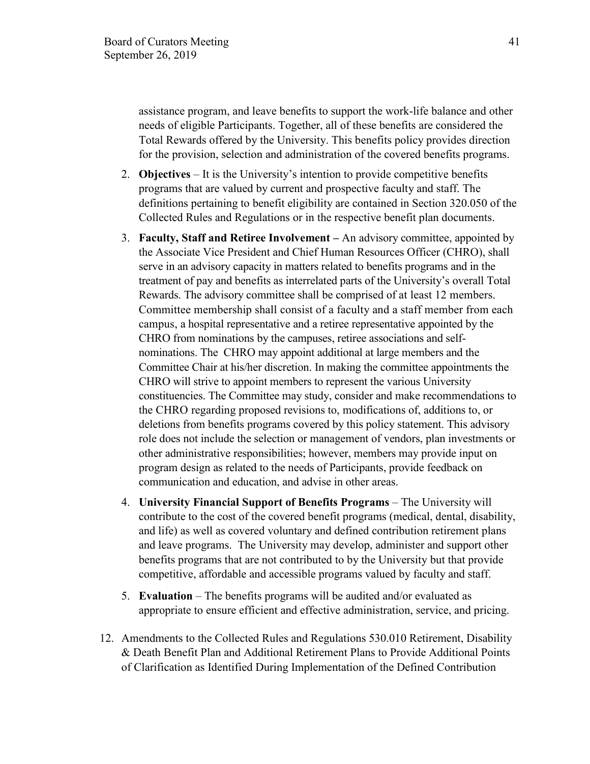assistance program, and leave benefits to support the work-life balance and other needs of eligible Participants. Together, all of these benefits are considered the Total Rewards offered by the University. This benefits policy provides direction for the provision, selection and administration of the covered benefits programs.

2. **Objectives** – It is the University's intention to provide competitive benefits programs that are valued by current and prospective faculty and staff. The definitions pertaining to benefit eligibility are contained in Section 320.050 of the Collected Rules and Regulations or in the respective benefit plan documents.

3. **Faculty, Staff and Retiree Involvement –** An advisory committee, appointed by the Associate Vice President and Chief Human Resources Officer (CHRO), shall serve in an advisory capacity in matters related to benefits programs and in the treatment of pay and benefits as interrelated parts of the University's overall Total Rewards. The advisory committee shall be comprised of at least 12 members. Committee membership shall consist of a faculty and a staff member from each campus, a hospital representative and a retiree representative appointed by the CHRO from nominations by the campuses, retiree associations and self-nominations. The CHRO may appoint additional at large members and the Committee Chair at his/her discretion. In making the committee appointments the CHRO will strive to appoint members to represent the various University constituencies. The Committee may study, consider and make recommendations to the CHRO regarding proposed revisions to, modifications of, additions to, or deletions from benefits programs covered by this policy statement. This advisory role does not include the selection or management of vendors, plan investments or other administrative responsibilities; however, members may provide input on program design as related to the needs of Participants, provide feedback on communication and education, and advise in other areas.

4. **University Financial Support of Benefits Programs** – The University will contribute to the cost of the covered benefit programs (medical, dental, disability, and life) as well as covered voluntary and defined contribution retirement plans and leave programs. The University may develop, administer and support other benefits programs that are not contributed to by the University but that provide competitive, affordable and accessible programs valued by faculty and staff.

5. **Evaluation** – The benefits programs will be audited and/or evaluated as appropriate to ensure efficient and effective administration, service, and pricing.

12. Amendments to the Collected Rules and Regulations 530.010 Retirement, Disability & Death Benefit Plan and Additional Retirement Plans to Provide Additional Points of Clarification as Identified During Implementation of the Defined Contribution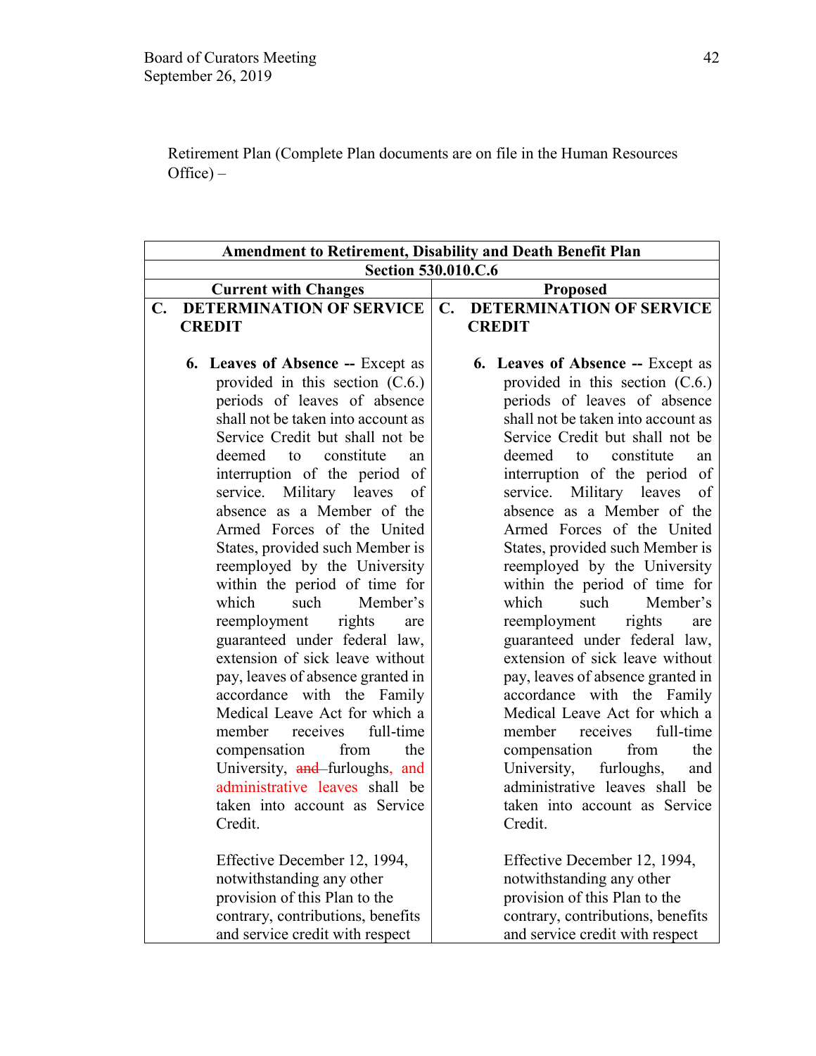Retirement Plan (Complete Plan documents are on file in the Human Resources Office) –

| Amendment to Retirement, Disability and Death Benefit Plan | |
|---|---|
| **Section 530.010.C.6** | |
| **Current with Changes** | **Proposed** |
| **C. DETERMINATION OF SERVICE CREDIT** | **C. DETERMINATION OF SERVICE CREDIT** |
| **6. Leaves of Absence --** Except as provided in this section (C.6.) periods of leaves of absence shall not be taken into account as Service Credit but shall not be deemed to constitute an interruption of the period of service. Military leaves of absence as a Member of the Armed Forces of the United States, provided such Member is reemployed by the University within the period of time for which such Member's reemployment rights are guaranteed under federal law, extension of sick leave without pay, leaves of absence granted in accordance with the Family Medical Leave Act for which a member receives full-time compensation from the University, ~~and~~ furloughs, and administrative leaves shall be taken into account as Service Credit. | **6. Leaves of Absence --** Except as provided in this section (C.6.) periods of leaves of absence shall not be taken into account as Service Credit but shall not be deemed to constitute an interruption of the period of service. Military leaves of absence as a Member of the Armed Forces of the United States, provided such Member is reemployed by the University within the period of time for which such Member's reemployment rights are guaranteed under federal law, extension of sick leave without pay, leaves of absence granted in accordance with the Family Medical Leave Act for which a member receives full-time compensation from the University, furloughs, and administrative leaves shall be taken into account as Service Credit. |
| Effective December 12, 1994, notwithstanding any other provision of this Plan to the contrary, contributions, benefits and service credit with respect | Effective December 12, 1994, notwithstanding any other provision of this Plan to the contrary, contributions, benefits and service credit with respect |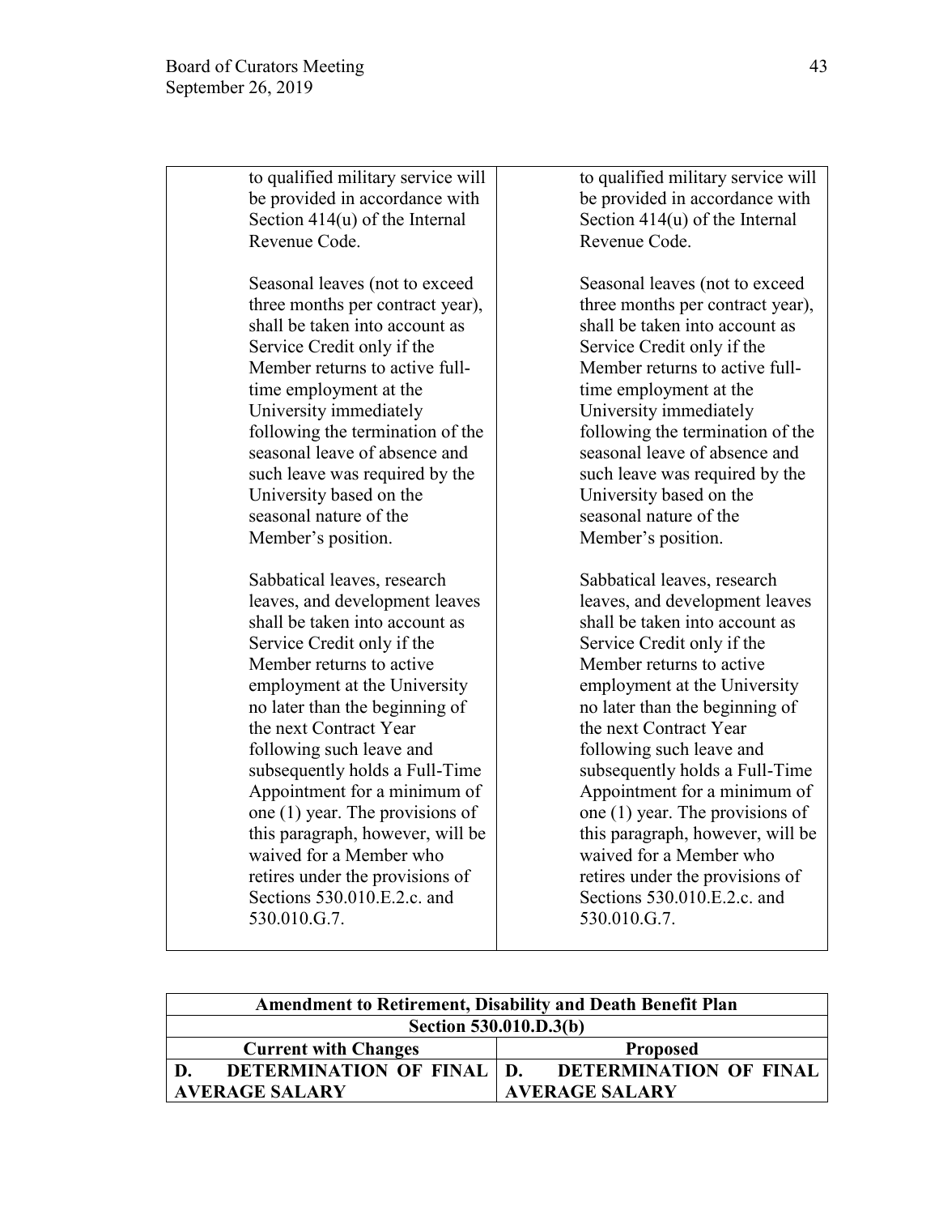| | |
|---|---|
| to qualified military service will be provided in accordance with Section 414(u) of the Internal Revenue Code.<br><br>Seasonal leaves (not to exceed three months per contract year), shall be taken into account as Service Credit only if the Member returns to active full-time employment at the University immediately following the termination of the seasonal leave of absence and such leave was required by the University based on the seasonal nature of the Member's position.<br><br>Sabbatical leaves, research leaves, and development leaves shall be taken into account as Service Credit only if the Member returns to active employment at the University no later than the beginning of the next Contract Year following such leave and subsequently holds a Full-Time Appointment for a minimum of one (1) year. The provisions of this paragraph, however, will be waived for a Member who retires under the provisions of Sections 530.010.E.2.c. and 530.010.G.7. | to qualified military service will be provided in accordance with Section 414(u) of the Internal Revenue Code.<br><br>Seasonal leaves (not to exceed three months per contract year), shall be taken into account as Service Credit only if the Member returns to active full-time employment at the University immediately following the termination of the seasonal leave of absence and such leave was required by the University based on the seasonal nature of the Member's position.<br><br>Sabbatical leaves, research leaves, and development leaves shall be taken into account as Service Credit only if the Member returns to active employment at the University no later than the beginning of the next Contract Year following such leave and subsequently holds a Full-Time Appointment for a minimum of one (1) year. The provisions of this paragraph, however, will be waived for a Member who retires under the provisions of Sections 530.010.E.2.c. and 530.010.G.7. |

| **Amendment to Retirement, Disability and Death Benefit Plan** | |
|---|---|
| **Section 530.010.D.3(b)** | |
| **Current with Changes** | **Proposed** |
| **D. DETERMINATION OF FINAL AVERAGE SALARY** | **D. DETERMINATION OF FINAL AVERAGE SALARY** |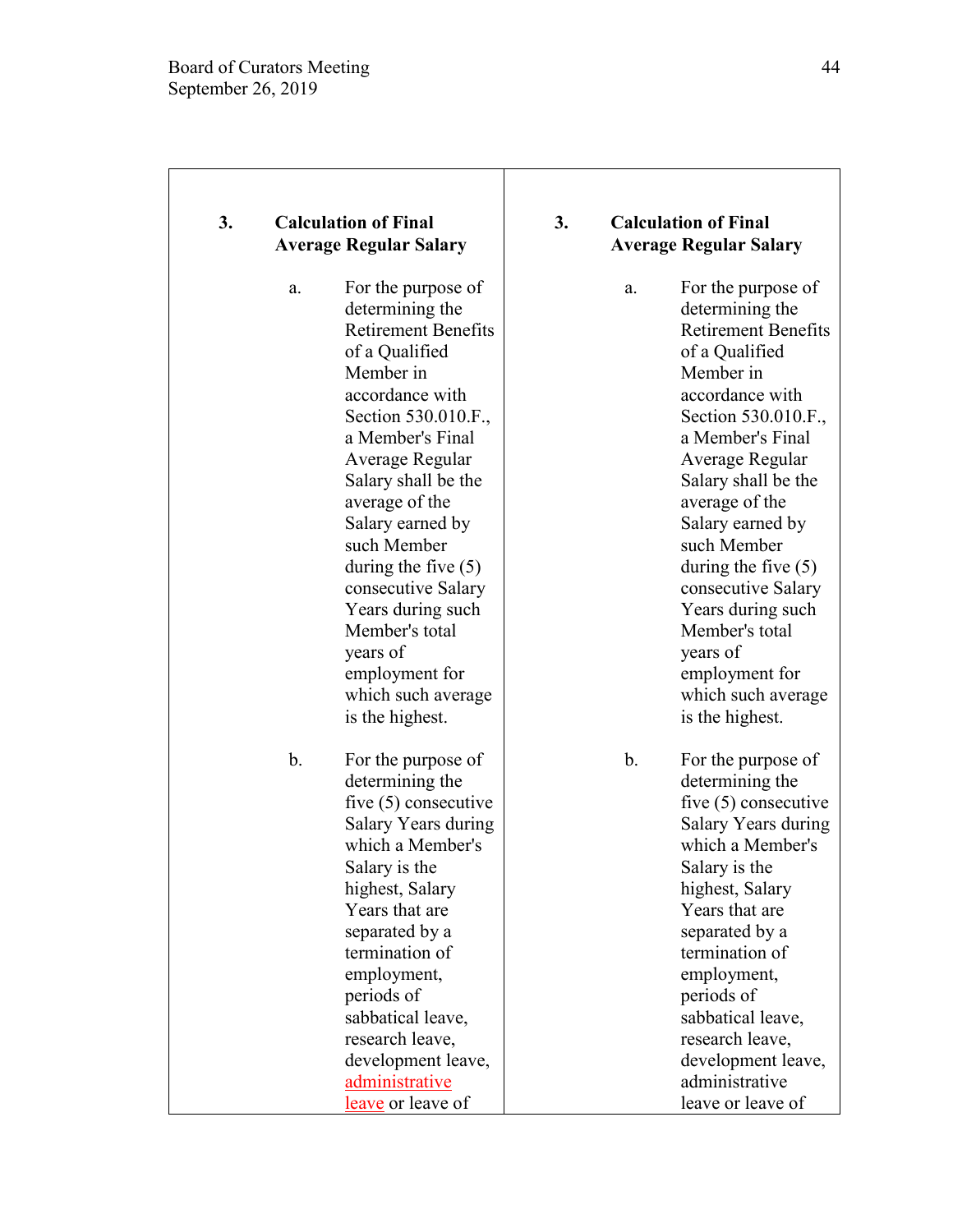| 3. **Calculation of Final Average Regular Salary** | 3. **Calculation of Final Average Regular Salary** |
| --- | --- |
| a. For the purpose of determining the Retirement Benefits of a Qualified Member in accordance with Section 530.010.F., a Member's Final Average Regular Salary shall be the average of the Salary earned by such Member during the five (5) consecutive Salary Years during such Member's total years of employment for which such average is the highest. | a. For the purpose of determining the Retirement Benefits of a Qualified Member in accordance with Section 530.010.F., a Member's Final Average Regular Salary shall be the average of the Salary earned by such Member during the five (5) consecutive Salary Years during such Member's total years of employment for which such average is the highest. |
| b. For the purpose of determining the five (5) consecutive Salary Years during which a Member's Salary is the highest, Salary Years that are separated by a termination of employment, periods of sabbatical leave, research leave, development leave, <u>administrative leave</u> or leave of | b. For the purpose of determining the five (5) consecutive Salary Years during which a Member's Salary is the highest, Salary Years that are separated by a termination of employment, periods of sabbatical leave, research leave, development leave, administrative leave or leave of |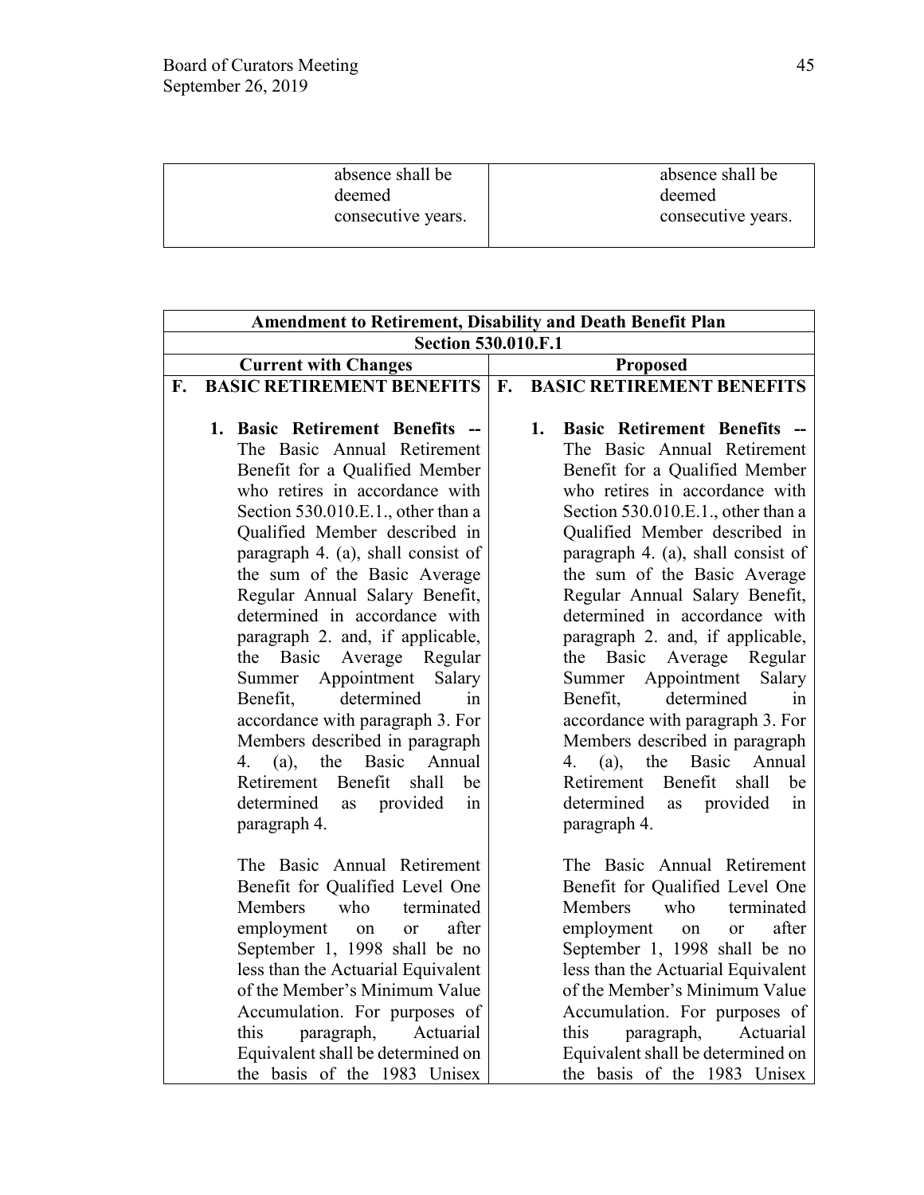| absence shall be deemed consecutive years. | absence shall be deemed consecutive years. |
|---|---|

| **Amendment to Retirement, Disability and Death Benefit Plan** | |
|---|---|
| **Section 530.010.F.1** | |
| **Current with Changes** | **Proposed** |
| **F. BASIC RETIREMENT BENEFITS** | **F. BASIC RETIREMENT BENEFITS** |
| **1. Basic Retirement Benefits --** The Basic Annual Retirement Benefit for a Qualified Member who retires in accordance with Section 530.010.E.1., other than a Qualified Member described in paragraph 4. (a), shall consist of the sum of the Basic Average Regular Annual Salary Benefit, determined in accordance with paragraph 2. and, if applicable, the Basic Average Regular Summer Appointment Salary Benefit, determined in accordance with paragraph 3. For Members described in paragraph 4. (a), the Basic Annual Retirement Benefit shall be determined as provided in paragraph 4.<br><br>The Basic Annual Retirement Benefit for Qualified Level One Members who terminated employment on or after September 1, 1998 shall be no less than the Actuarial Equivalent of the Member's Minimum Value Accumulation. For purposes of this paragraph, Actuarial Equivalent shall be determined on the basis of the 1983 Unisex | **1. Basic Retirement Benefits --** The Basic Annual Retirement Benefit for a Qualified Member who retires in accordance with Section 530.010.E.1., other than a Qualified Member described in paragraph 4. (a), shall consist of the sum of the Basic Average Regular Annual Salary Benefit, determined in accordance with paragraph 2. and, if applicable, the Basic Average Regular Summer Appointment Salary Benefit, determined in accordance with paragraph 3. For Members described in paragraph 4. (a), the Basic Annual Retirement Benefit shall be determined as provided in paragraph 4.<br><br>The Basic Annual Retirement Benefit for Qualified Level One Members who terminated employment on or after September 1, 1998 shall be no less than the Actuarial Equivalent of the Member's Minimum Value Accumulation. For purposes of this paragraph, Actuarial Equivalent shall be determined on the basis of the 1983 Unisex |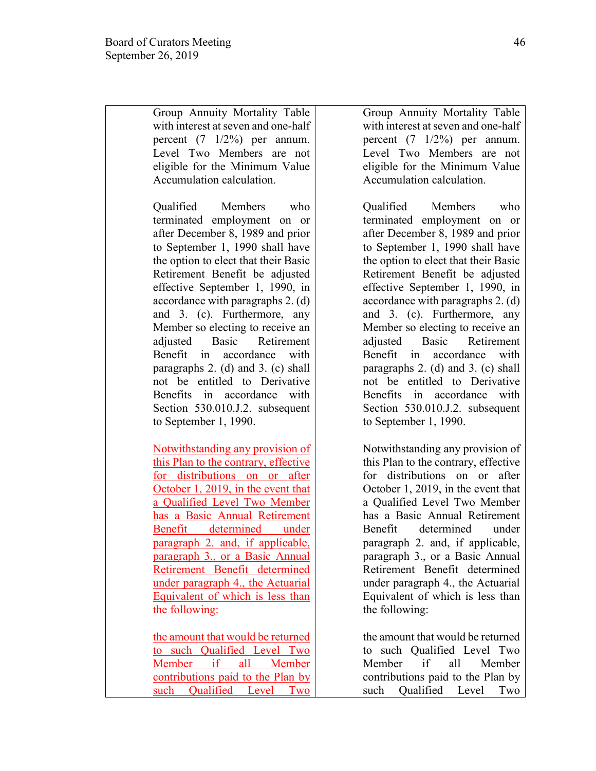| | |
|---|---|
| Group Annuity Mortality Table with interest at seven and one-half percent (7 1/2%) per annum. Level Two Members are not eligible for the Minimum Value Accumulation calculation.<br><br>Qualified Members who terminated employment on or after December 8, 1989 and prior to September 1, 1990 shall have the option to elect that their Basic Retirement Benefit be adjusted effective September 1, 1990, in accordance with paragraphs 2. (d) and 3. (c). Furthermore, any Member so electing to receive an adjusted Basic Retirement Benefit in accordance with paragraphs 2. (d) and 3. (c) shall not be entitled to Derivative Benefits in accordance with Section 530.010.J.2. subsequent to September 1, 1990.<br><br><u>Notwithstanding any provision of this Plan to the contrary, effective for distributions on or after October 1, 2019, in the event that a Qualified Level Two Member has a Basic Annual Retirement Benefit determined under paragraph 2. and, if applicable, paragraph 3., or a Basic Annual Retirement Benefit determined under paragraph 4., the Actuarial Equivalent of which is less than the following:</u><br><br><u>the amount that would be returned to such Qualified Level Two Member if all Member contributions paid to the Plan by such Qualified Level Two</u> | Group Annuity Mortality Table with interest at seven and one-half percent (7 1/2%) per annum. Level Two Members are not eligible for the Minimum Value Accumulation calculation.<br><br>Qualified Members who terminated employment on or after December 8, 1989 and prior to September 1, 1990 shall have the option to elect that their Basic Retirement Benefit be adjusted effective September 1, 1990, in accordance with paragraphs 2. (d) and 3. (c). Furthermore, any Member so electing to receive an adjusted Basic Retirement Benefit in accordance with paragraphs 2. (d) and 3. (c) shall not be entitled to Derivative Benefits in accordance with Section 530.010.J.2. subsequent to September 1, 1990.<br><br>Notwithstanding any provision of this Plan to the contrary, effective for distributions on or after October 1, 2019, in the event that a Qualified Level Two Member has a Basic Annual Retirement Benefit determined under paragraph 2. and, if applicable, paragraph 3., or a Basic Annual Retirement Benefit determined under paragraph 4., the Actuarial Equivalent of which is less than the following:<br><br>the amount that would be returned to such Qualified Level Two Member if all Member contributions paid to the Plan by such Qualified Level Two |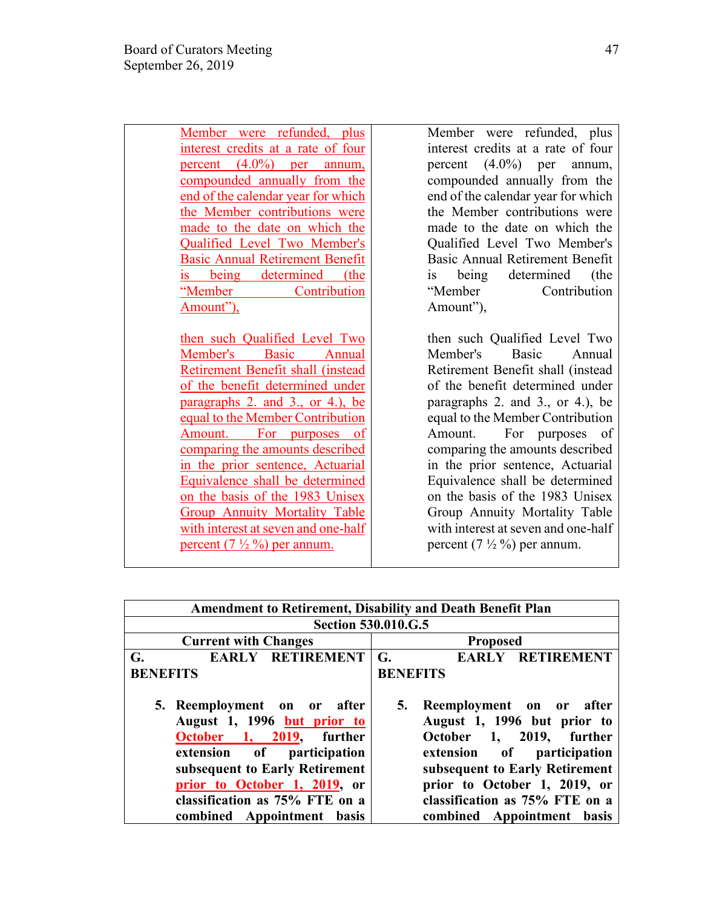| | |
|---|---|
| <u>Member were refunded, plus interest credits at a rate of four percent (4.0%) per annum, compounded annually from the end of the calendar year for which the Member contributions were made to the date on which the Qualified Level Two Member's Basic Annual Retirement Benefit is being determined (the "Member Contribution Amount"),</u><br><br><u>then such Qualified Level Two Member's Basic Annual Retirement Benefit shall (instead of the benefit determined under paragraphs 2. and 3., or 4.), be equal to the Member Contribution Amount. For purposes of comparing the amounts described in the prior sentence, Actuarial Equivalence shall be determined on the basis of the 1983 Unisex Group Annuity Mortality Table with interest at seven and one-half percent (7 ½ %) per annum.</u> | Member were refunded, plus interest credits at a rate of four percent (4.0%) per annum, compounded annually from the end of the calendar year for which the Member contributions were made to the date on which the Qualified Level Two Member's Basic Annual Retirement Benefit is being determined (the "Member Contribution Amount"),<br><br>then such Qualified Level Two Member's Basic Annual Retirement Benefit shall (instead of the benefit determined under paragraphs 2. and 3., or 4.), be equal to the Member Contribution Amount. For purposes of comparing the amounts described in the prior sentence, Actuarial Equivalence shall be determined on the basis of the 1983 Unisex Group Annuity Mortality Table with interest at seven and one-half percent (7 ½ %) per annum. |

| **Amendment to Retirement, Disability and Death Benefit Plan** | |
|---|---|
| **Section 530.010.G.5** | |
| **Current with Changes** | **Proposed** |
| **G. EARLY RETIREMENT BENEFITS**<br><br>**5. Reemployment on or after August 1, 1996 <u>but prior to October 1, 2019</u>, further extension of participation subsequent to Early Retirement <u>prior to October 1, 2019</u>, or classification as 75% FTE on a combined Appointment basis** | **G. EARLY RETIREMENT BENEFITS**<br><br>**5. Reemployment on or after August 1, 1996 but prior to October 1, 2019, further extension of participation subsequent to Early Retirement prior to October 1, 2019, or classification as 75% FTE on a combined Appointment basis** |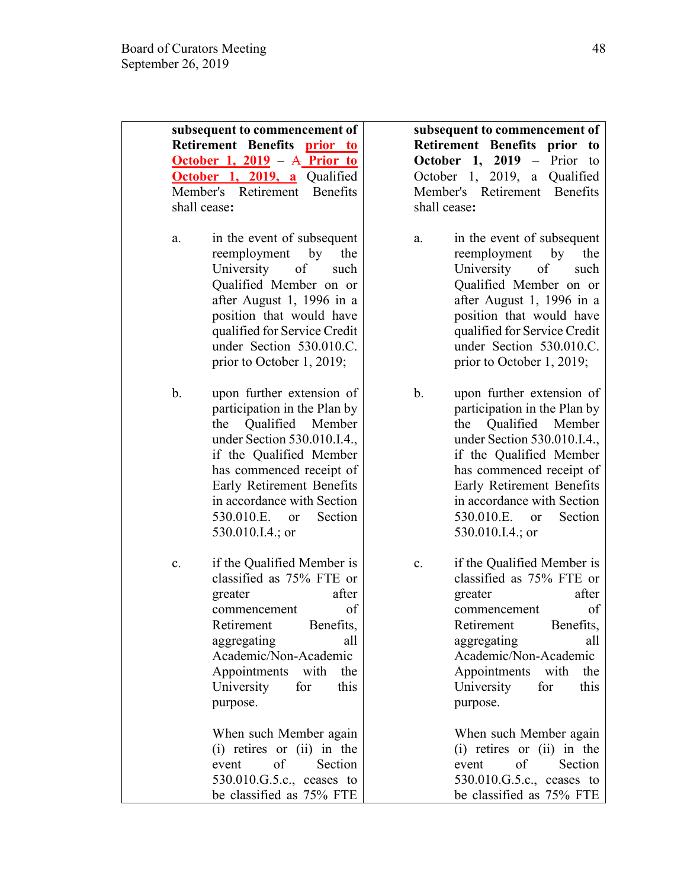| | |
|---|---|
| **subsequent to commencement of Retirement Benefits** <ins>**prior to October 1, 2019**</ins> – ~~A~~ <ins>Prior to October 1, 2019, a</ins> Qualified Member's Retirement Benefits shall cease**:**<br><br>a. in the event of subsequent reemployment by the University of such Qualified Member on or after August 1, 1996 in a position that would have qualified for Service Credit under Section 530.010.C. prior to October 1, 2019;<br><br>b. upon further extension of participation in the Plan by the Qualified Member under Section 530.010.I.4., if the Qualified Member has commenced receipt of Early Retirement Benefits in accordance with Section 530.010.E. or Section 530.010.I.4.; or<br><br>c. if the Qualified Member is classified as 75% FTE or greater after commencement of Retirement Benefits, aggregating all Academic/Non-Academic Appointments with the University for this purpose.<br><br>When such Member again (i) retires or (ii) in the event of Section 530.010.G.5.c., ceases to be classified as 75% FTE | **subsequent to commencement of Retirement Benefits prior to October 1, 2019** – Prior to October 1, 2019, a Qualified Member's Retirement Benefits shall cease**:**<br><br>a. in the event of subsequent reemployment by the University of such Qualified Member on or after August 1, 1996 in a position that would have qualified for Service Credit under Section 530.010.C. prior to October 1, 2019;<br><br>b. upon further extension of participation in the Plan by the Qualified Member under Section 530.010.I.4., if the Qualified Member has commenced receipt of Early Retirement Benefits in accordance with Section 530.010.E. or Section 530.010.I.4.; or<br><br>c. if the Qualified Member is classified as 75% FTE or greater after commencement of Retirement Benefits, aggregating all Academic/Non-Academic Appointments with the University for this purpose.<br><br>When such Member again (i) retires or (ii) in the event of Section 530.010.G.5.c., ceases to be classified as 75% FTE |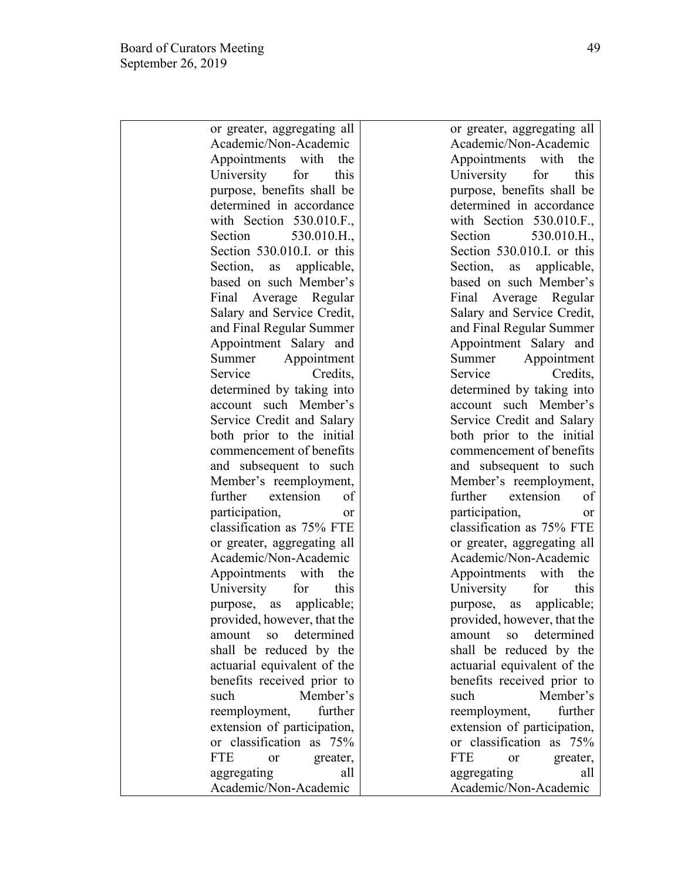| or greater, aggregating all Academic/Non-Academic Appointments with the University for this purpose, benefits shall be determined in accordance with Section 530.010.F., Section 530.010.H., Section 530.010.I. or this Section, as applicable, based on such Member's Final Average Regular Salary and Service Credit, and Final Regular Summer Appointment Salary and Summer Appointment Service Credits, determined by taking into account such Member's Service Credit and Salary both prior to the initial commencement of benefits and subsequent to such Member's reemployment, further extension of participation, or classification as 75% FTE or greater, aggregating all Academic/Non-Academic Appointments with the University for this purpose, as applicable; provided, however, that the amount so determined shall be reduced by the actuarial equivalent of the benefits received prior to such Member's reemployment, further extension of participation, or classification as 75% FTE or greater, aggregating all Academic/Non-Academic | or greater, aggregating all Academic/Non-Academic Appointments with the University for this purpose, benefits shall be determined in accordance with Section 530.010.F., Section 530.010.H., Section 530.010.I. or this Section, as applicable, based on such Member's Final Average Regular Salary and Service Credit, and Final Regular Summer Appointment Salary and Summer Appointment Service Credits, determined by taking into account such Member's Service Credit and Salary both prior to the initial commencement of benefits and subsequent to such Member's reemployment, further extension of participation, or classification as 75% FTE or greater, aggregating all Academic/Non-Academic Appointments with the University for this purpose, as applicable; provided, however, that the amount so determined shall be reduced by the actuarial equivalent of the benefits received prior to such Member's reemployment, further extension of participation, or classification as 75% FTE or greater, aggregating all Academic/Non-Academic |
|---|---|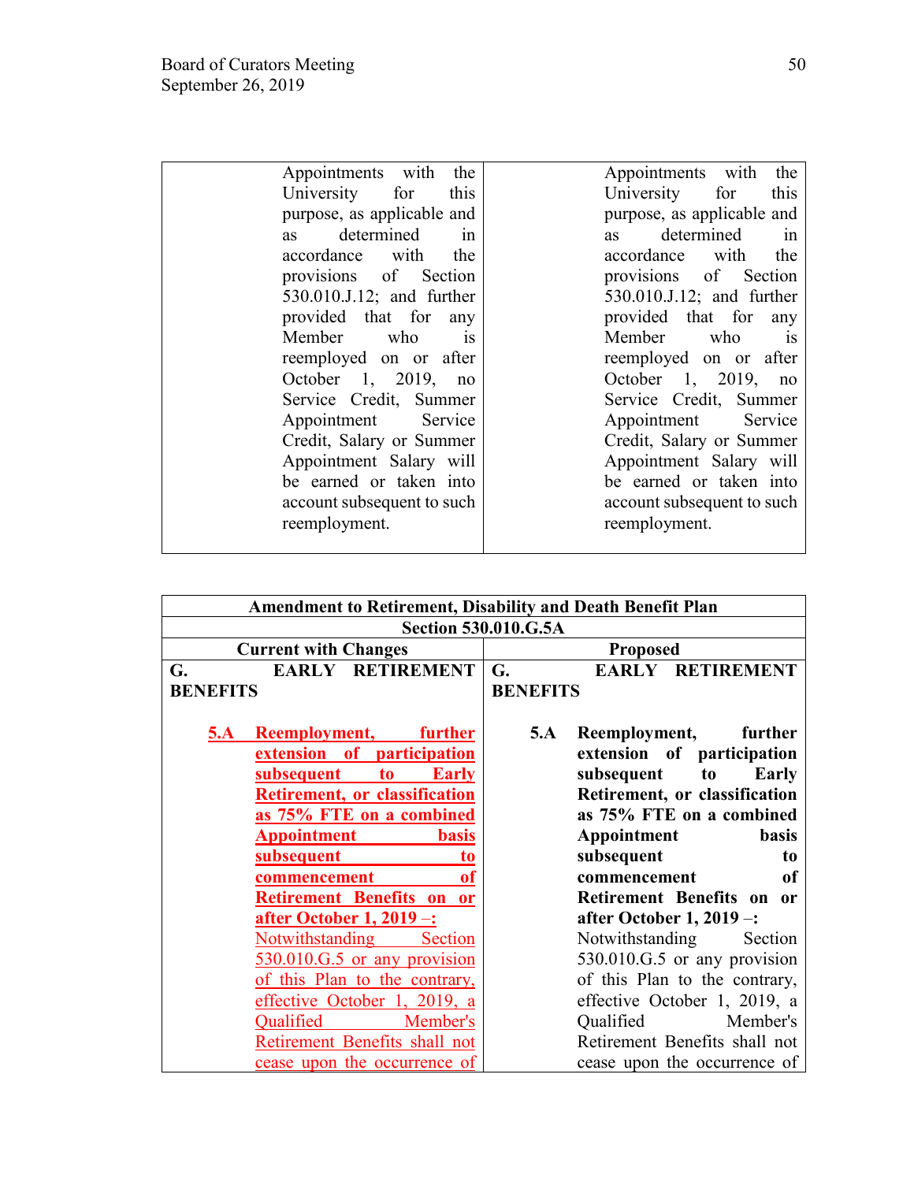| | |
|---|---|
| Appointments with the University for this purpose, as applicable and as determined in accordance with the provisions of Section 530.010.J.12; and further provided that for any Member who is reemployed on or after October 1, 2019, no Service Credit, Summer Appointment Service Credit, Salary or Summer Appointment Salary will be earned or taken into account subsequent to such reemployment. | Appointments with the University for this purpose, as applicable and as determined in accordance with the provisions of Section 530.010.J.12; and further provided that for any Member who is reemployed on or after October 1, 2019, no Service Credit, Summer Appointment Service Credit, Salary or Summer Appointment Salary will be earned or taken into account subsequent to such reemployment. |

| Amendment to Retirement, Disability and Death Benefit Plan | |
|---|---|
| **Section 530.010.G.5A** | |
| **Current with Changes** | **Proposed** |
| **G. EARLY RETIREMENT BENEFITS** | **G. EARLY RETIREMENT BENEFITS** |
| **5.A Reemployment, further extension of participation subsequent to Early Retirement, or classification as 75% FTE on a combined Appointment basis subsequent to commencement of Retirement Benefits on or after October 1, 2019 –:** Notwithstanding Section 530.010.G.5 or any provision of this Plan to the contrary, effective October 1, 2019, a Qualified Member's Retirement Benefits shall not cease upon the occurrence of | **5.A Reemployment, further extension of participation subsequent to Early Retirement, or classification as 75% FTE on a combined Appointment basis subsequent to commencement of Retirement Benefits on or after October 1, 2019 –:** Notwithstanding Section 530.010.G.5 or any provision of this Plan to the contrary, effective October 1, 2019, a Qualified Member's Retirement Benefits shall not cease upon the occurrence of |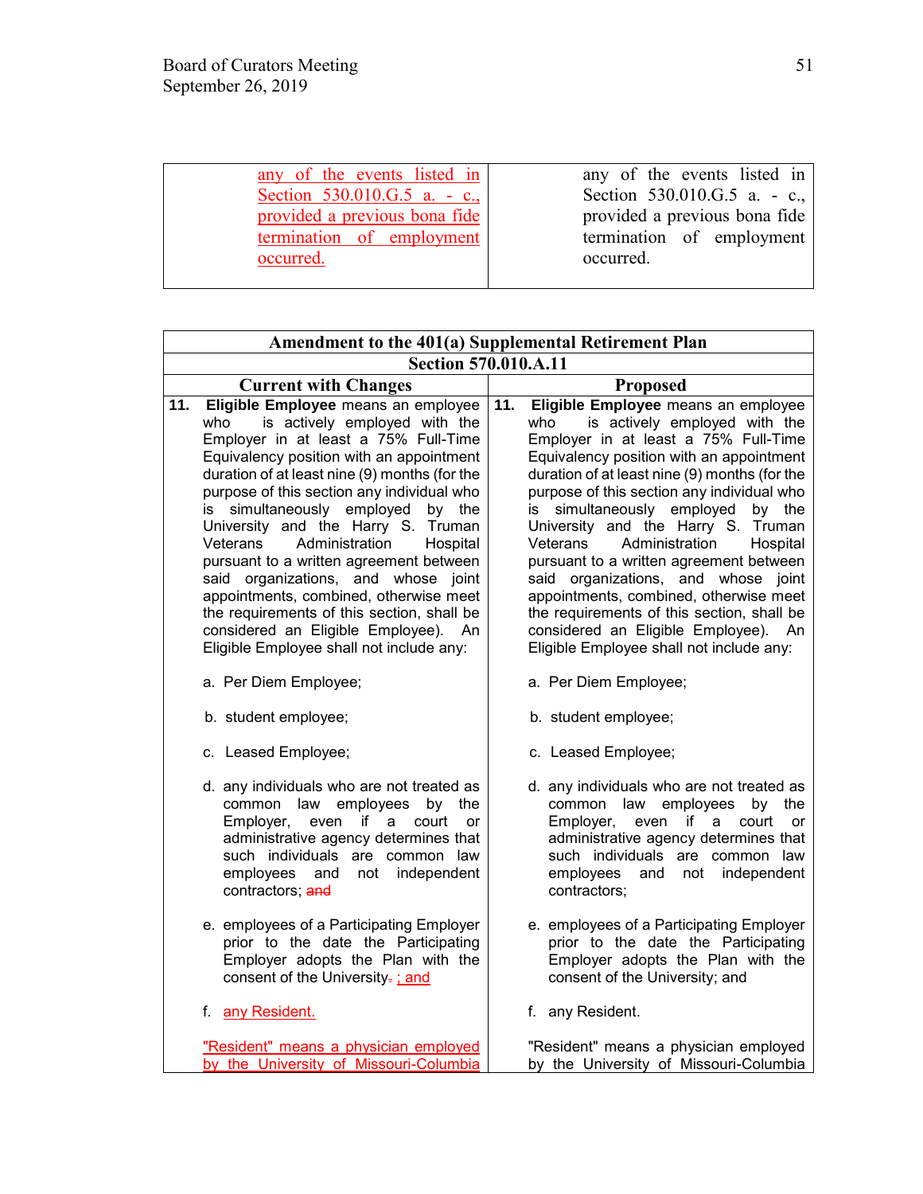| | |
|---|---|
| any of the events listed in Section 530.010.G.5 a. - c., provided a previous bona fide termination of employment occurred. | any of the events listed in Section 530.010.G.5 a. - c., provided a previous bona fide termination of employment occurred. |

| Amendment to the 401(a) Supplemental Retirement Plan | |
|---|---|
| Section 570.010.A.11 | |
| **Current with Changes** | **Proposed** |
| **11. Eligible Employee** means an employee who is actively employed with the Employer in at least a 75% Full-Time Equivalency position with an appointment duration of at least nine (9) months (for the purpose of this section any individual who is simultaneously employed by the University and the Harry S. Truman Veterans Administration Hospital pursuant to a written agreement between said organizations, and whose joint appointments, combined, otherwise meet the requirements of this section, shall be considered an Eligible Employee). An Eligible Employee shall not include any: | **11. Eligible Employee** means an employee who is actively employed with the Employer in at least a 75% Full-Time Equivalency position with an appointment duration of at least nine (9) months (for the purpose of this section any individual who is simultaneously employed by the University and the Harry S. Truman Veterans Administration Hospital pursuant to a written agreement between said organizations, and whose joint appointments, combined, otherwise meet the requirements of this section, shall be considered an Eligible Employee). An Eligible Employee shall not include any: |
| a. Per Diem Employee; | a. Per Diem Employee; |
| b. student employee; | b. student employee; |
| c. Leased Employee; | c. Leased Employee; |
| d. any individuals who are not treated as common law employees by the Employer, even if a court or administrative agency determines that such individuals are common law employees and not independent contractors; ~~and~~ | d. any individuals who are not treated as common law employees by the Employer, even if a court or administrative agency determines that such individuals are common law employees and not independent contractors; |
| e. employees of a Participating Employer prior to the date the Participating Employer adopts the Plan with the consent of the University~~.~~ ; and | e. employees of a Participating Employer prior to the date the Participating Employer adopts the Plan with the consent of the University; and |
| f. any Resident. | f. any Resident. |
| "Resident" means a physician employed by the University of Missouri-Columbia | "Resident" means a physician employed by the University of Missouri-Columbia |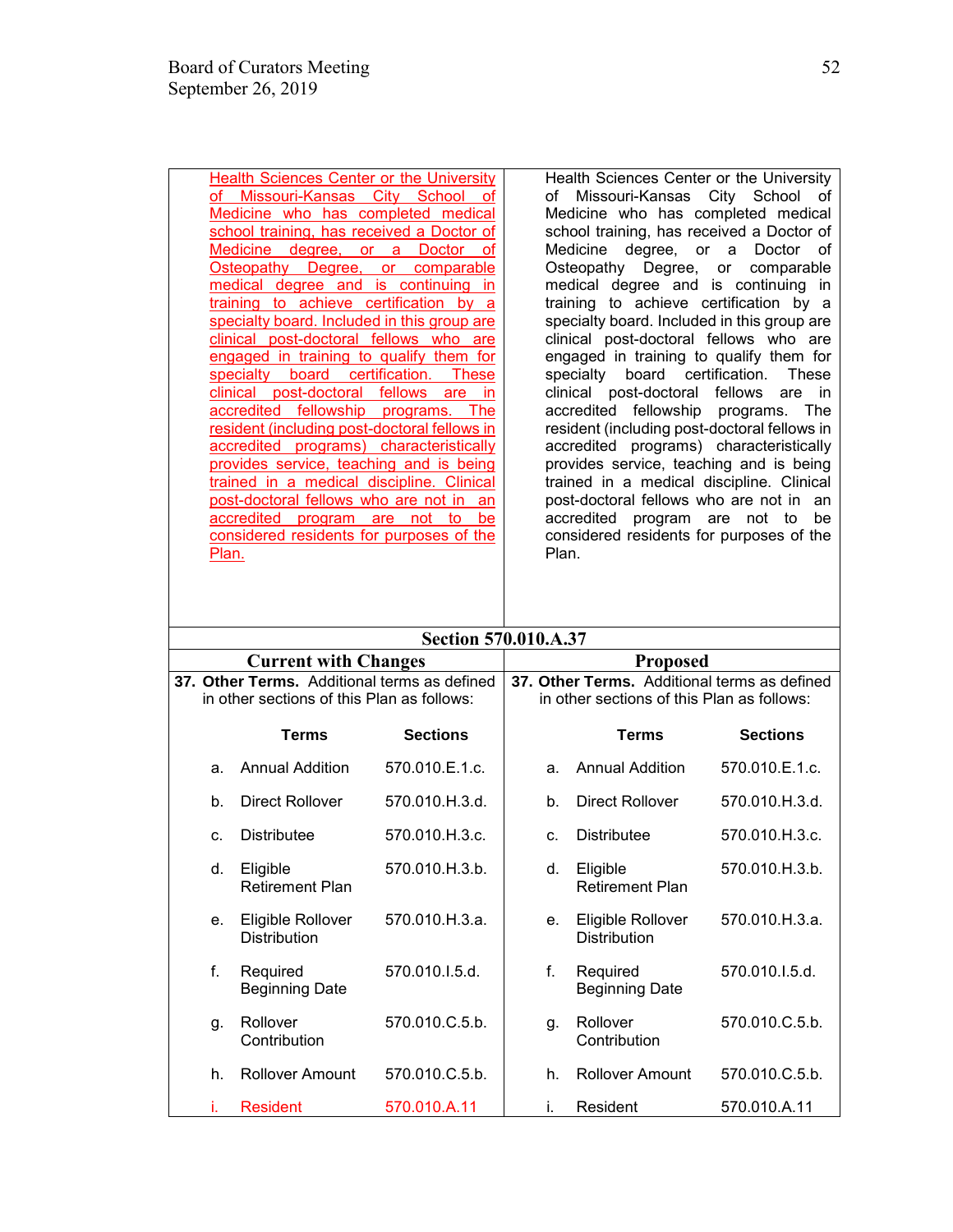| Current with Changes | Proposed |
|---|---|
| Health Sciences Center or the University of Missouri-Kansas City School of Medicine who has completed medical school training, has received a Doctor of Medicine degree, or a Doctor of Osteopathy Degree, or comparable medical degree and is continuing in training to achieve certification by a specialty board. Included in this group are clinical post-doctoral fellows who are engaged in training to qualify them for specialty board certification. These clinical post-doctoral fellows are in accredited fellowship programs. The resident (including post-doctoral fellows in accredited programs) characteristically provides service, teaching and is being trained in a medical discipline. Clinical post-doctoral fellows who are not in an accredited program are not to be considered residents for purposes of the Plan. | Health Sciences Center or the University of Missouri-Kansas City School of Medicine who has completed medical school training, has received a Doctor of Medicine degree, or a Doctor of Osteopathy Degree, or comparable medical degree and is continuing in training to achieve certification by a specialty board. Included in this group are clinical post-doctoral fellows who are engaged in training to qualify them for specialty board certification. These clinical post-doctoral fellows are in accredited fellowship programs. The resident (including post-doctoral fellows in accredited programs) characteristically provides service, teaching and is being trained in a medical discipline. Clinical post-doctoral fellows who are not in an accredited program are not to be considered residents for purposes of the Plan. |

**Section 570.010.A.37**

| Current with Changes | Proposed |
|---|---|
| **37. Other Terms.** Additional terms as defined in other sections of this Plan as follows: | **37. Other Terms.** Additional terms as defined in other sections of this Plan as follows: |

| | Terms | Sections | | Terms | Sections |
|---|---|---|---|---|---|
| a. | Annual Addition | 570.010.E.1.c. | a. | Annual Addition | 570.010.E.1.c. |
| b. | Direct Rollover | 570.010.H.3.d. | b. | Direct Rollover | 570.010.H.3.d. |
| c. | Distributee | 570.010.H.3.c. | c. | Distributee | 570.010.H.3.c. |
| d. | Eligible Retirement Plan | 570.010.H.3.b. | d. | Eligible Retirement Plan | 570.010.H.3.b. |
| e. | Eligible Rollover Distribution | 570.010.H.3.a. | e. | Eligible Rollover Distribution | 570.010.H.3.a. |
| f. | Required Beginning Date | 570.010.I.5.d. | f. | Required Beginning Date | 570.010.I.5.d. |
| g. | Rollover Contribution | 570.010.C.5.b. | g. | Rollover Contribution | 570.010.C.5.b. |
| h. | Rollover Amount | 570.010.C.5.b. | h. | Rollover Amount | 570.010.C.5.b. |
| i. | Resident | 570.010.A.11 | i. | Resident | 570.010.A.11 |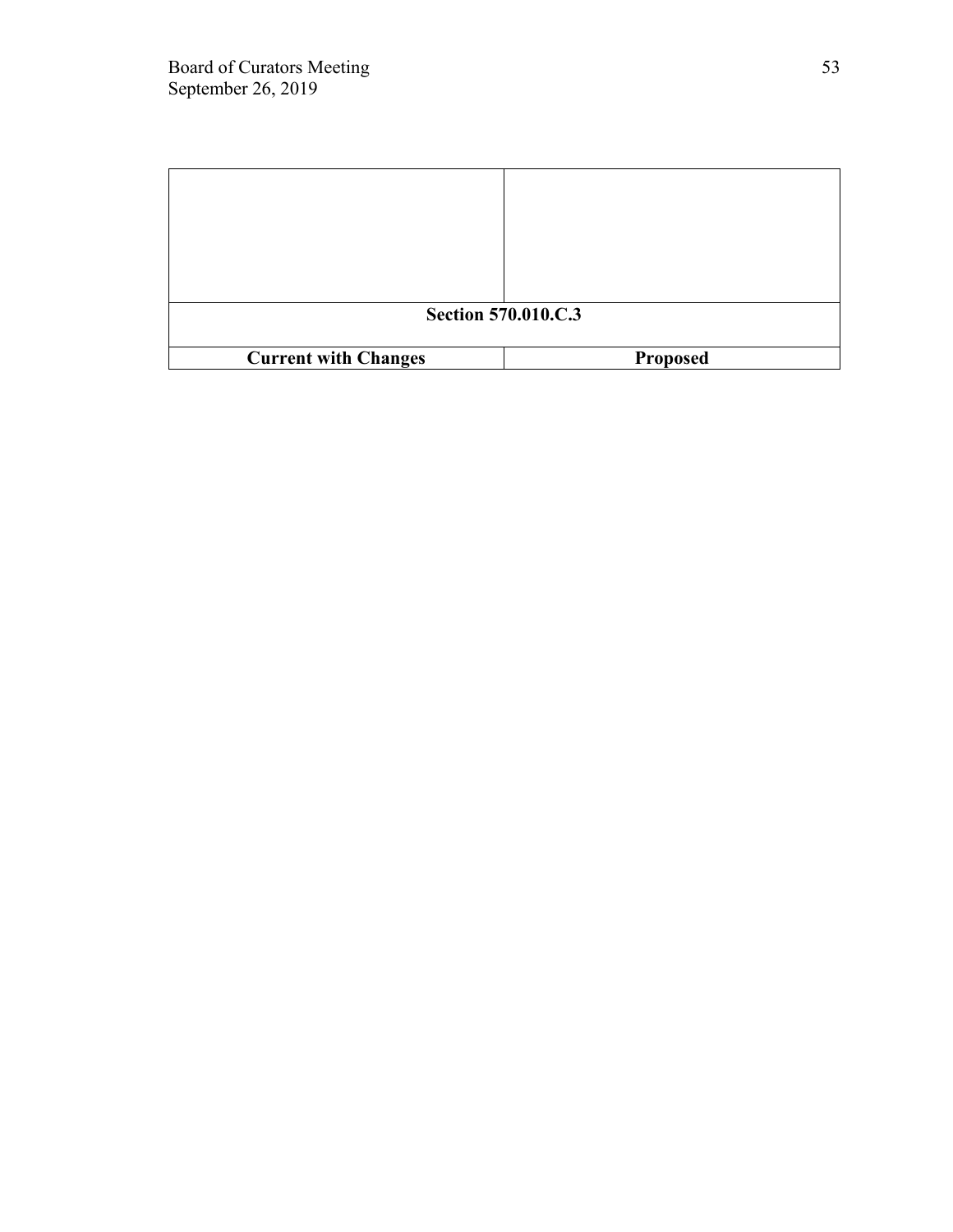| | |
|---|---|
| | |
| **Section 570.010.C.3** | |
| **Current with Changes** | **Proposed** |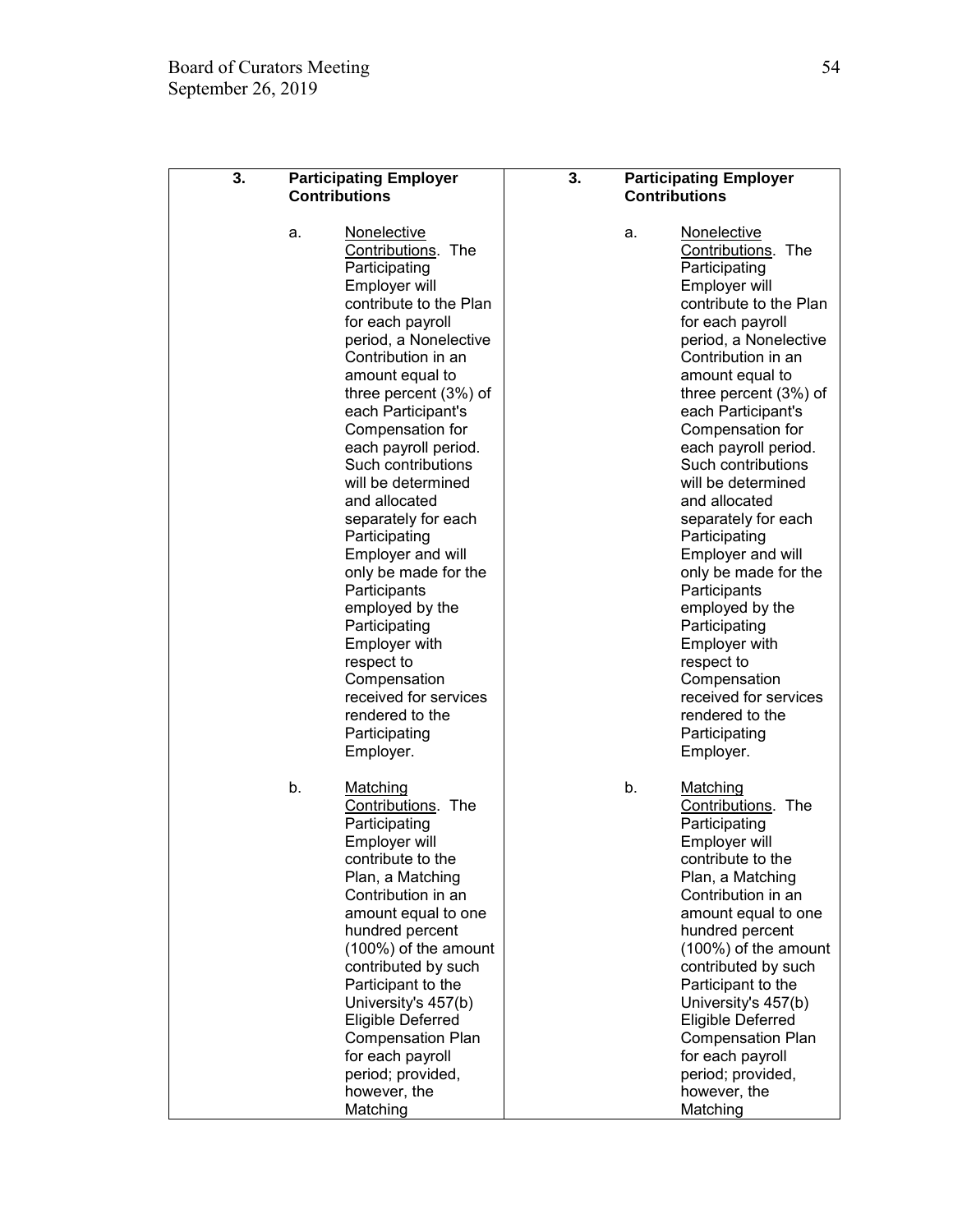| 3. Participating Employer Contributions | 3. Participating Employer Contributions |
|---|---|
| a. Nonelective Contributions. The Participating Employer will contribute to the Plan for each payroll period, a Nonelective Contribution in an amount equal to three percent (3%) of each Participant's Compensation for each payroll period. Such contributions will be determined and allocated separately for each Participating Employer and will only be made for the Participants employed by the Participating Employer with respect to Compensation received for services rendered to the Participating Employer. | a. Nonelective Contributions. The Participating Employer will contribute to the Plan for each payroll period, a Nonelective Contribution in an amount equal to three percent (3%) of each Participant's Compensation for each payroll period. Such contributions will be determined and allocated separately for each Participating Employer and will only be made for the Participants employed by the Participating Employer with respect to Compensation received for services rendered to the Participating Employer. |
| b. Matching Contributions. The Participating Employer will contribute to the Plan, a Matching Contribution in an amount equal to one hundred percent (100%) of the amount contributed by such Participant to the University's 457(b) Eligible Deferred Compensation Plan for each payroll period; provided, however, the Matching | b. Matching Contributions. The Participating Employer will contribute to the Plan, a Matching Contribution in an amount equal to one hundred percent (100%) of the amount contributed by such Participant to the University's 457(b) Eligible Deferred Compensation Plan for each payroll period; provided, however, the Matching |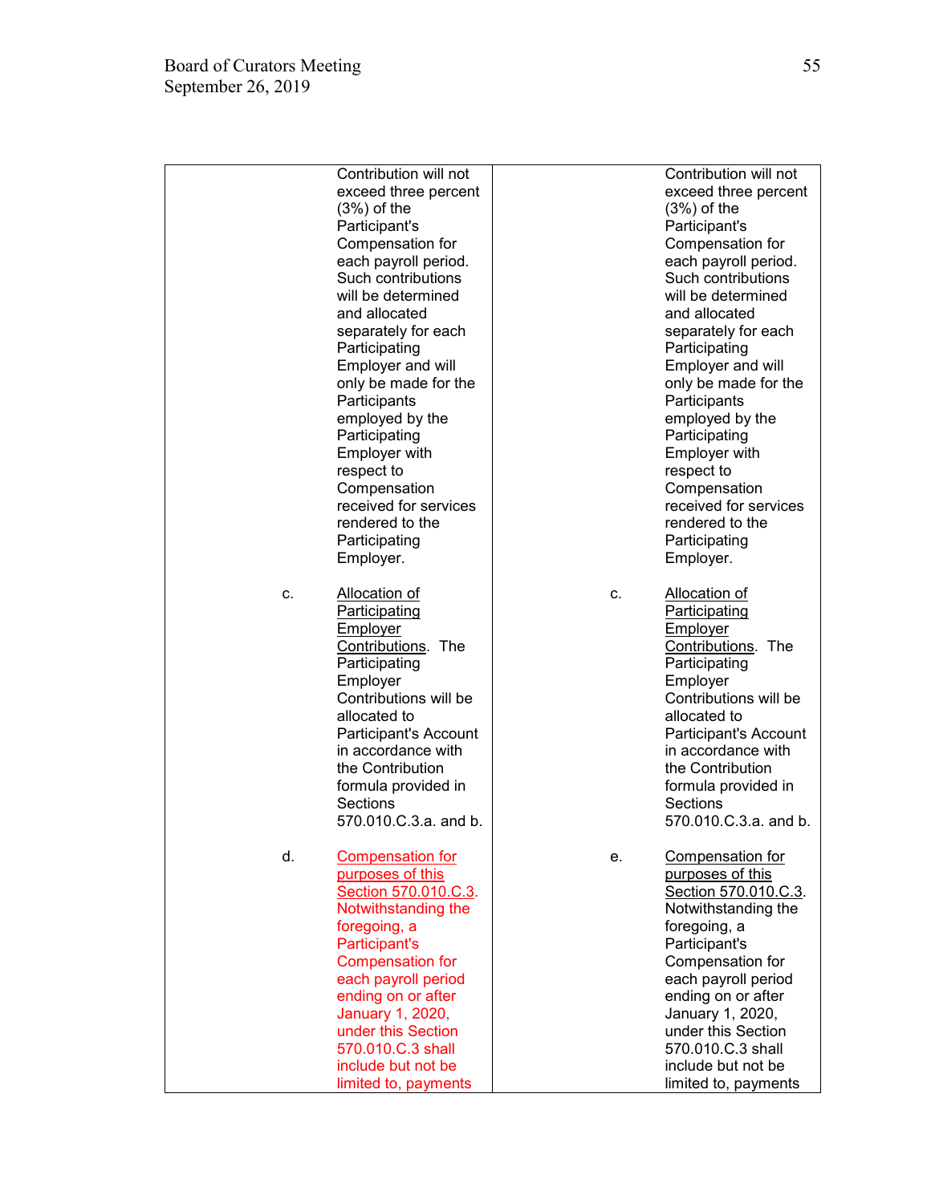| | |
|---|---|
| Contribution will not exceed three percent (3%) of the Participant's Compensation for each payroll period. Such contributions will be determined and allocated separately for each Participating Employer and will only be made for the Participants employed by the Participating Employer with respect to Compensation received for services rendered to the Participating Employer. | Contribution will not exceed three percent (3%) of the Participant's Compensation for each payroll period. Such contributions will be determined and allocated separately for each Participating Employer and will only be made for the Participants employed by the Participating Employer with respect to Compensation received for services rendered to the Participating Employer. |
| c. Allocation of Participating Employer Contributions. The Participating Employer Contributions will be allocated to Participant's Account in accordance with the Contribution formula provided in Sections 570.010.C.3.a. and b. | c. Allocation of Participating Employer Contributions. The Participating Employer Contributions will be allocated to Participant's Account in accordance with the Contribution formula provided in Sections 570.010.C.3.a. and b. |
| d. Compensation for purposes of this Section 570.010.C.3. Notwithstanding the foregoing, a Participant's Compensation for each payroll period ending on or after January 1, 2020, under this Section 570.010.C.3 shall include but not be limited to, payments | e. Compensation for purposes of this Section 570.010.C.3. Notwithstanding the foregoing, a Participant's Compensation for each payroll period ending on or after January 1, 2020, under this Section 570.010.C.3 shall include but not be limited to, payments |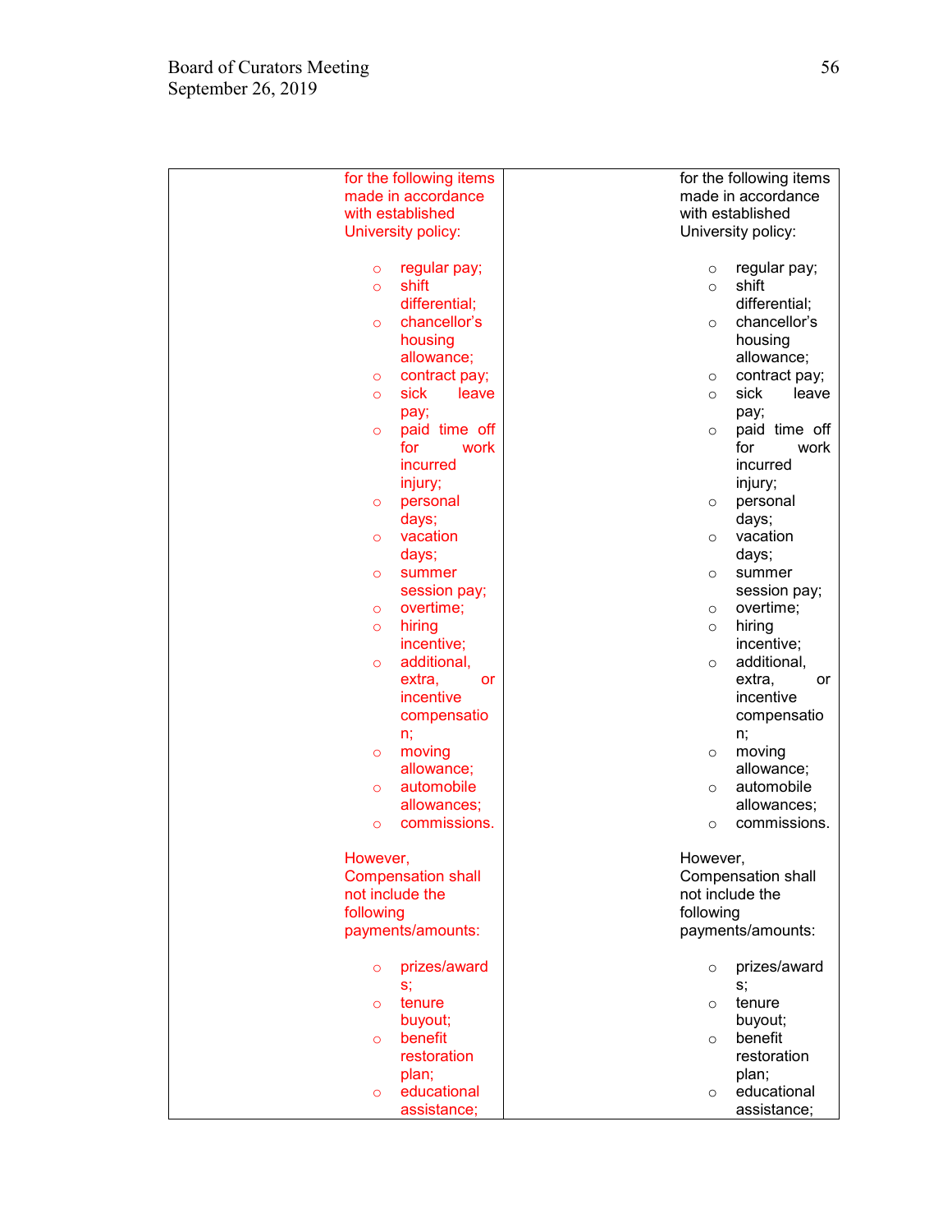| | |
|---|---|
| for the following items made in accordance with established University policy:<br><br>- regular pay;<br>- shift differential;<br>- chancellor's housing allowance;<br>- contract pay;<br>- sick leave pay;<br>- paid time off for work incurred injury;<br>- personal days;<br>- vacation days;<br>- summer session pay;<br>- overtime;<br>- hiring incentive;<br>- additional, extra, or incentive compensation;<br>- moving allowance;<br>- automobile allowances;<br>- commissions.<br><br>However, Compensation shall not include the following payments/amounts:<br><br>- prizes/awards;<br>- tenure buyout;<br>- benefit restoration plan;<br>- educational assistance; | for the following items made in accordance with established University policy:<br><br>- regular pay;<br>- shift differential;<br>- chancellor's housing allowance;<br>- contract pay;<br>- sick leave pay;<br>- paid time off for work incurred injury;<br>- personal days;<br>- vacation days;<br>- summer session pay;<br>- overtime;<br>- hiring incentive;<br>- additional, extra, or incentive compensation;<br>- moving allowance;<br>- automobile allowances;<br>- commissions.<br><br>However, Compensation shall not include the following payments/amounts:<br><br>- prizes/awards;<br>- tenure buyout;<br>- benefit restoration plan;<br>- educational assistance; |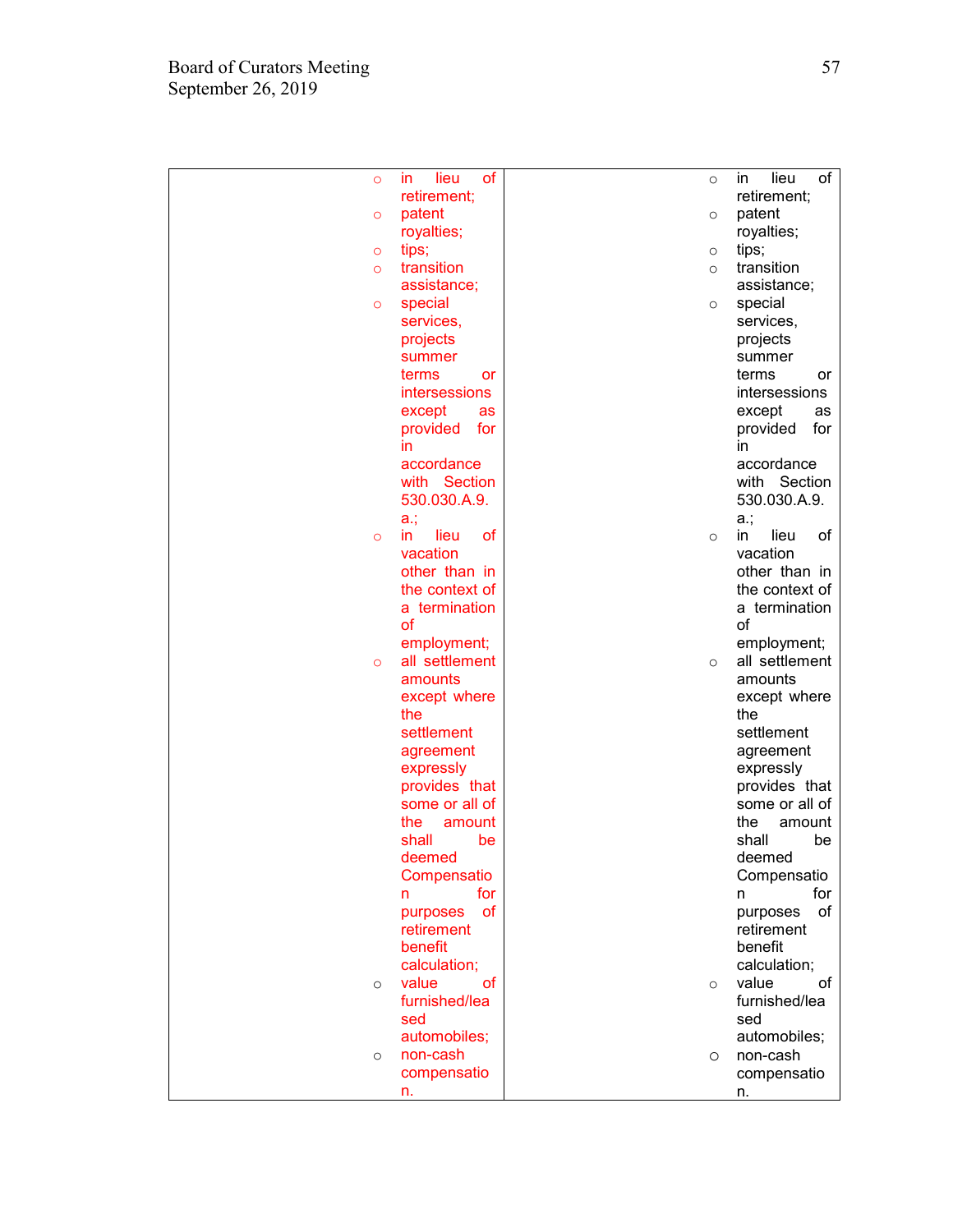| | |
|---|---|
| <ul><li>in lieu of retirement;</li><li>patent royalties;</li><li>tips;</li><li>transition assistance;</li><li>special services, projects summer terms or intersessions except as provided for in accordance with Section 530.030.A.9. a.;</li><li>in lieu of vacation other than in the context of a termination of employment;</li><li>all settlement amounts except where the settlement agreement expressly provides that some or all of the amount shall be deemed Compensation for purposes of retirement benefit calculation;</li><li>value of furnished/leased automobiles;</li><li>non-cash compensation.</li></ul> | <ul><li>in lieu of retirement;</li><li>patent royalties;</li><li>tips;</li><li>transition assistance;</li><li>special services, projects summer terms or intersessions except as provided for in accordance with Section 530.030.A.9. a.;</li><li>in lieu of vacation other than in the context of a termination of employment;</li><li>all settlement amounts except where the settlement agreement expressly provides that some or all of the amount shall be deemed Compensation for purposes of retirement benefit calculation;</li><li>value of furnished/leased automobiles;</li><li>non-cash compensation.</li></ul> |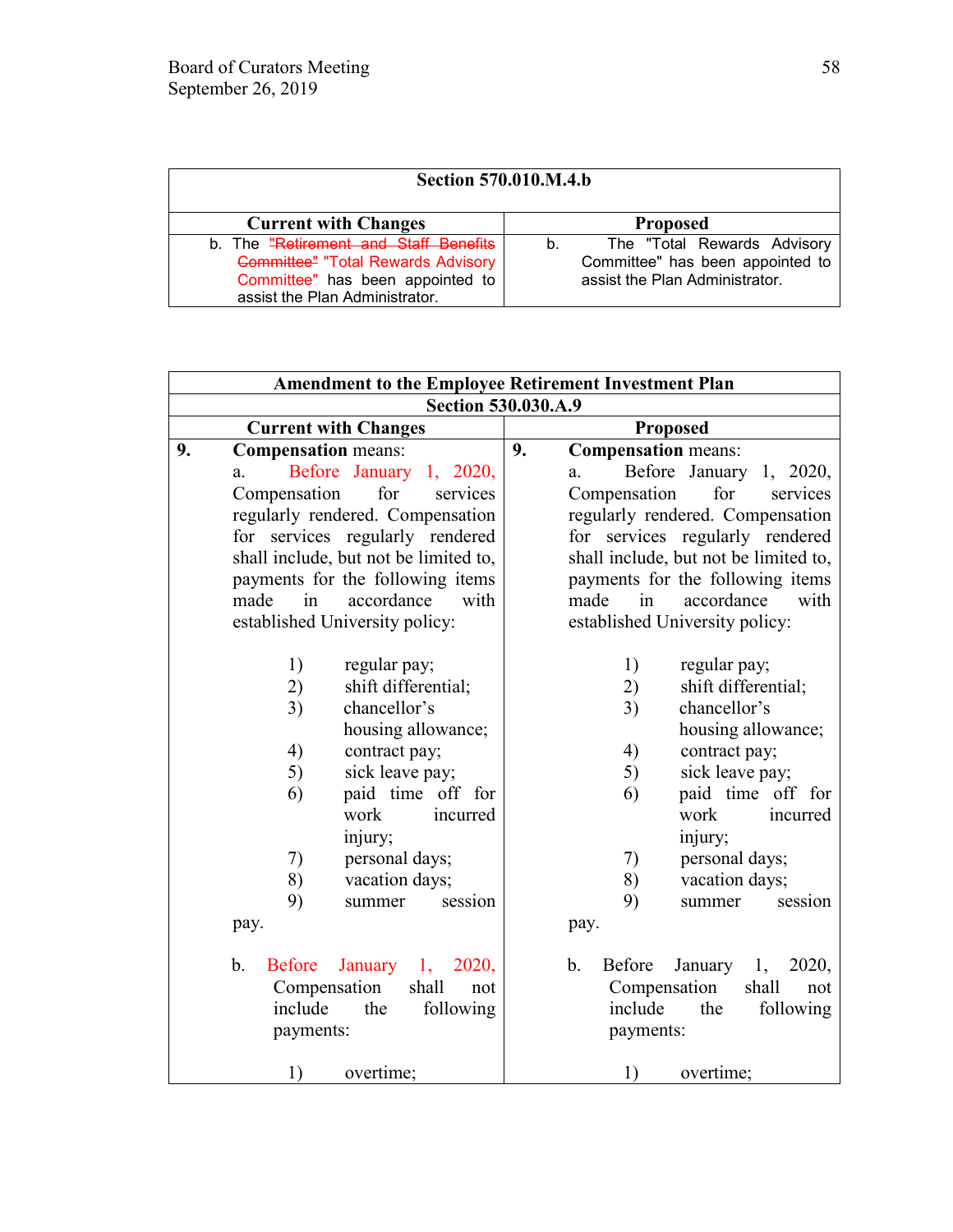| Section 570.010.M.4.b | |
|---|---|
| **Current with Changes** | **Proposed** |
| b. The ~~"Retirement and Staff Benefits Committee"~~ "Total Rewards Advisory Committee" has been appointed to assist the Plan Administrator. | b. The "Total Rewards Advisory Committee" has been appointed to assist the Plan Administrator. |

| Amendment to the Employee Retirement Investment Plan<br>Section 530.030.A.9 | |
|---|---|
| **Current with Changes** | **Proposed** |
| **9. Compensation** means:<br>a. Before January 1, 2020, Compensation for services regularly rendered. Compensation for services regularly rendered shall include, but not be limited to, payments for the following items made in accordance with established University policy:<br>1) regular pay;<br>2) shift differential;<br>3) chancellor's housing allowance;<br>4) contract pay;<br>5) sick leave pay;<br>6) paid time off for work incurred injury;<br>7) personal days;<br>8) vacation days;<br>9) summer session pay.<br><br>b. Before January 1, 2020, Compensation shall not include the following payments:<br>1) overtime; | **9. Compensation** means:<br>a. Before January 1, 2020, Compensation for services regularly rendered. Compensation for services regularly rendered shall include, but not be limited to, payments for the following items made in accordance with established University policy:<br>1) regular pay;<br>2) shift differential;<br>3) chancellor's housing allowance;<br>4) contract pay;<br>5) sick leave pay;<br>6) paid time off for work incurred injury;<br>7) personal days;<br>8) vacation days;<br>9) summer session pay.<br><br>b. Before January 1, 2020, Compensation shall not include the following payments:<br>1) overtime; |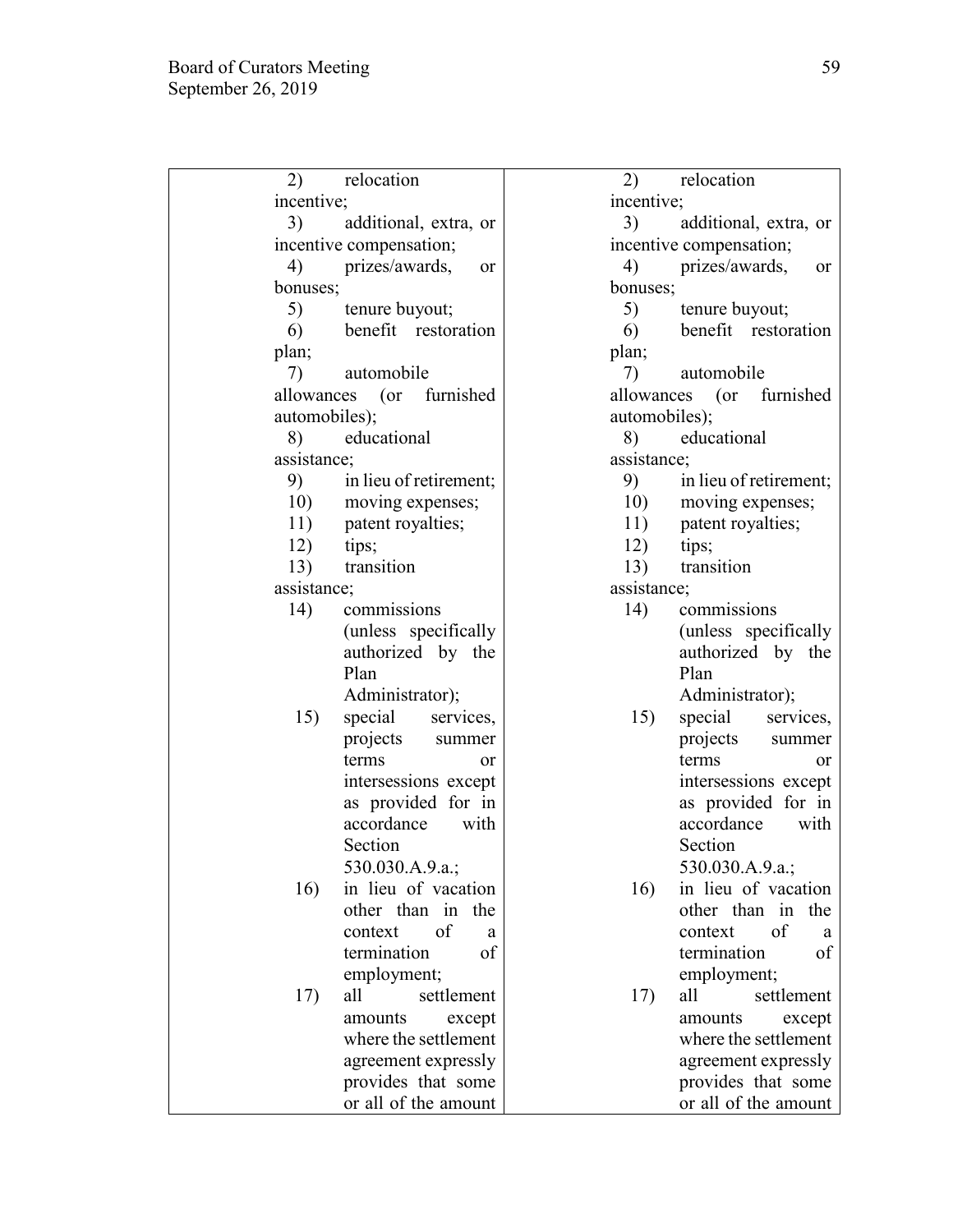| | |
|---|---|
| 2) relocation incentive;<br>3) additional, extra, or incentive compensation;<br>4) prizes/awards, or bonuses;<br>5) tenure buyout;<br>6) benefit restoration plan;<br>7) automobile allowances (or furnished automobiles);<br>8) educational assistance;<br>9) in lieu of retirement;<br>10) moving expenses;<br>11) patent royalties;<br>12) tips;<br>13) transition assistance;<br>14) commissions (unless specifically authorized by the Plan Administrator);<br>15) special services, projects summer terms or intersessions except as provided for in accordance with Section 530.030.A.9.a.;<br>16) in lieu of vacation other than in the context of a termination of employment;<br>17) all settlement amounts except where the settlement agreement expressly provides that some or all of the amount | 2) relocation incentive;<br>3) additional, extra, or incentive compensation;<br>4) prizes/awards, or bonuses;<br>5) tenure buyout;<br>6) benefit restoration plan;<br>7) automobile allowances (or furnished automobiles);<br>8) educational assistance;<br>9) in lieu of retirement;<br>10) moving expenses;<br>11) patent royalties;<br>12) tips;<br>13) transition assistance;<br>14) commissions (unless specifically authorized by the Plan Administrator);<br>15) special services, projects summer terms or intersessions except as provided for in accordance with Section 530.030.A.9.a.;<br>16) in lieu of vacation other than in the context of a termination of employment;<br>17) all settlement amounts except where the settlement agreement expressly provides that some or all of the amount |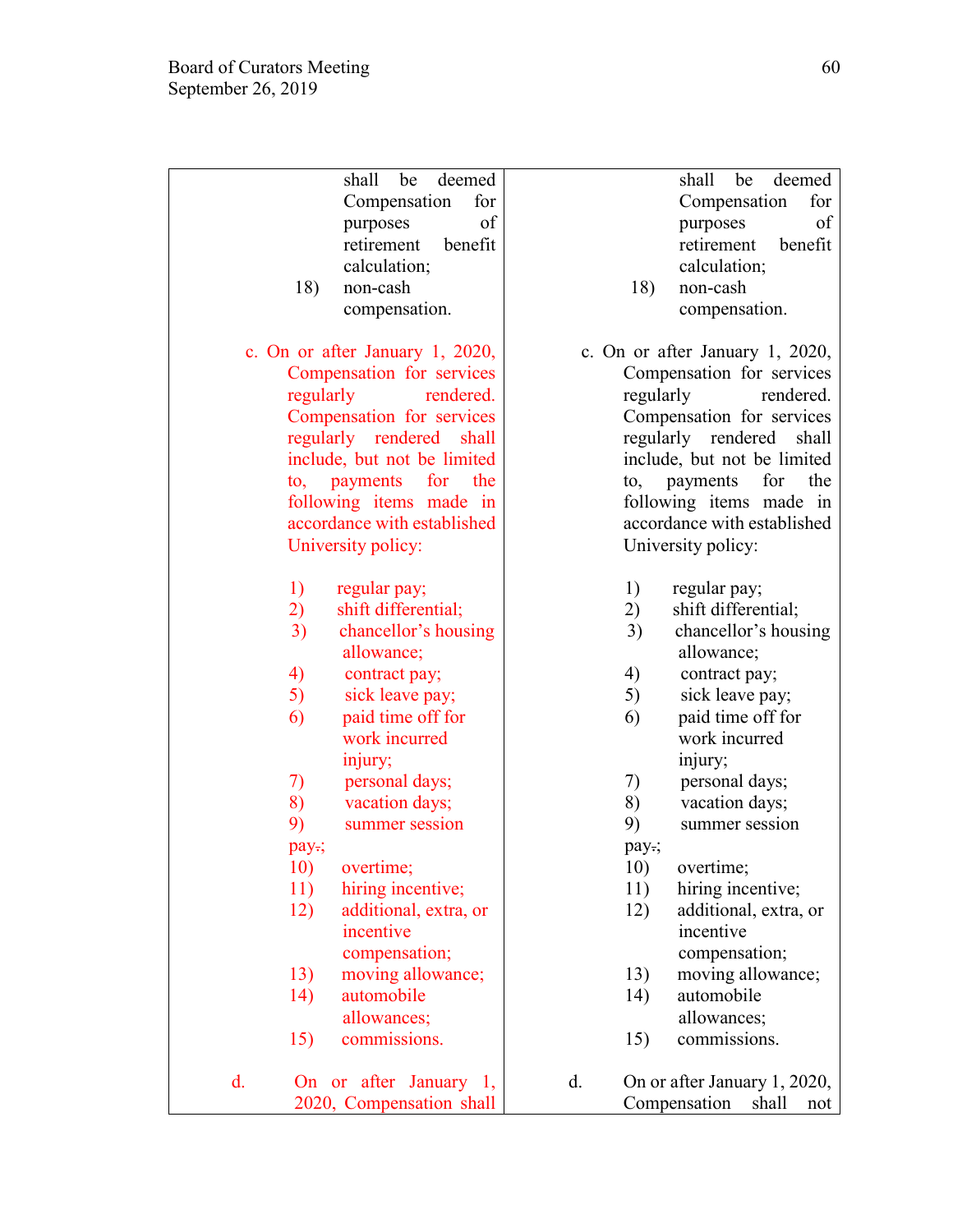| | |
|---|---|
| shall be deemed Compensation for purposes of retirement benefit calculation;<br>18) non-cash compensation.<br><br>c. On or after January 1, 2020, Compensation for services regularly rendered. Compensation for services regularly rendered shall include, but not be limited to, payments for the following items made in accordance with established University policy:<br><br>1) regular pay;<br>2) shift differential;<br>3) chancellor's housing allowance;<br>4) contract pay;<br>5) sick leave pay;<br>6) paid time off for work incurred injury;<br>7) personal days;<br>8) vacation days;<br>9) summer session pay.;<br>10) overtime;<br>11) hiring incentive;<br>12) additional, extra, or incentive compensation;<br>13) moving allowance;<br>14) automobile allowances;<br>15) commissions.<br><br>d. On or after January 1, 2020, Compensation shall | shall be deemed Compensation for purposes of retirement benefit calculation;<br>18) non-cash compensation.<br><br>c. On or after January 1, 2020, Compensation for services regularly rendered. Compensation for services regularly rendered shall include, but not be limited to, payments for the following items made in accordance with established University policy:<br><br>1) regular pay;<br>2) shift differential;<br>3) chancellor's housing allowance;<br>4) contract pay;<br>5) sick leave pay;<br>6) paid time off for work incurred injury;<br>7) personal days;<br>8) vacation days;<br>9) summer session pay.;<br>10) overtime;<br>11) hiring incentive;<br>12) additional, extra, or incentive compensation;<br>13) moving allowance;<br>14) automobile allowances;<br>15) commissions.<br><br>d. On or after January 1, 2020, Compensation shall not |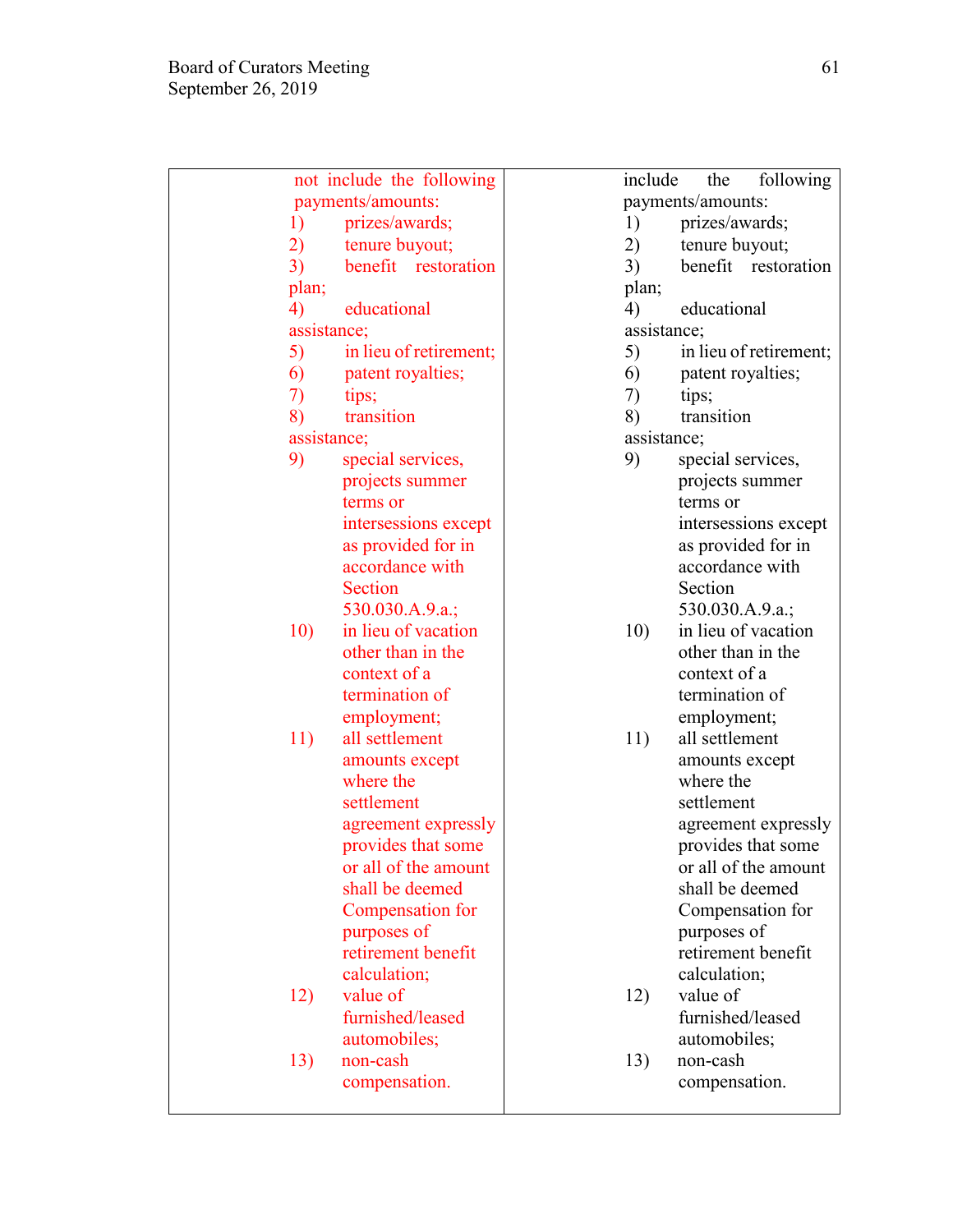| not include the following payments/amounts: 1) prizes/awards; 2) tenure buyout; 3) benefit restoration plan; 4) educational assistance; 5) in lieu of retirement; 6) patent royalties; 7) tips; 8) transition assistance; 9) special services, projects summer terms or intersessions except as provided for in accordance with Section 530.030.A.9.a.; 10) in lieu of vacation other than in the context of a termination of employment; 11) all settlement amounts except where the settlement agreement expressly provides that some or all of the amount shall be deemed Compensation for purposes of retirement benefit calculation; 12) value of furnished/leased automobiles; 13) non-cash compensation. | include the following payments/amounts: 1) prizes/awards; 2) tenure buyout; 3) benefit restoration plan; 4) educational assistance; 5) in lieu of retirement; 6) patent royalties; 7) tips; 8) transition assistance; 9) special services, projects summer terms or intersessions except as provided for in accordance with Section 530.030.A.9.a.; 10) in lieu of vacation other than in the context of a termination of employment; 11) all settlement amounts except where the settlement agreement expressly provides that some or all of the amount shall be deemed Compensation for purposes of retirement benefit calculation; 12) value of furnished/leased automobiles; 13) non-cash compensation. |
|---|---|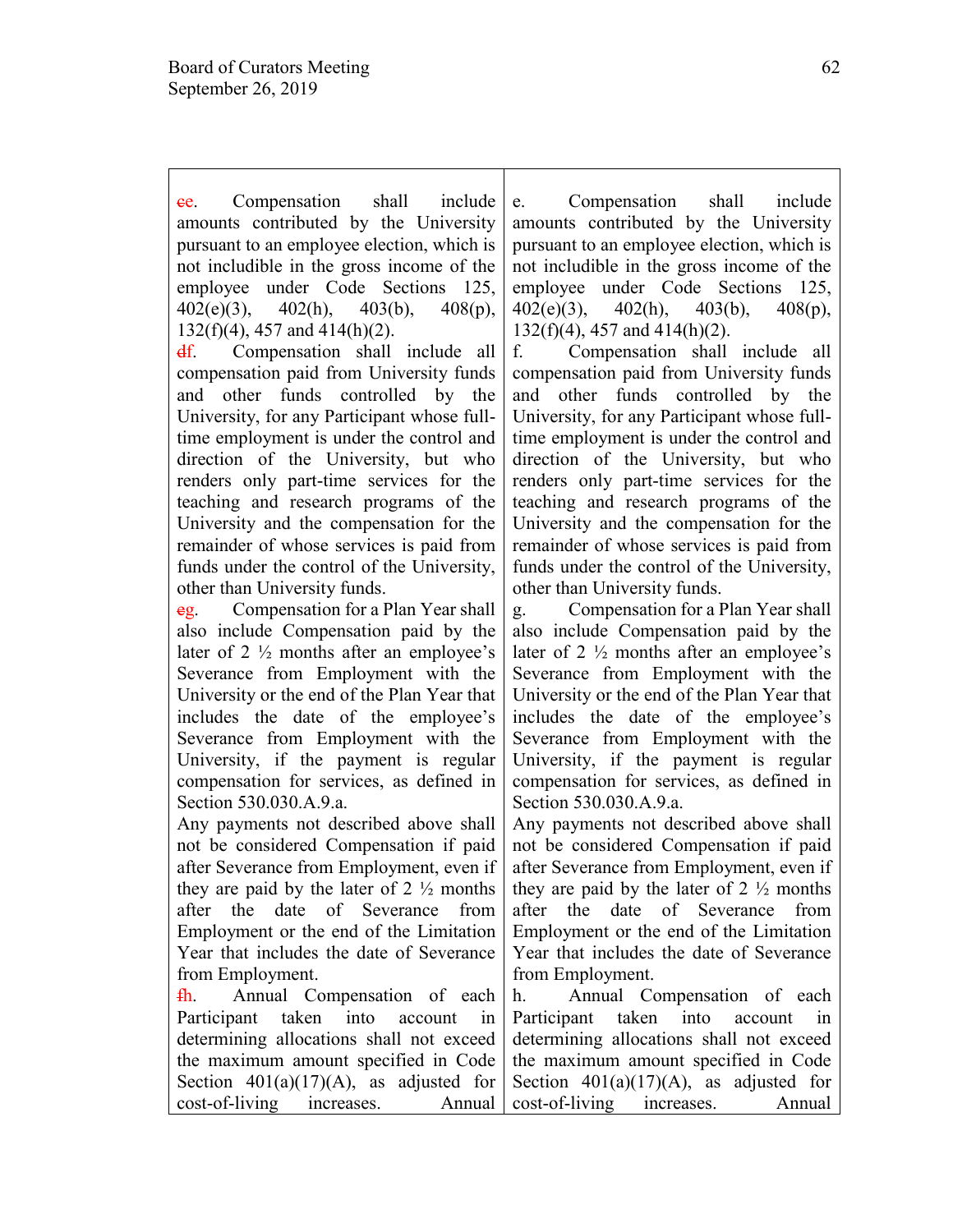| | |
|---|---|
| ~~c~~e. Compensation shall include amounts contributed by the University pursuant to an employee election, which is not includible in the gross income of the employee under Code Sections 125, 402(e)(3), 402(h), 403(b), 408(p), 132(f)(4), 457 and 414(h)(2).<br>~~d~~f. Compensation shall include all compensation paid from University funds and other funds controlled by the University, for any Participant whose full-time employment is under the control and direction of the University, but who renders only part-time services for the teaching and research programs of the University and the compensation for the remainder of whose services is paid from funds under the control of the University, other than University funds.<br>~~e~~g. Compensation for a Plan Year shall also include Compensation paid by the later of 2 ½ months after an employee's Severance from Employment with the University or the end of the Plan Year that includes the date of the employee's Severance from Employment with the University, if the payment is regular compensation for services, as defined in Section 530.030.A.9.a.<br>Any payments not described above shall not be considered Compensation if paid after Severance from Employment, even if they are paid by the later of 2 ½ months after the date of Severance from Employment or the end of the Limitation Year that includes the date of Severance from Employment.<br>~~f~~h. Annual Compensation of each Participant taken into account in determining allocations shall not exceed the maximum amount specified in Code Section 401(a)(17)(A), as adjusted for cost-of-living increases. Annual | e. Compensation shall include amounts contributed by the University pursuant to an employee election, which is not includible in the gross income of the employee under Code Sections 125, 402(e)(3), 402(h), 403(b), 408(p), 132(f)(4), 457 and 414(h)(2).<br>f. Compensation shall include all compensation paid from University funds and other funds controlled by the University, for any Participant whose full-time employment is under the control and direction of the University, but who renders only part-time services for the teaching and research programs of the University and the compensation for the remainder of whose services is paid from funds under the control of the University, other than University funds.<br>g. Compensation for a Plan Year shall also include Compensation paid by the later of 2 ½ months after an employee's Severance from Employment with the University or the end of the Plan Year that includes the date of the employee's Severance from Employment with the University, if the payment is regular compensation for services, as defined in Section 530.030.A.9.a.<br>Any payments not described above shall not be considered Compensation if paid after Severance from Employment, even if they are paid by the later of 2 ½ months after the date of Severance from Employment or the end of the Limitation Year that includes the date of Severance from Employment.<br>h. Annual Compensation of each Participant taken into account in determining allocations shall not exceed the maximum amount specified in Code Section 401(a)(17)(A), as adjusted for cost-of-living increases. Annual |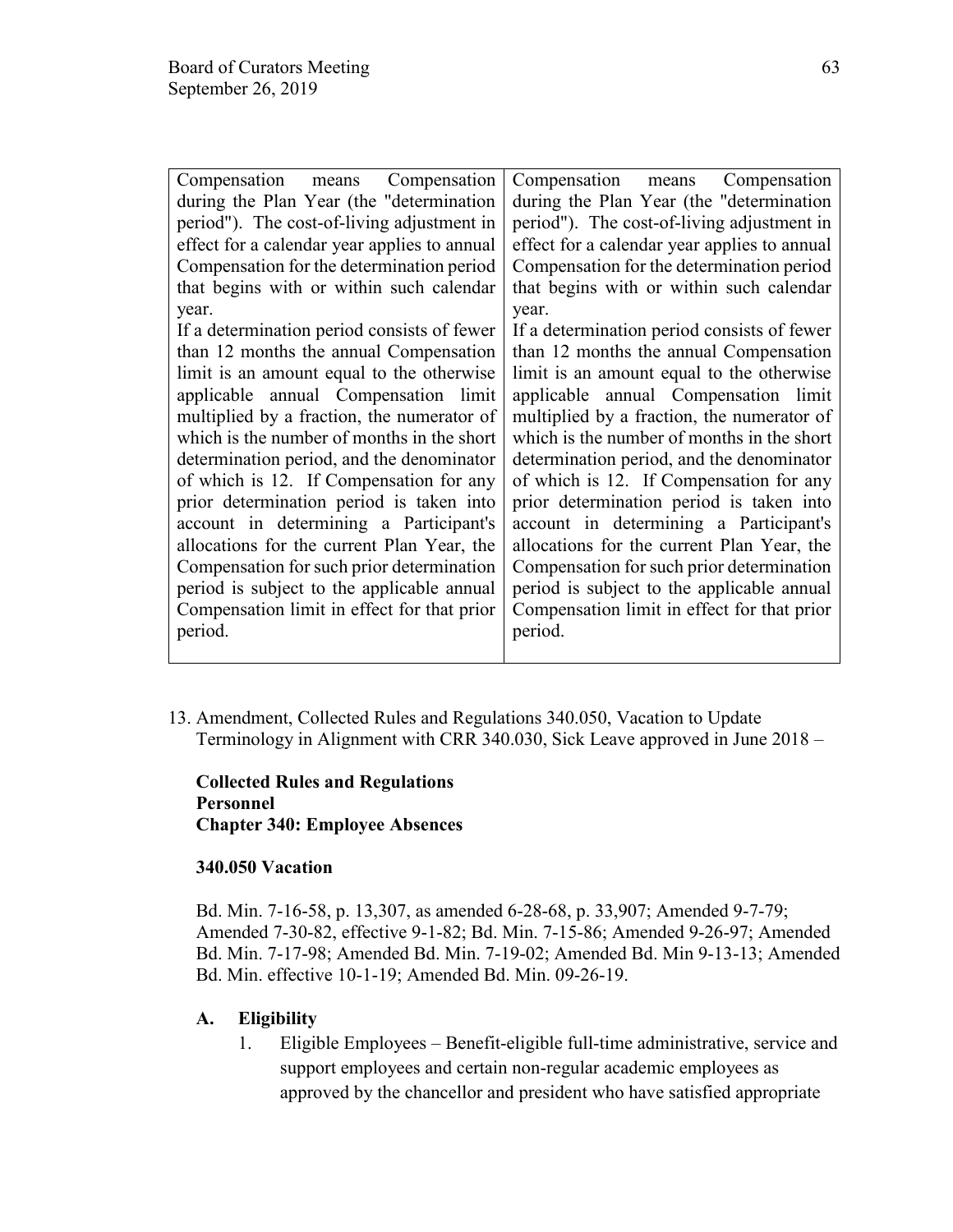| | |
|---|---|
| Compensation means Compensation during the Plan Year (the "determination period"). The cost-of-living adjustment in effect for a calendar year applies to annual Compensation for the determination period that begins with or within such calendar year.<br>If a determination period consists of fewer than 12 months the annual Compensation limit is an amount equal to the otherwise applicable annual Compensation limit multiplied by a fraction, the numerator of which is the number of months in the short determination period, and the denominator of which is 12. If Compensation for any prior determination period is taken into account in determining a Participant's allocations for the current Plan Year, the Compensation for such prior determination period is subject to the applicable annual Compensation limit in effect for that prior period. | Compensation means Compensation during the Plan Year (the "determination period"). The cost-of-living adjustment in effect for a calendar year applies to annual Compensation for the determination period that begins with or within such calendar year.<br>If a determination period consists of fewer than 12 months the annual Compensation limit is an amount equal to the otherwise applicable annual Compensation limit multiplied by a fraction, the numerator of which is the number of months in the short determination period, and the denominator of which is 12. If Compensation for any prior determination period is taken into account in determining a Participant's allocations for the current Plan Year, the Compensation for such prior determination period is subject to the applicable annual Compensation limit in effect for that prior period. |

13. Amendment, Collected Rules and Regulations 340.050, Vacation to Update Terminology in Alignment with CRR 340.030, Sick Leave approved in June 2018 –

**Collected Rules and Regulations**
**Personnel**
**Chapter 340: Employee Absences**

**340.050 Vacation**

Bd. Min. 7-16-58, p. 13,307, as amended 6-28-68, p. 33,907; Amended 9-7-79; Amended 7-30-82, effective 9-1-82; Bd. Min. 7-15-86; Amended 9-26-97; Amended Bd. Min. 7-17-98; Amended Bd. Min. 7-19-02; Amended Bd. Min 9-13-13; Amended Bd. Min. effective 10-1-19; Amended Bd. Min. 09-26-19.

**A. Eligibility**

1. Eligible Employees – Benefit-eligible full-time administrative, service and support employees and certain non-regular academic employees as approved by the chancellor and president who have satisfied appropriate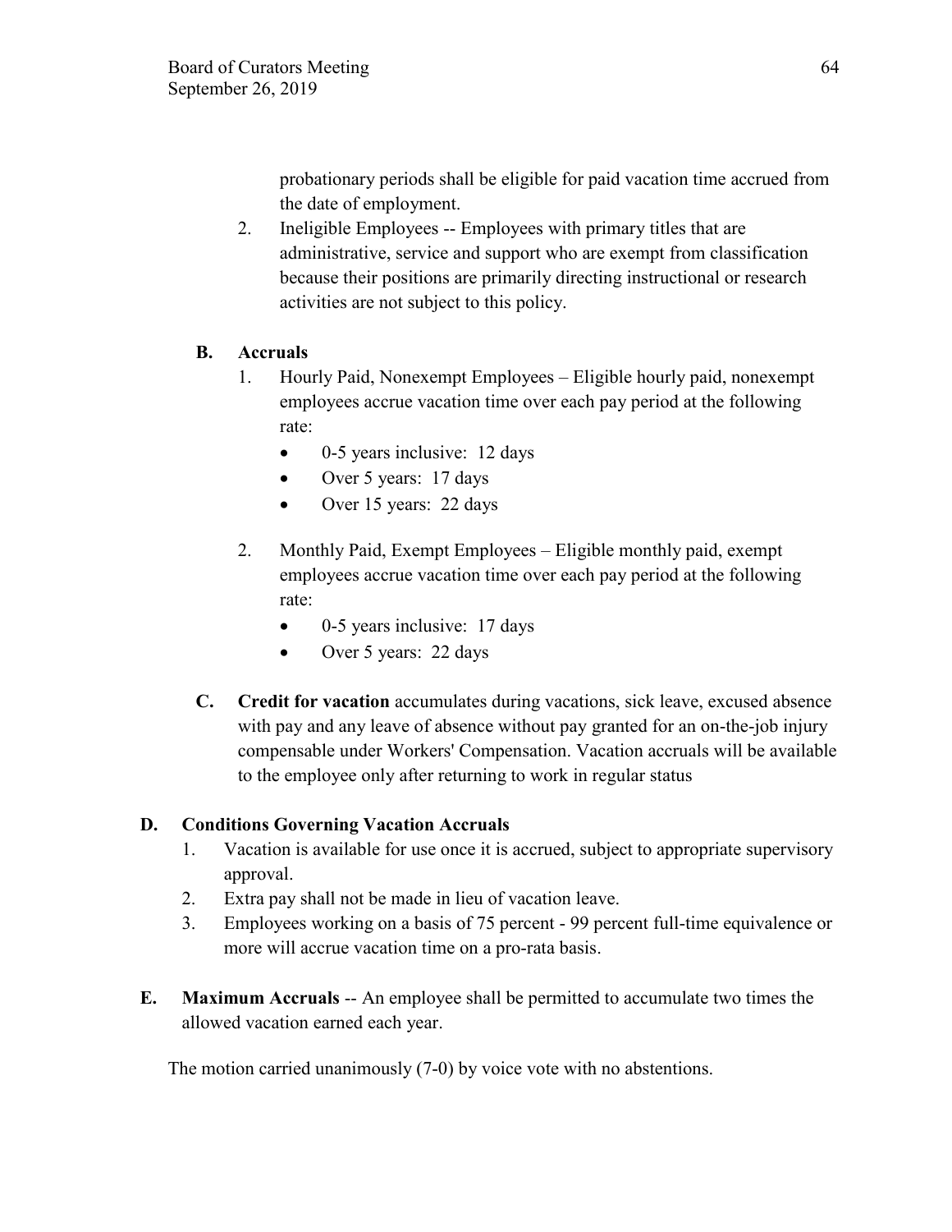probationary periods shall be eligible for paid vacation time accrued from the date of employment.

2. Ineligible Employees -- Employees with primary titles that are administrative, service and support who are exempt from classification because their positions are primarily directing instructional or research activities are not subject to this policy.

**B. Accruals**

1. Hourly Paid, Nonexempt Employees – Eligible hourly paid, nonexempt employees accrue vacation time over each pay period at the following rate:
   - 0-5 years inclusive: 12 days
   - Over 5 years: 17 days
   - Over 15 years: 22 days

2. Monthly Paid, Exempt Employees – Eligible monthly paid, exempt employees accrue vacation time over each pay period at the following rate:
   - 0-5 years inclusive: 17 days
   - Over 5 years: 22 days

**C. Credit for vacation** accumulates during vacations, sick leave, excused absence with pay and any leave of absence without pay granted for an on-the-job injury compensable under Workers' Compensation. Vacation accruals will be available to the employee only after returning to work in regular status

**D. Conditions Governing Vacation Accruals**

1. Vacation is available for use once it is accrued, subject to appropriate supervisory approval.
2. Extra pay shall not be made in lieu of vacation leave.
3. Employees working on a basis of 75 percent - 99 percent full-time equivalence or more will accrue vacation time on a pro-rata basis.

**E. Maximum Accruals** -- An employee shall be permitted to accumulate two times the allowed vacation earned each year.

The motion carried unanimously (7-0) by voice vote with no abstentions.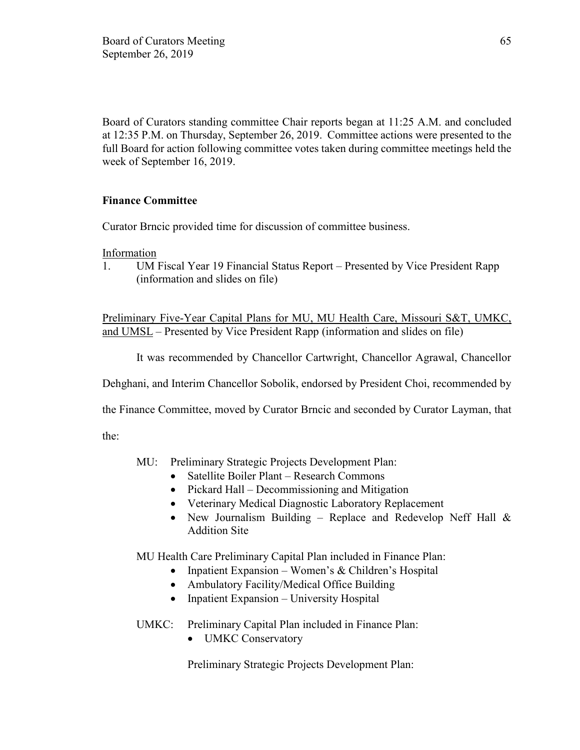Board of Curators standing committee Chair reports began at 11:25 A.M. and concluded at 12:35 P.M. on Thursday, September 26, 2019. Committee actions were presented to the full Board for action following committee votes taken during committee meetings held the week of September 16, 2019.

**Finance Committee**

Curator Brncic provided time for discussion of committee business.

Information

1. UM Fiscal Year 19 Financial Status Report – Presented by Vice President Rapp (information and slides on file)

Preliminary Five-Year Capital Plans for MU, MU Health Care, Missouri S&T, UMKC, and UMSL – Presented by Vice President Rapp (information and slides on file)

It was recommended by Chancellor Cartwright, Chancellor Agrawal, Chancellor Dehghani, and Interim Chancellor Sobolik, endorsed by President Choi, recommended by the Finance Committee, moved by Curator Brncic and seconded by Curator Layman, that the:

MU: Preliminary Strategic Projects Development Plan:

- Satellite Boiler Plant – Research Commons
- Pickard Hall – Decommissioning and Mitigation
- Veterinary Medical Diagnostic Laboratory Replacement
- New Journalism Building – Replace and Redevelop Neff Hall & Addition Site

MU Health Care Preliminary Capital Plan included in Finance Plan:

- Inpatient Expansion – Women's & Children's Hospital
- Ambulatory Facility/Medical Office Building
- Inpatient Expansion – University Hospital

UMKC: Preliminary Capital Plan included in Finance Plan:

- UMKC Conservatory

Preliminary Strategic Projects Development Plan: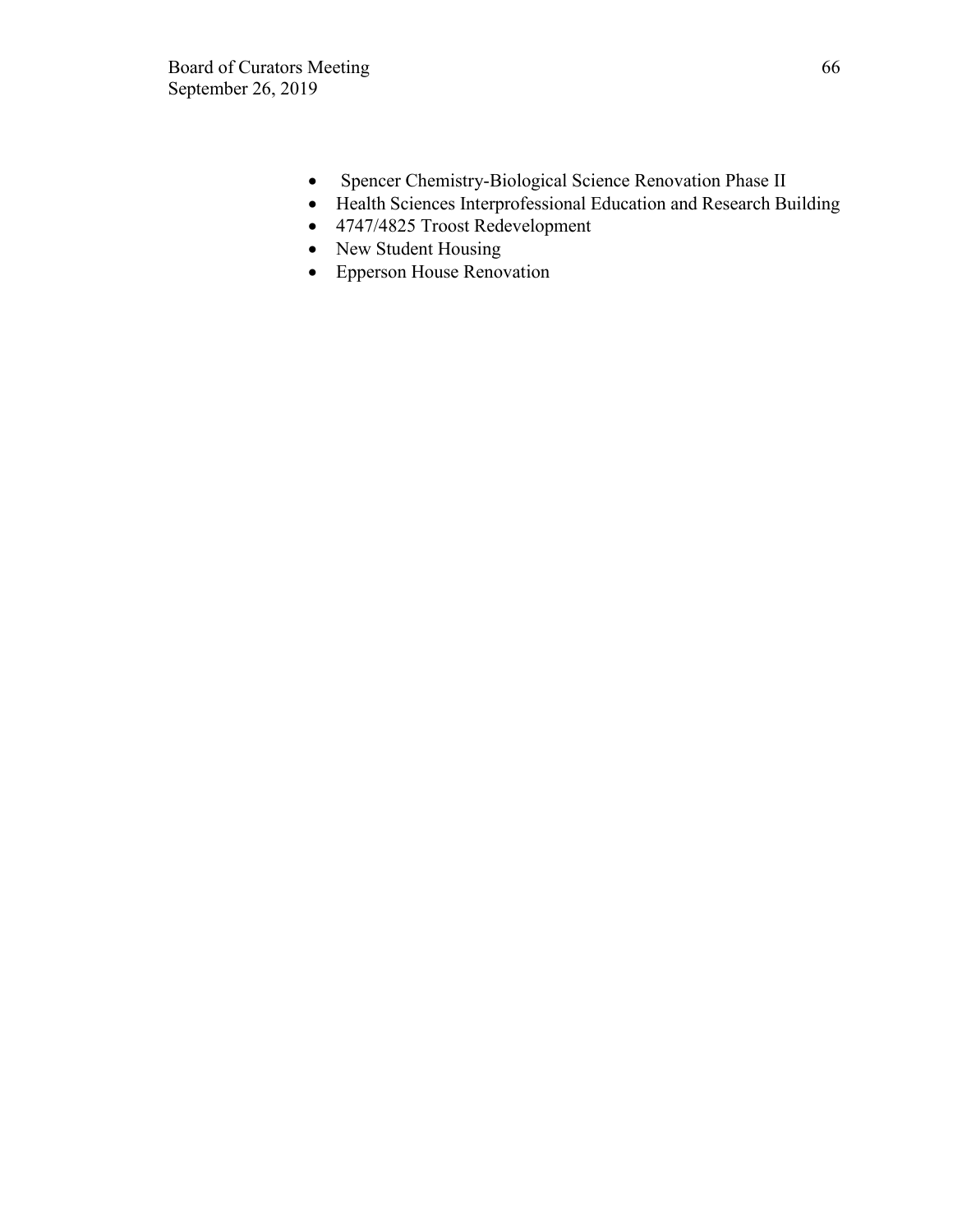- Spencer Chemistry-Biological Science Renovation Phase II
- Health Sciences Interprofessional Education and Research Building
- 4747/4825 Troost Redevelopment
- New Student Housing
- Epperson House Renovation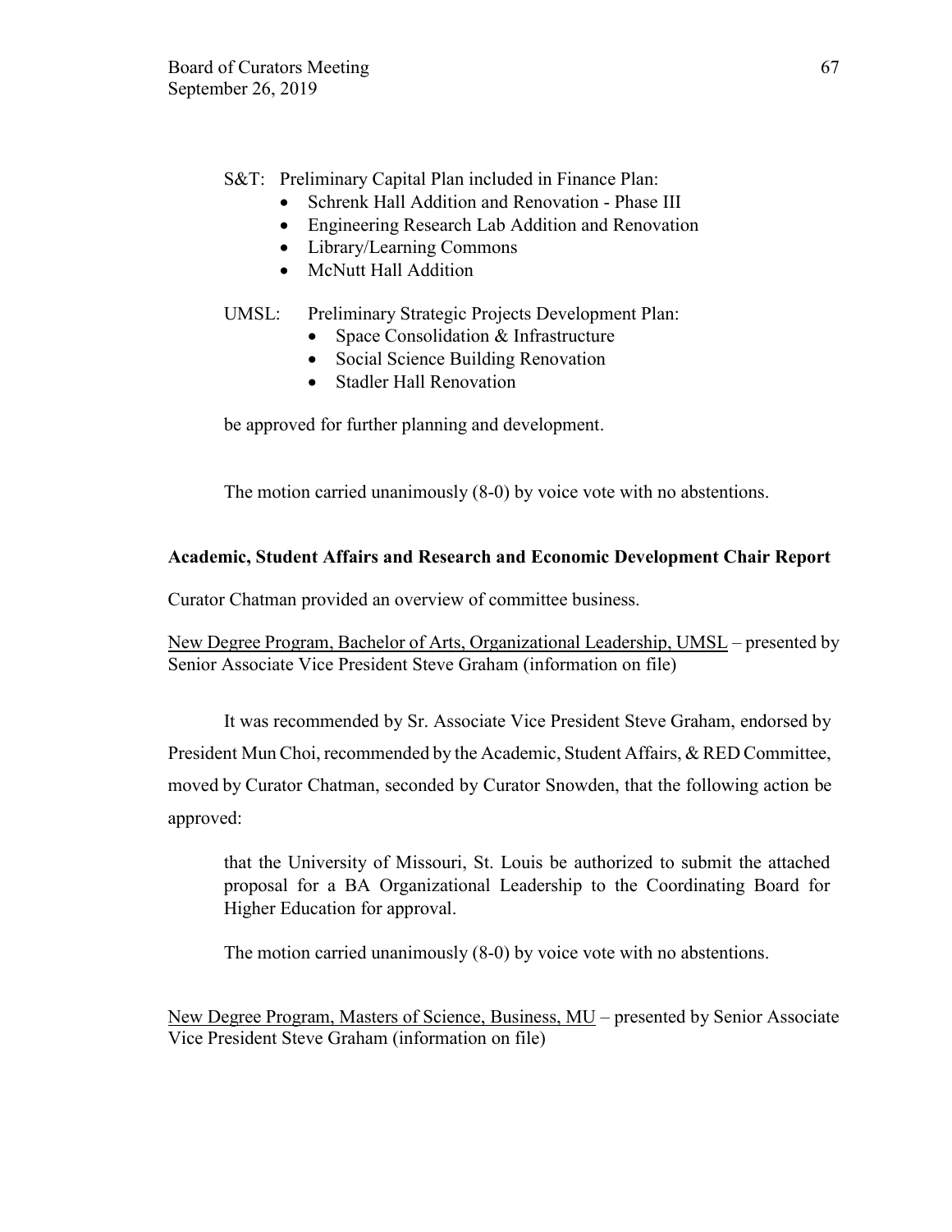S&T: Preliminary Capital Plan included in Finance Plan:

- Schrenk Hall Addition and Renovation - Phase III
- Engineering Research Lab Addition and Renovation
- Library/Learning Commons
- McNutt Hall Addition

UMSL: Preliminary Strategic Projects Development Plan:

- Space Consolidation & Infrastructure
- Social Science Building Renovation
- Stadler Hall Renovation

be approved for further planning and development.

The motion carried unanimously (8-0) by voice vote with no abstentions.

**Academic, Student Affairs and Research and Economic Development Chair Report**

Curator Chatman provided an overview of committee business.

New Degree Program, Bachelor of Arts, Organizational Leadership, UMSL – presented by Senior Associate Vice President Steve Graham (information on file)

It was recommended by Sr. Associate Vice President Steve Graham, endorsed by President Mun Choi, recommended by the Academic, Student Affairs, & RED Committee, moved by Curator Chatman, seconded by Curator Snowden, that the following action be approved:

> that the University of Missouri, St. Louis be authorized to submit the attached proposal for a BA Organizational Leadership to the Coordinating Board for Higher Education for approval.

The motion carried unanimously (8-0) by voice vote with no abstentions.

New Degree Program, Masters of Science, Business, MU – presented by Senior Associate Vice President Steve Graham (information on file)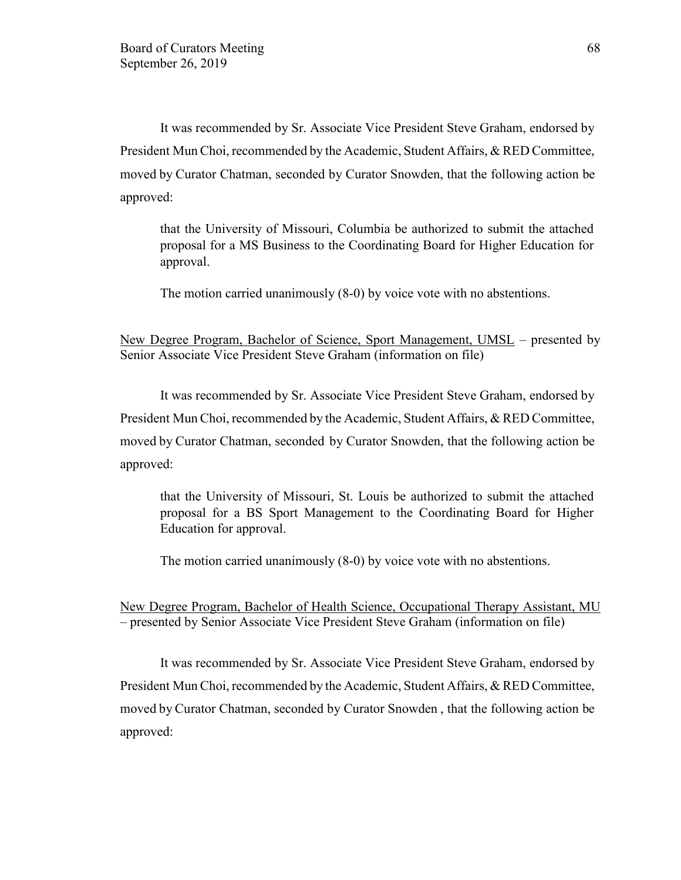It was recommended by Sr. Associate Vice President Steve Graham, endorsed by President Mun Choi, recommended by the Academic, Student Affairs, & RED Committee, moved by Curator Chatman, seconded by Curator Snowden, that the following action be approved:

> that the University of Missouri, Columbia be authorized to submit the attached proposal for a MS Business to the Coordinating Board for Higher Education for approval.
>
> The motion carried unanimously (8-0) by voice vote with no abstentions.

<u>New Degree Program, Bachelor of Science, Sport Management, UMSL</u> – presented by Senior Associate Vice President Steve Graham (information on file)

It was recommended by Sr. Associate Vice President Steve Graham, endorsed by President Mun Choi, recommended by the Academic, Student Affairs, & RED Committee, moved by Curator Chatman, seconded by Curator Snowden, that the following action be approved:

> that the University of Missouri, St. Louis be authorized to submit the attached proposal for a BS Sport Management to the Coordinating Board for Higher Education for approval.
>
> The motion carried unanimously (8-0) by voice vote with no abstentions.

<u>New Degree Program, Bachelor of Health Science, Occupational Therapy Assistant, MU</u> – presented by Senior Associate Vice President Steve Graham (information on file)

It was recommended by Sr. Associate Vice President Steve Graham, endorsed by President Mun Choi, recommended by the Academic, Student Affairs, & RED Committee, moved by Curator Chatman, seconded by Curator Snowden , that the following action be approved: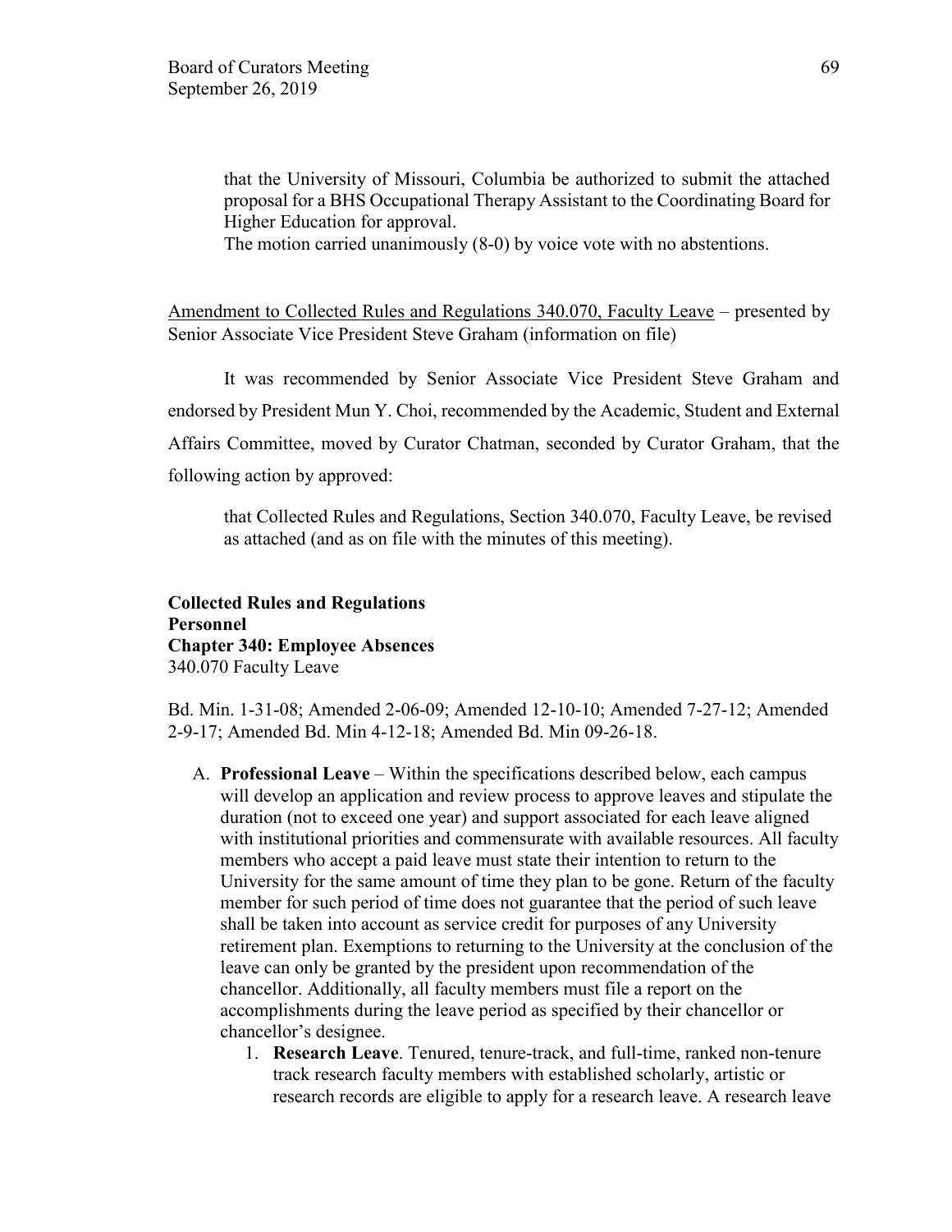that the University of Missouri, Columbia be authorized to submit the attached proposal for a BHS Occupational Therapy Assistant to the Coordinating Board for Higher Education for approval.

The motion carried unanimously (8-0) by voice vote with no abstentions.

Amendment to Collected Rules and Regulations 340.070, Faculty Leave – presented by Senior Associate Vice President Steve Graham (information on file)

It was recommended by Senior Associate Vice President Steve Graham and endorsed by President Mun Y. Choi, recommended by the Academic, Student and External Affairs Committee, moved by Curator Chatman, seconded by Curator Graham, that the following action by approved:

that Collected Rules and Regulations, Section 340.070, Faculty Leave, be revised as attached (and as on file with the minutes of this meeting).

**Collected Rules and Regulations**
**Personnel**
**Chapter 340: Employee Absences**
340.070 Faculty Leave

Bd. Min. 1-31-08; Amended 2-06-09; Amended 12-10-10; Amended 7-27-12; Amended 2-9-17; Amended Bd. Min 4-12-18; Amended Bd. Min 09-26-18.

A. **Professional Leave** – Within the specifications described below, each campus will develop an application and review process to approve leaves and stipulate the duration (not to exceed one year) and support associated for each leave aligned with institutional priorities and commensurate with available resources. All faculty members who accept a paid leave must state their intention to return to the University for the same amount of time they plan to be gone. Return of the faculty member for such period of time does not guarantee that the period of such leave shall be taken into account as service credit for purposes of any University retirement plan. Exemptions to returning to the University at the conclusion of the leave can only be granted by the president upon recommendation of the chancellor. Additionally, all faculty members must file a report on the accomplishments during the leave period as specified by their chancellor or chancellor's designee.
   1. **Research Leave**. Tenured, tenure-track, and full-time, ranked non-tenure track research faculty members with established scholarly, artistic or research records are eligible to apply for a research leave. A research leave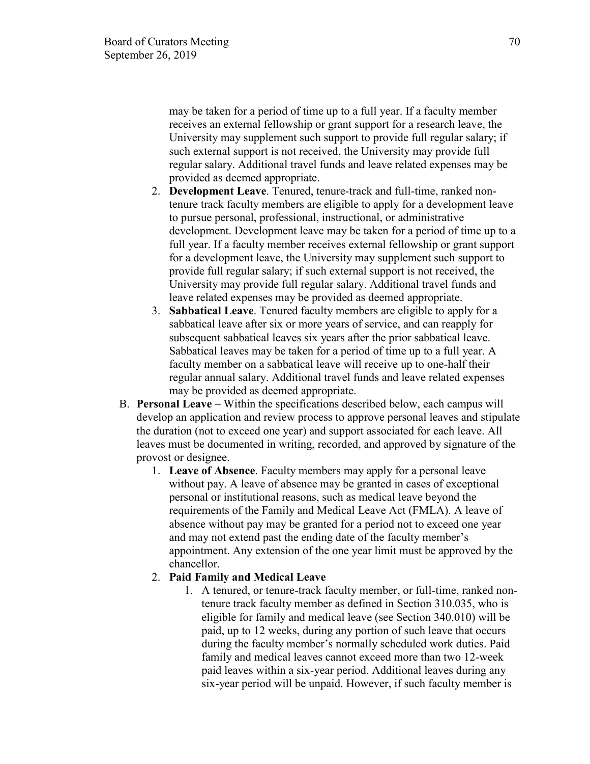may be taken for a period of time up to a full year. If a faculty member receives an external fellowship or grant support for a research leave, the University may supplement such support to provide full regular salary; if such external support is not received, the University may provide full regular salary. Additional travel funds and leave related expenses may be provided as deemed appropriate.

2. **Development Leave**. Tenured, tenure-track and full-time, ranked non-tenure track faculty members are eligible to apply for a development leave to pursue personal, professional, instructional, or administrative development. Development leave may be taken for a period of time up to a full year. If a faculty member receives external fellowship or grant support for a development leave, the University may supplement such support to provide full regular salary; if such external support is not received, the University may provide full regular salary. Additional travel funds and leave related expenses may be provided as deemed appropriate.
3. **Sabbatical Leave**. Tenured faculty members are eligible to apply for a sabbatical leave after six or more years of service, and can reapply for subsequent sabbatical leaves six years after the prior sabbatical leave. Sabbatical leaves may be taken for a period of time up to a full year. A faculty member on a sabbatical leave will receive up to one-half their regular annual salary. Additional travel funds and leave related expenses may be provided as deemed appropriate.

B. **Personal Leave** – Within the specifications described below, each campus will develop an application and review process to approve personal leaves and stipulate the duration (not to exceed one year) and support associated for each leave. All leaves must be documented in writing, recorded, and approved by signature of the provost or designee.

1. **Leave of Absence**. Faculty members may apply for a personal leave without pay. A leave of absence may be granted in cases of exceptional personal or institutional reasons, such as medical leave beyond the requirements of the Family and Medical Leave Act (FMLA). A leave of absence without pay may be granted for a period not to exceed one year and may not extend past the ending date of the faculty member's appointment. Any extension of the one year limit must be approved by the chancellor.
2. **Paid Family and Medical Leave**
    1. A tenured, or tenure-track faculty member, or full-time, ranked non-tenure track faculty member as defined in Section 310.035, who is eligible for family and medical leave (see Section 340.010) will be paid, up to 12 weeks, during any portion of such leave that occurs during the faculty member's normally scheduled work duties. Paid family and medical leaves cannot exceed more than two 12-week paid leaves within a six-year period. Additional leaves during any six-year period will be unpaid. However, if such faculty member is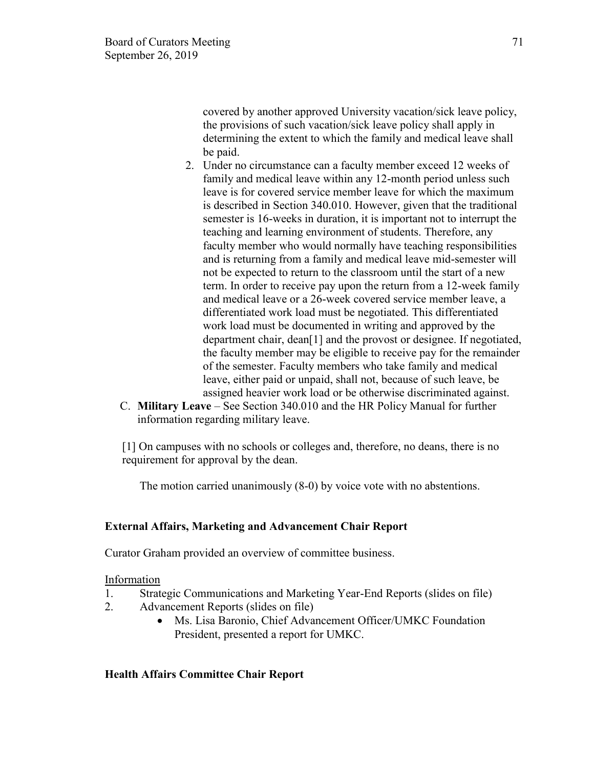covered by another approved University vacation/sick leave policy, the provisions of such vacation/sick leave policy shall apply in determining the extent to which the family and medical leave shall be paid.

2. Under no circumstance can a faculty member exceed 12 weeks of family and medical leave within any 12-month period unless such leave is for covered service member leave for which the maximum is described in Section 340.010. However, given that the traditional semester is 16-weeks in duration, it is important not to interrupt the teaching and learning environment of students. Therefore, any faculty member who would normally have teaching responsibilities and is returning from a family and medical leave mid-semester will not be expected to return to the classroom until the start of a new term. In order to receive pay upon the return from a 12-week family and medical leave or a 26-week covered service member leave, a differentiated work load must be negotiated. This differentiated work load must be documented in writing and approved by the department chair, dean[1] and the provost or designee. If negotiated, the faculty member may be eligible to receive pay for the remainder of the semester. Faculty members who take family and medical leave, either paid or unpaid, shall not, because of such leave, be assigned heavier work load or be otherwise discriminated against.

C. **Military Leave** – See Section 340.010 and the HR Policy Manual for further information regarding military leave.

[1] On campuses with no schools or colleges and, therefore, no deans, there is no requirement for approval by the dean.

The motion carried unanimously (8-0) by voice vote with no abstentions.

**External Affairs, Marketing and Advancement Chair Report**

Curator Graham provided an overview of committee business.

Information

1. Strategic Communications and Marketing Year-End Reports (slides on file)
2. Advancement Reports (slides on file)
   - Ms. Lisa Baronio, Chief Advancement Officer/UMKC Foundation President, presented a report for UMKC.

**Health Affairs Committee Chair Report**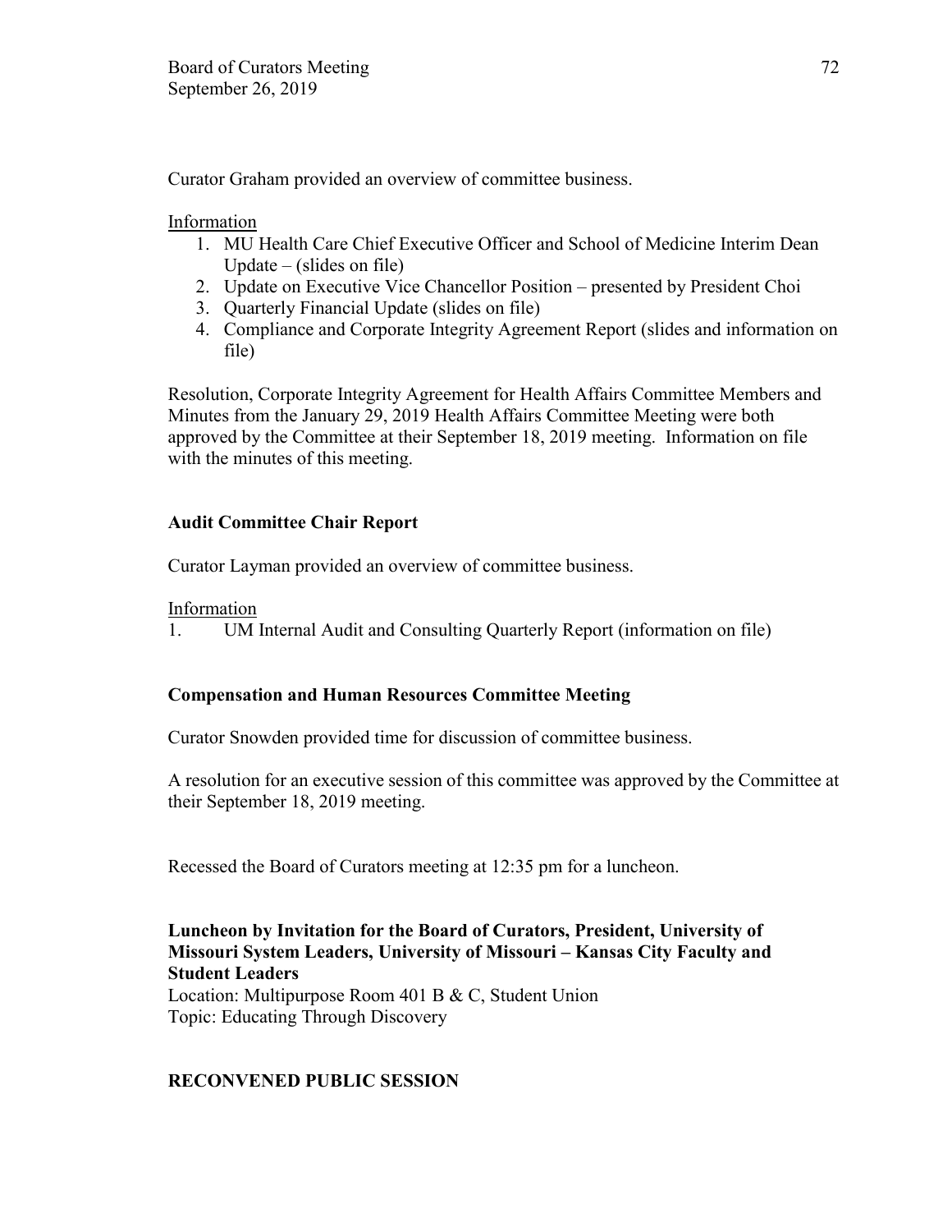Curator Graham provided an overview of committee business.

Information

1. MU Health Care Chief Executive Officer and School of Medicine Interim Dean Update – (slides on file)
2. Update on Executive Vice Chancellor Position – presented by President Choi
3. Quarterly Financial Update (slides on file)
4. Compliance and Corporate Integrity Agreement Report (slides and information on file)

Resolution, Corporate Integrity Agreement for Health Affairs Committee Members and Minutes from the January 29, 2019 Health Affairs Committee Meeting were both approved by the Committee at their September 18, 2019 meeting. Information on file with the minutes of this meeting.

**Audit Committee Chair Report**

Curator Layman provided an overview of committee business.

Information

1. UM Internal Audit and Consulting Quarterly Report (information on file)

**Compensation and Human Resources Committee Meeting**

Curator Snowden provided time for discussion of committee business.

A resolution for an executive session of this committee was approved by the Committee at their September 18, 2019 meeting.

Recessed the Board of Curators meeting at 12:35 pm for a luncheon.

**Luncheon by Invitation for the Board of Curators, President, University of Missouri System Leaders, University of Missouri – Kansas City Faculty and Student Leaders**
Location: Multipurpose Room 401 B & C, Student Union
Topic: Educating Through Discovery

**RECONVENED PUBLIC SESSION**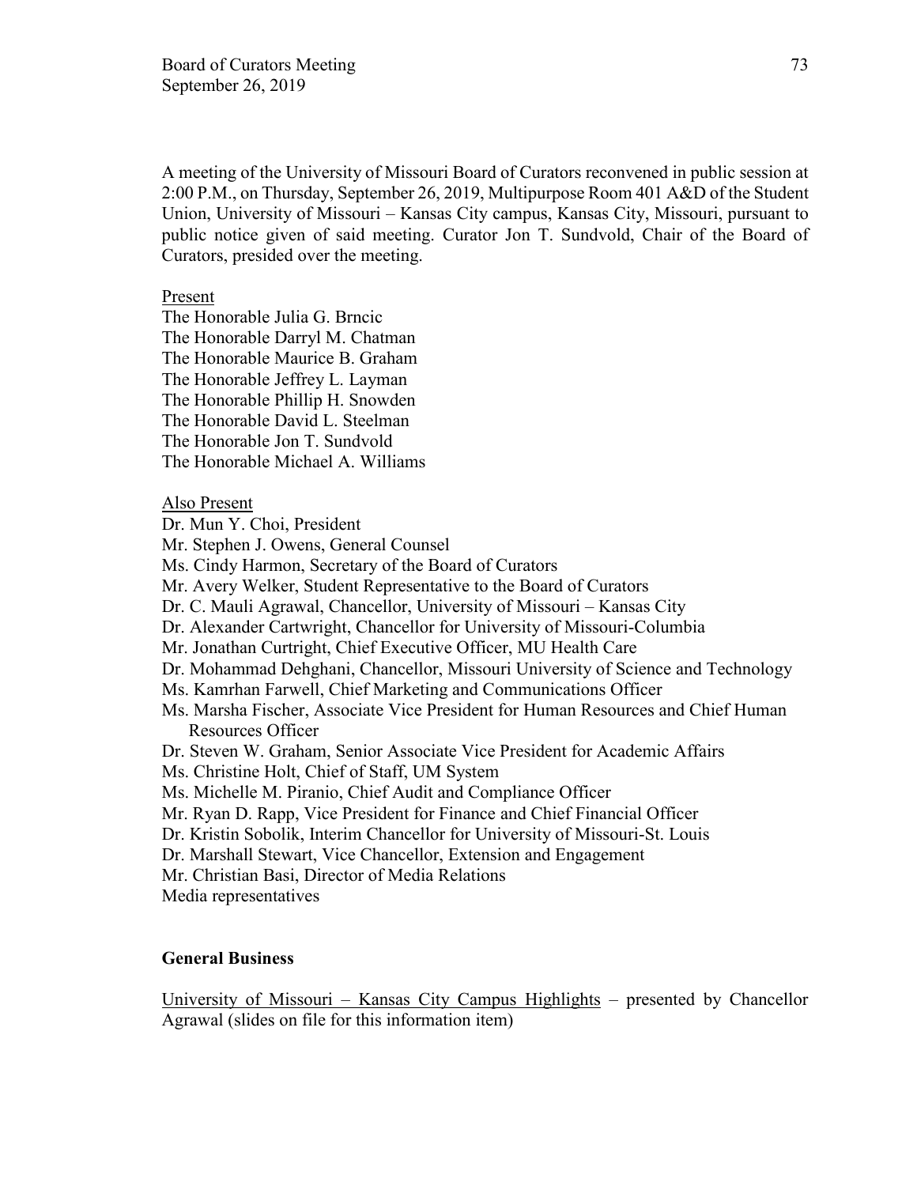A meeting of the University of Missouri Board of Curators reconvened in public session at 2:00 P.M., on Thursday, September 26, 2019, Multipurpose Room 401 A&D of the Student Union, University of Missouri – Kansas City campus, Kansas City, Missouri, pursuant to public notice given of said meeting. Curator Jon T. Sundvold, Chair of the Board of Curators, presided over the meeting.

<u>Present</u>

The Honorable Julia G. Brncic
The Honorable Darryl M. Chatman
The Honorable Maurice B. Graham
The Honorable Jeffrey L. Layman
The Honorable Phillip H. Snowden
The Honorable David L. Steelman
The Honorable Jon T. Sundvold
The Honorable Michael A. Williams

<u>Also Present</u>

Dr. Mun Y. Choi, President
Mr. Stephen J. Owens, General Counsel
Ms. Cindy Harmon, Secretary of the Board of Curators
Mr. Avery Welker, Student Representative to the Board of Curators
Dr. C. Mauli Agrawal, Chancellor, University of Missouri – Kansas City
Dr. Alexander Cartwright, Chancellor for University of Missouri-Columbia
Mr. Jonathan Curtright, Chief Executive Officer, MU Health Care
Dr. Mohammad Dehghani, Chancellor, Missouri University of Science and Technology
Ms. Kamrhan Farwell, Chief Marketing and Communications Officer
Ms. Marsha Fischer, Associate Vice President for Human Resources and Chief Human Resources Officer
Dr. Steven W. Graham, Senior Associate Vice President for Academic Affairs
Ms. Christine Holt, Chief of Staff, UM System
Ms. Michelle M. Piranio, Chief Audit and Compliance Officer
Mr. Ryan D. Rapp, Vice President for Finance and Chief Financial Officer
Dr. Kristin Sobolik, Interim Chancellor for University of Missouri-St. Louis
Dr. Marshall Stewart, Vice Chancellor, Extension and Engagement
Mr. Christian Basi, Director of Media Relations
Media representatives

**General Business**

<u>University of Missouri – Kansas City Campus Highlights</u> – presented by Chancellor Agrawal (slides on file for this information item)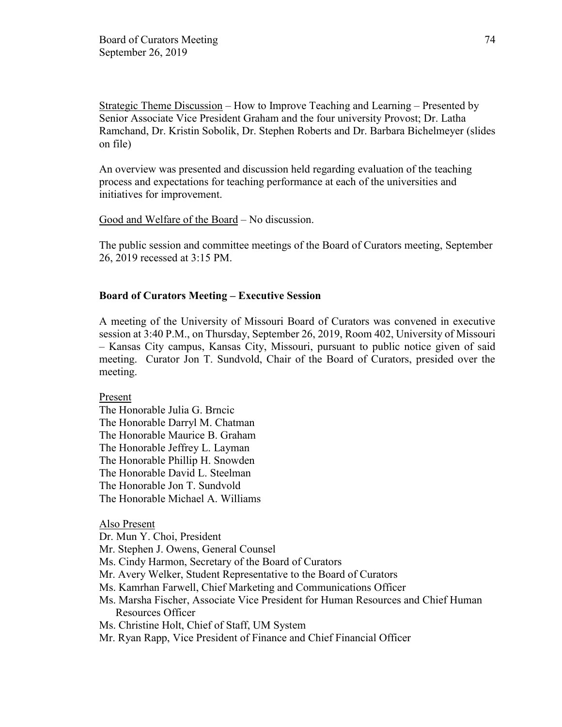<u>Strategic Theme Discussion</u> – How to Improve Teaching and Learning – Presented by Senior Associate Vice President Graham and the four university Provost; Dr. Latha Ramchand, Dr. Kristin Sobolik, Dr. Stephen Roberts and Dr. Barbara Bichelmeyer (slides on file)

An overview was presented and discussion held regarding evaluation of the teaching process and expectations for teaching performance at each of the universities and initiatives for improvement.

<u>Good and Welfare of the Board</u> – No discussion.

The public session and committee meetings of the Board of Curators meeting, September 26, 2019 recessed at 3:15 PM.

**Board of Curators Meeting – Executive Session**

A meeting of the University of Missouri Board of Curators was convened in executive session at 3:40 P.M., on Thursday, September 26, 2019, Room 402, University of Missouri – Kansas City campus, Kansas City, Missouri, pursuant to public notice given of said meeting. Curator Jon T. Sundvold, Chair of the Board of Curators, presided over the meeting.

<u>Present</u>

The Honorable Julia G. Brncic
The Honorable Darryl M. Chatman
The Honorable Maurice B. Graham
The Honorable Jeffrey L. Layman
The Honorable Phillip H. Snowden
The Honorable David L. Steelman
The Honorable Jon T. Sundvold
The Honorable Michael A. Williams

<u>Also Present</u>

Dr. Mun Y. Choi, President
Mr. Stephen J. Owens, General Counsel
Ms. Cindy Harmon, Secretary of the Board of Curators
Mr. Avery Welker, Student Representative to the Board of Curators
Ms. Kamrhan Farwell, Chief Marketing and Communications Officer
Ms. Marsha Fischer, Associate Vice President for Human Resources and Chief Human Resources Officer
Ms. Christine Holt, Chief of Staff, UM System
Mr. Ryan Rapp, Vice President of Finance and Chief Financial Officer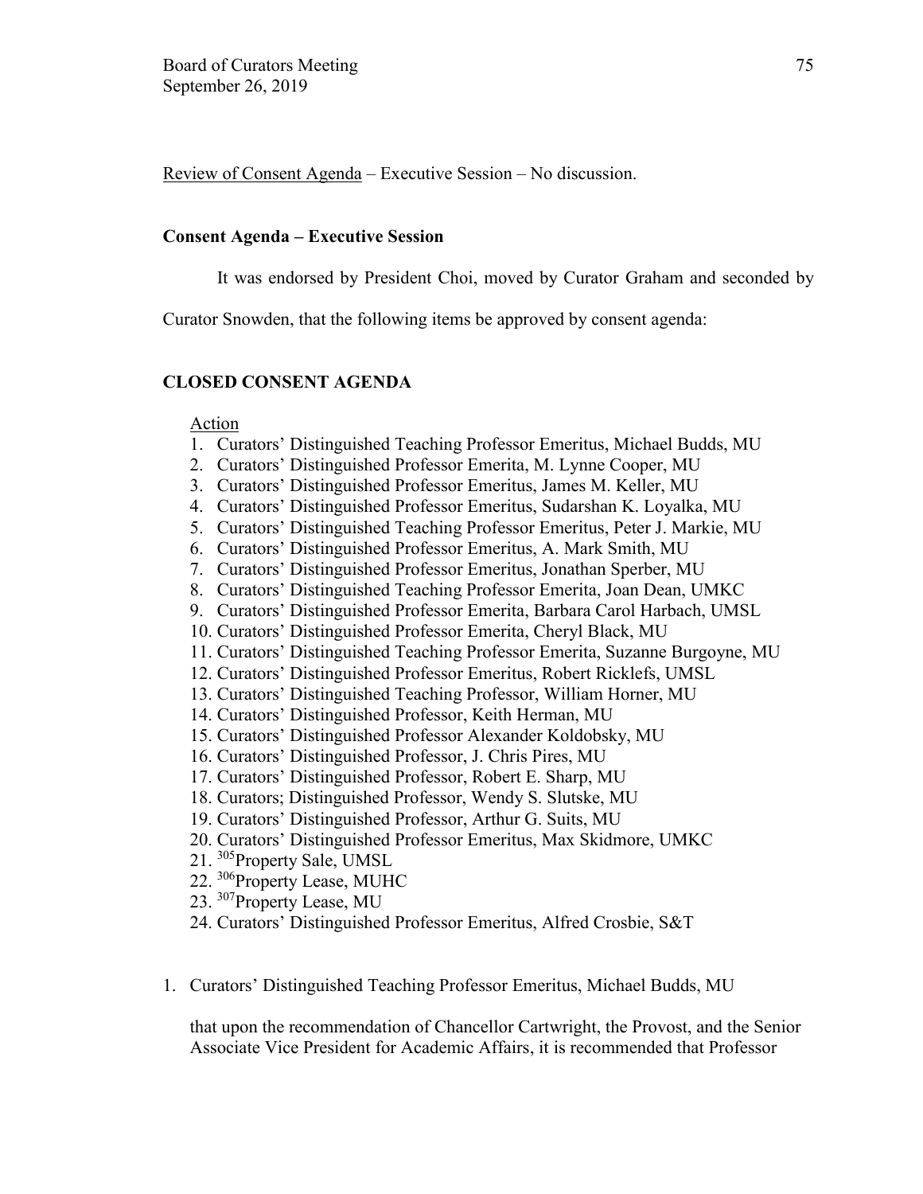Review of Consent Agenda – Executive Session – No discussion.

**Consent Agenda – Executive Session**

It was endorsed by President Choi, moved by Curator Graham and seconded by Curator Snowden, that the following items be approved by consent agenda:

**CLOSED CONSENT AGENDA**

Action

1. Curators' Distinguished Teaching Professor Emeritus, Michael Budds, MU
2. Curators' Distinguished Professor Emerita, M. Lynne Cooper, MU
3. Curators' Distinguished Professor Emeritus, James M. Keller, MU
4. Curators' Distinguished Professor Emeritus, Sudarshan K. Loyalka, MU
5. Curators' Distinguished Teaching Professor Emeritus, Peter J. Markie, MU
6. Curators' Distinguished Professor Emeritus, A. Mark Smith, MU
7. Curators' Distinguished Professor Emeritus, Jonathan Sperber, MU
8. Curators' Distinguished Teaching Professor Emerita, Joan Dean, UMKC
9. Curators' Distinguished Professor Emerita, Barbara Carol Harbach, UMSL
10. Curators' Distinguished Professor Emerita, Cheryl Black, MU
11. Curators' Distinguished Teaching Professor Emerita, Suzanne Burgoyne, MU
12. Curators' Distinguished Professor Emeritus, Robert Ricklefs, UMSL
13. Curators' Distinguished Teaching Professor, William Horner, MU
14. Curators' Distinguished Professor, Keith Herman, MU
15. Curators' Distinguished Professor Alexander Koldobsky, MU
16. Curators' Distinguished Professor, J. Chris Pires, MU
17. Curators' Distinguished Professor, Robert E. Sharp, MU
18. Curators; Distinguished Professor, Wendy S. Slutske, MU
19. Curators' Distinguished Professor, Arthur G. Suits, MU
20. Curators' Distinguished Professor Emeritus, Max Skidmore, UMKC
21. [305]Property Sale, UMSL
22. [306]Property Lease, MUHC
23. [307]Property Lease, MU
24. Curators' Distinguished Professor Emeritus, Alfred Crosbie, S&T

1. Curators' Distinguished Teaching Professor Emeritus, Michael Budds, MU

   that upon the recommendation of Chancellor Cartwright, the Provost, and the Senior Associate Vice President for Academic Affairs, it is recommended that Professor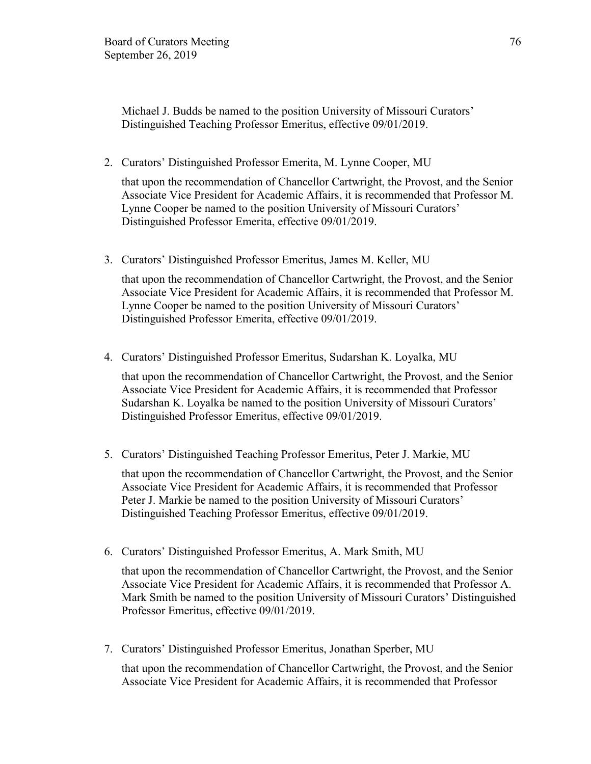Michael J. Budds be named to the position University of Missouri Curators' Distinguished Teaching Professor Emeritus, effective 09/01/2019.

2. Curators' Distinguished Professor Emerita, M. Lynne Cooper, MU

   that upon the recommendation of Chancellor Cartwright, the Provost, and the Senior Associate Vice President for Academic Affairs, it is recommended that Professor M. Lynne Cooper be named to the position University of Missouri Curators' Distinguished Professor Emerita, effective 09/01/2019.

3. Curators' Distinguished Professor Emeritus, James M. Keller, MU

   that upon the recommendation of Chancellor Cartwright, the Provost, and the Senior Associate Vice President for Academic Affairs, it is recommended that Professor M. Lynne Cooper be named to the position University of Missouri Curators' Distinguished Professor Emerita, effective 09/01/2019.

4. Curators' Distinguished Professor Emeritus, Sudarshan K. Loyalka, MU

   that upon the recommendation of Chancellor Cartwright, the Provost, and the Senior Associate Vice President for Academic Affairs, it is recommended that Professor Sudarshan K. Loyalka be named to the position University of Missouri Curators' Distinguished Professor Emeritus, effective 09/01/2019.

5. Curators' Distinguished Teaching Professor Emeritus, Peter J. Markie, MU

   that upon the recommendation of Chancellor Cartwright, the Provost, and the Senior Associate Vice President for Academic Affairs, it is recommended that Professor Peter J. Markie be named to the position University of Missouri Curators' Distinguished Teaching Professor Emeritus, effective 09/01/2019.

6. Curators' Distinguished Professor Emeritus, A. Mark Smith, MU

   that upon the recommendation of Chancellor Cartwright, the Provost, and the Senior Associate Vice President for Academic Affairs, it is recommended that Professor A. Mark Smith be named to the position University of Missouri Curators' Distinguished Professor Emeritus, effective 09/01/2019.

7. Curators' Distinguished Professor Emeritus, Jonathan Sperber, MU

   that upon the recommendation of Chancellor Cartwright, the Provost, and the Senior Associate Vice President for Academic Affairs, it is recommended that Professor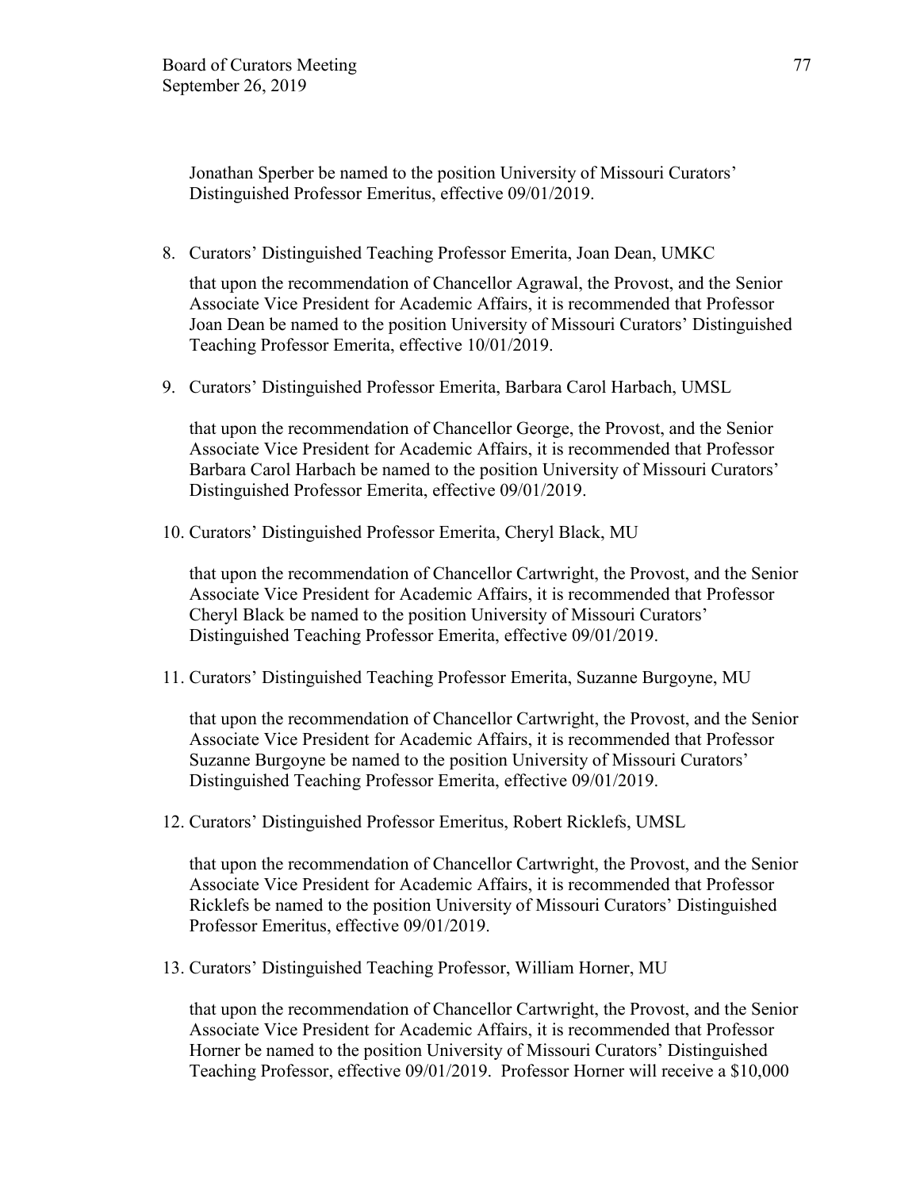Jonathan Sperber be named to the position University of Missouri Curators' Distinguished Professor Emeritus, effective 09/01/2019.

8. Curators' Distinguished Teaching Professor Emerita, Joan Dean, UMKC

   that upon the recommendation of Chancellor Agrawal, the Provost, and the Senior Associate Vice President for Academic Affairs, it is recommended that Professor Joan Dean be named to the position University of Missouri Curators' Distinguished Teaching Professor Emerita, effective 10/01/2019.

9. Curators' Distinguished Professor Emerita, Barbara Carol Harbach, UMSL

   that upon the recommendation of Chancellor George, the Provost, and the Senior Associate Vice President for Academic Affairs, it is recommended that Professor Barbara Carol Harbach be named to the position University of Missouri Curators' Distinguished Professor Emerita, effective 09/01/2019.

10. Curators' Distinguished Professor Emerita, Cheryl Black, MU

    that upon the recommendation of Chancellor Cartwright, the Provost, and the Senior Associate Vice President for Academic Affairs, it is recommended that Professor Cheryl Black be named to the position University of Missouri Curators' Distinguished Teaching Professor Emerita, effective 09/01/2019.

11. Curators' Distinguished Teaching Professor Emerita, Suzanne Burgoyne, MU

    that upon the recommendation of Chancellor Cartwright, the Provost, and the Senior Associate Vice President for Academic Affairs, it is recommended that Professor Suzanne Burgoyne be named to the position University of Missouri Curators' Distinguished Teaching Professor Emerita, effective 09/01/2019.

12. Curators' Distinguished Professor Emeritus, Robert Ricklefs, UMSL

    that upon the recommendation of Chancellor Cartwright, the Provost, and the Senior Associate Vice President for Academic Affairs, it is recommended that Professor Ricklefs be named to the position University of Missouri Curators' Distinguished Professor Emeritus, effective 09/01/2019.

13. Curators' Distinguished Teaching Professor, William Horner, MU

    that upon the recommendation of Chancellor Cartwright, the Provost, and the Senior Associate Vice President for Academic Affairs, it is recommended that Professor Horner be named to the position University of Missouri Curators' Distinguished Teaching Professor, effective 09/01/2019. Professor Horner will receive a $10,000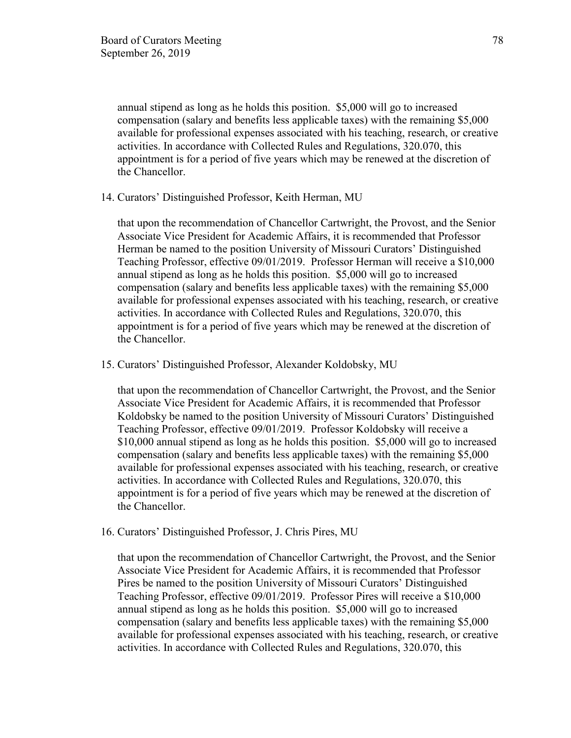annual stipend as long as he holds this position. $5,000 will go to increased compensation (salary and benefits less applicable taxes) with the remaining $5,000 available for professional expenses associated with his teaching, research, or creative activities. In accordance with Collected Rules and Regulations, 320.070, this appointment is for a period of five years which may be renewed at the discretion of the Chancellor.

14. Curators' Distinguished Professor, Keith Herman, MU

    that upon the recommendation of Chancellor Cartwright, the Provost, and the Senior Associate Vice President for Academic Affairs, it is recommended that Professor Herman be named to the position University of Missouri Curators' Distinguished Teaching Professor, effective 09/01/2019. Professor Herman will receive a $10,000 annual stipend as long as he holds this position. $5,000 will go to increased compensation (salary and benefits less applicable taxes) with the remaining $5,000 available for professional expenses associated with his teaching, research, or creative activities. In accordance with Collected Rules and Regulations, 320.070, this appointment is for a period of five years which may be renewed at the discretion of the Chancellor.

15. Curators' Distinguished Professor, Alexander Koldobsky, MU

    that upon the recommendation of Chancellor Cartwright, the Provost, and the Senior Associate Vice President for Academic Affairs, it is recommended that Professor Koldobsky be named to the position University of Missouri Curators' Distinguished Teaching Professor, effective 09/01/2019. Professor Koldobsky will receive a $10,000 annual stipend as long as he holds this position. $5,000 will go to increased compensation (salary and benefits less applicable taxes) with the remaining $5,000 available for professional expenses associated with his teaching, research, or creative activities. In accordance with Collected Rules and Regulations, 320.070, this appointment is for a period of five years which may be renewed at the discretion of the Chancellor.

16. Curators' Distinguished Professor, J. Chris Pires, MU

    that upon the recommendation of Chancellor Cartwright, the Provost, and the Senior Associate Vice President for Academic Affairs, it is recommended that Professor Pires be named to the position University of Missouri Curators' Distinguished Teaching Professor, effective 09/01/2019. Professor Pires will receive a $10,000 annual stipend as long as he holds this position. $5,000 will go to increased compensation (salary and benefits less applicable taxes) with the remaining $5,000 available for professional expenses associated with his teaching, research, or creative activities. In accordance with Collected Rules and Regulations, 320.070, this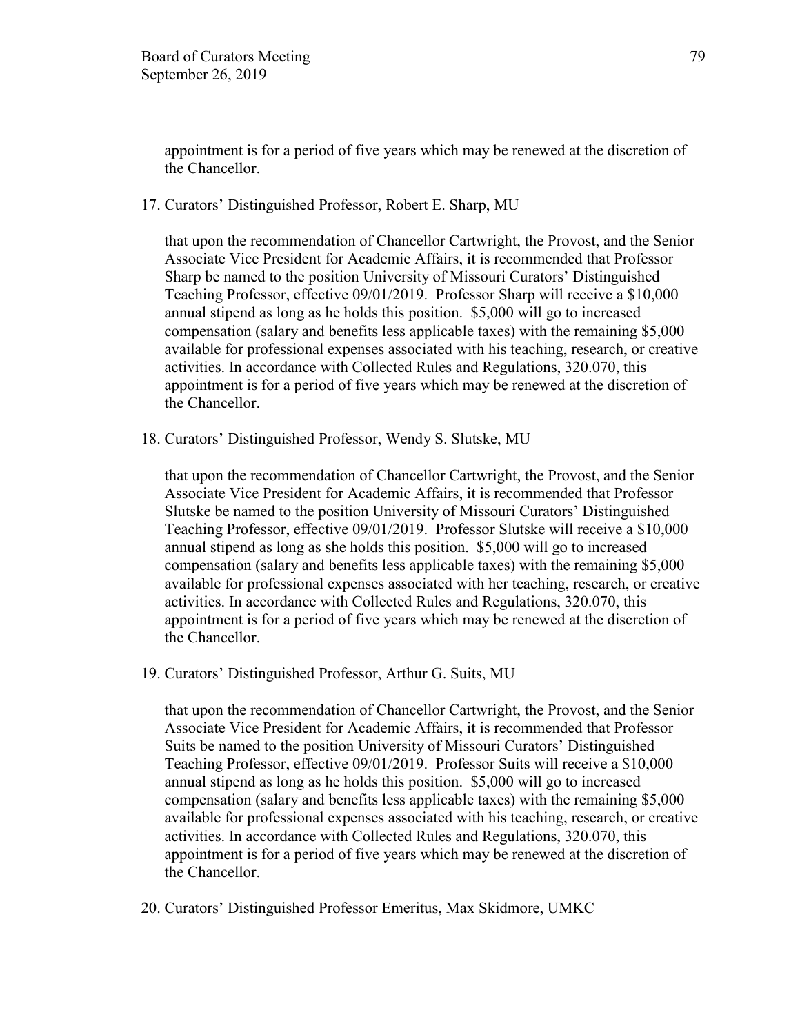appointment is for a period of five years which may be renewed at the discretion of the Chancellor.

17. Curators' Distinguished Professor, Robert E. Sharp, MU

    that upon the recommendation of Chancellor Cartwright, the Provost, and the Senior Associate Vice President for Academic Affairs, it is recommended that Professor Sharp be named to the position University of Missouri Curators' Distinguished Teaching Professor, effective 09/01/2019. Professor Sharp will receive a $10,000 annual stipend as long as he holds this position. $5,000 will go to increased compensation (salary and benefits less applicable taxes) with the remaining $5,000 available for professional expenses associated with his teaching, research, or creative activities. In accordance with Collected Rules and Regulations, 320.070, this appointment is for a period of five years which may be renewed at the discretion of the Chancellor.

18. Curators' Distinguished Professor, Wendy S. Slutske, MU

    that upon the recommendation of Chancellor Cartwright, the Provost, and the Senior Associate Vice President for Academic Affairs, it is recommended that Professor Slutske be named to the position University of Missouri Curators' Distinguished Teaching Professor, effective 09/01/2019. Professor Slutske will receive a $10,000 annual stipend as long as she holds this position. $5,000 will go to increased compensation (salary and benefits less applicable taxes) with the remaining $5,000 available for professional expenses associated with her teaching, research, or creative activities. In accordance with Collected Rules and Regulations, 320.070, this appointment is for a period of five years which may be renewed at the discretion of the Chancellor.

19. Curators' Distinguished Professor, Arthur G. Suits, MU

    that upon the recommendation of Chancellor Cartwright, the Provost, and the Senior Associate Vice President for Academic Affairs, it is recommended that Professor Suits be named to the position University of Missouri Curators' Distinguished Teaching Professor, effective 09/01/2019. Professor Suits will receive a $10,000 annual stipend as long as he holds this position. $5,000 will go to increased compensation (salary and benefits less applicable taxes) with the remaining $5,000 available for professional expenses associated with his teaching, research, or creative activities. In accordance with Collected Rules and Regulations, 320.070, this appointment is for a period of five years which may be renewed at the discretion of the Chancellor.

20. Curators' Distinguished Professor Emeritus, Max Skidmore, UMKC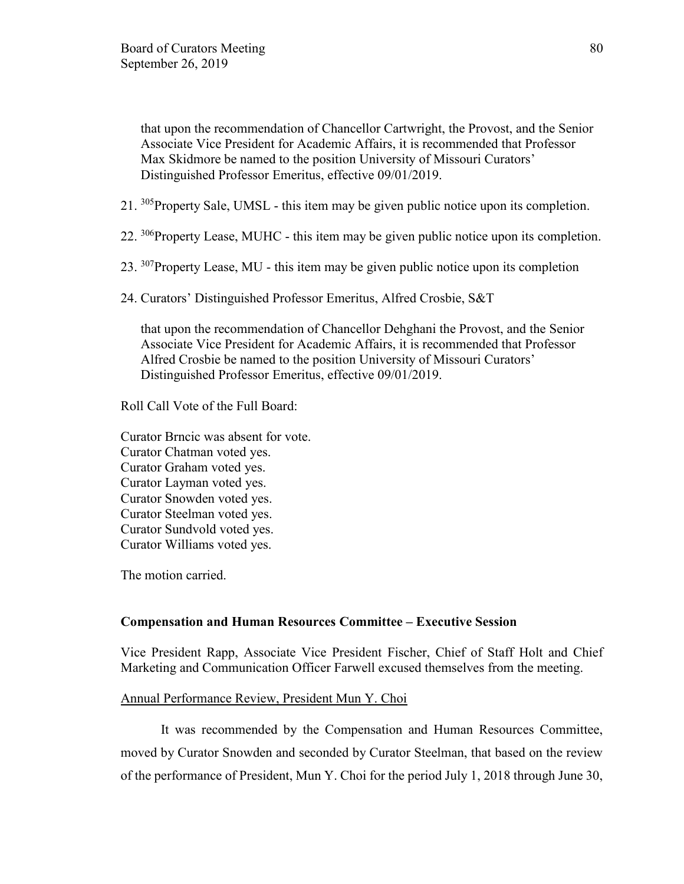that upon the recommendation of Chancellor Cartwright, the Provost, and the Senior Associate Vice President for Academic Affairs, it is recommended that Professor Max Skidmore be named to the position University of Missouri Curators' Distinguished Professor Emeritus, effective 09/01/2019.

21. [305]Property Sale, UMSL - this item may be given public notice upon its completion.

22. [306]Property Lease, MUHC - this item may be given public notice upon its completion.

23. [307]Property Lease, MU - this item may be given public notice upon its completion

24. Curators' Distinguished Professor Emeritus, Alfred Crosbie, S&T

    that upon the recommendation of Chancellor Dehghani the Provost, and the Senior Associate Vice President for Academic Affairs, it is recommended that Professor Alfred Crosbie be named to the position University of Missouri Curators' Distinguished Professor Emeritus, effective 09/01/2019.

Roll Call Vote of the Full Board:

Curator Brncic was absent for vote.
Curator Chatman voted yes.
Curator Graham voted yes.
Curator Layman voted yes.
Curator Snowden voted yes.
Curator Steelman voted yes.
Curator Sundvold voted yes.
Curator Williams voted yes.

The motion carried.

**Compensation and Human Resources Committee – Executive Session**

Vice President Rapp, Associate Vice President Fischer, Chief of Staff Holt and Chief Marketing and Communication Officer Farwell excused themselves from the meeting.

Annual Performance Review, President Mun Y. Choi

It was recommended by the Compensation and Human Resources Committee, moved by Curator Snowden and seconded by Curator Steelman, that based on the review of the performance of President, Mun Y. Choi for the period July 1, 2018 through June 30,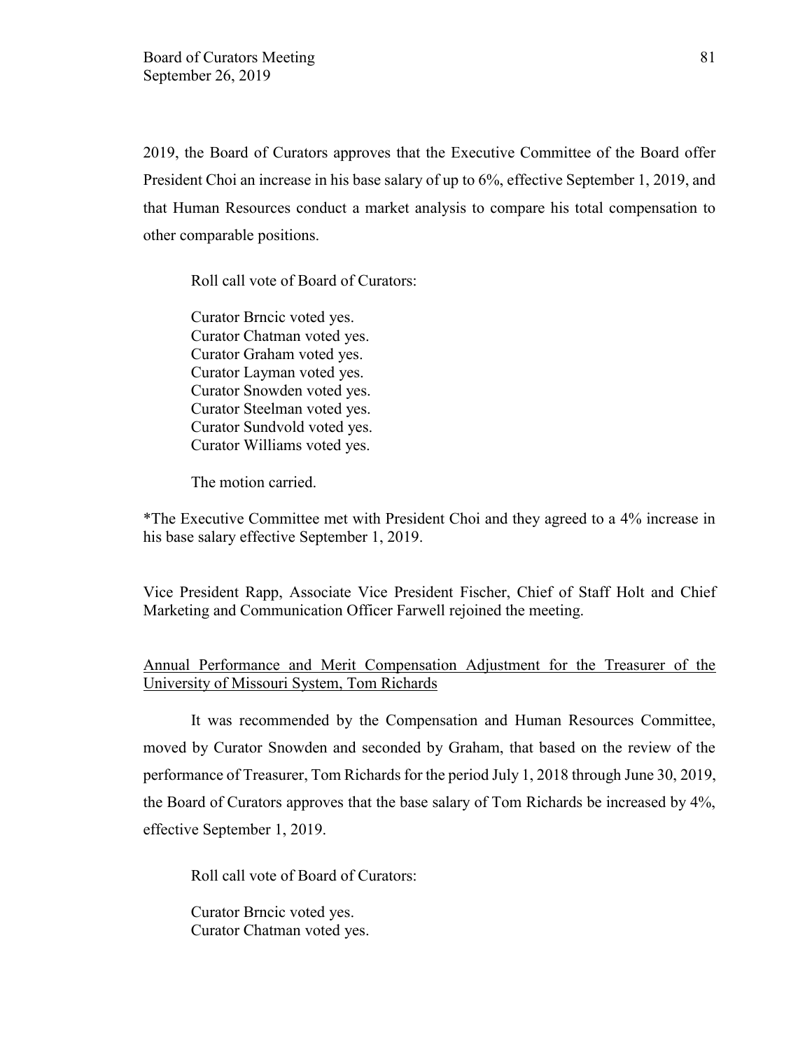2019, the Board of Curators approves that the Executive Committee of the Board offer President Choi an increase in his base salary of up to 6%, effective September 1, 2019, and that Human Resources conduct a market analysis to compare his total compensation to other comparable positions.

Roll call vote of Board of Curators:

Curator Brncic voted yes.
Curator Chatman voted yes.
Curator Graham voted yes.
Curator Layman voted yes.
Curator Snowden voted yes.
Curator Steelman voted yes.
Curator Sundvold voted yes.
Curator Williams voted yes.

The motion carried.

*The Executive Committee met with President Choi and they agreed to a 4% increase in his base salary effective September 1, 2019.

Vice President Rapp, Associate Vice President Fischer, Chief of Staff Holt and Chief Marketing and Communication Officer Farwell rejoined the meeting.

<u>Annual Performance and Merit Compensation Adjustment for the Treasurer of the University of Missouri System, Tom Richards</u>

It was recommended by the Compensation and Human Resources Committee, moved by Curator Snowden and seconded by Graham, that based on the review of the performance of Treasurer, Tom Richards for the period July 1, 2018 through June 30, 2019, the Board of Curators approves that the base salary of Tom Richards be increased by 4%, effective September 1, 2019.

Roll call vote of Board of Curators:

Curator Brncic voted yes.
Curator Chatman voted yes.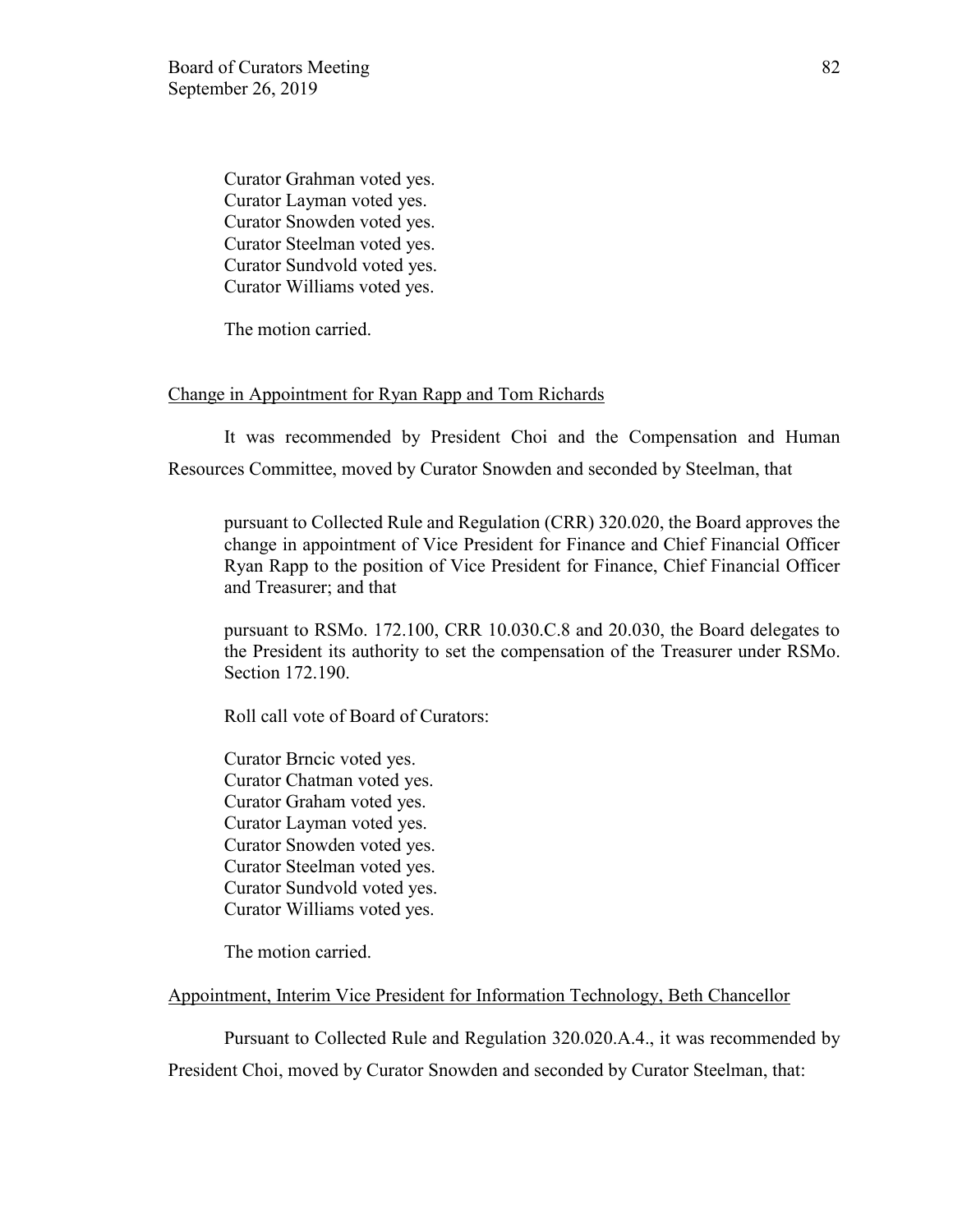Curator Grahman voted yes.
Curator Layman voted yes.
Curator Snowden voted yes.
Curator Steelman voted yes.
Curator Sundvold voted yes.
Curator Williams voted yes.

The motion carried.

<u>Change in Appointment for Ryan Rapp and Tom Richards</u>

It was recommended by President Choi and the Compensation and Human Resources Committee, moved by Curator Snowden and seconded by Steelman, that

> pursuant to Collected Rule and Regulation (CRR) 320.020, the Board approves the change in appointment of Vice President for Finance and Chief Financial Officer Ryan Rapp to the position of Vice President for Finance, Chief Financial Officer and Treasurer; and that
>
> pursuant to RSMo. 172.100, CRR 10.030.C.8 and 20.030, the Board delegates to the President its authority to set the compensation of the Treasurer under RSMo. Section 172.190.
>
> Roll call vote of Board of Curators:
>
> Curator Brncic voted yes.
> Curator Chatman voted yes.
> Curator Graham voted yes.
> Curator Layman voted yes.
> Curator Snowden voted yes.
> Curator Steelman voted yes.
> Curator Sundvold voted yes.
> Curator Williams voted yes.
>
> The motion carried.

<u>Appointment, Interim Vice President for Information Technology, Beth Chancellor</u>

Pursuant to Collected Rule and Regulation 320.020.A.4., it was recommended by President Choi, moved by Curator Snowden and seconded by Curator Steelman, that: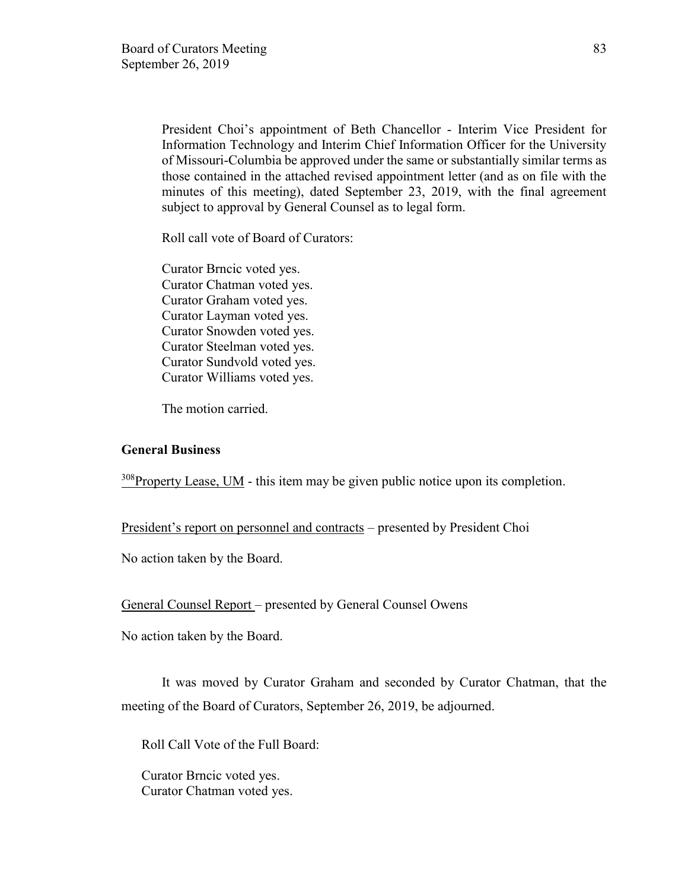President Choi's appointment of Beth Chancellor - Interim Vice President for Information Technology and Interim Chief Information Officer for the University of Missouri-Columbia be approved under the same or substantially similar terms as those contained in the attached revised appointment letter (and as on file with the minutes of this meeting), dated September 23, 2019, with the final agreement subject to approval by General Counsel as to legal form.

Roll call vote of Board of Curators:

Curator Brncic voted yes.
Curator Chatman voted yes.
Curator Graham voted yes.
Curator Layman voted yes.
Curator Snowden voted yes.
Curator Steelman voted yes.
Curator Sundvold voted yes.
Curator Williams voted yes.

The motion carried.

**General Business**

[308]Property Lease, UM - this item may be given public notice upon its completion.

President's report on personnel and contracts – presented by President Choi

No action taken by the Board.

General Counsel Report – presented by General Counsel Owens

No action taken by the Board.

It was moved by Curator Graham and seconded by Curator Chatman, that the meeting of the Board of Curators, September 26, 2019, be adjourned.

Roll Call Vote of the Full Board:

Curator Brncic voted yes.
Curator Chatman voted yes.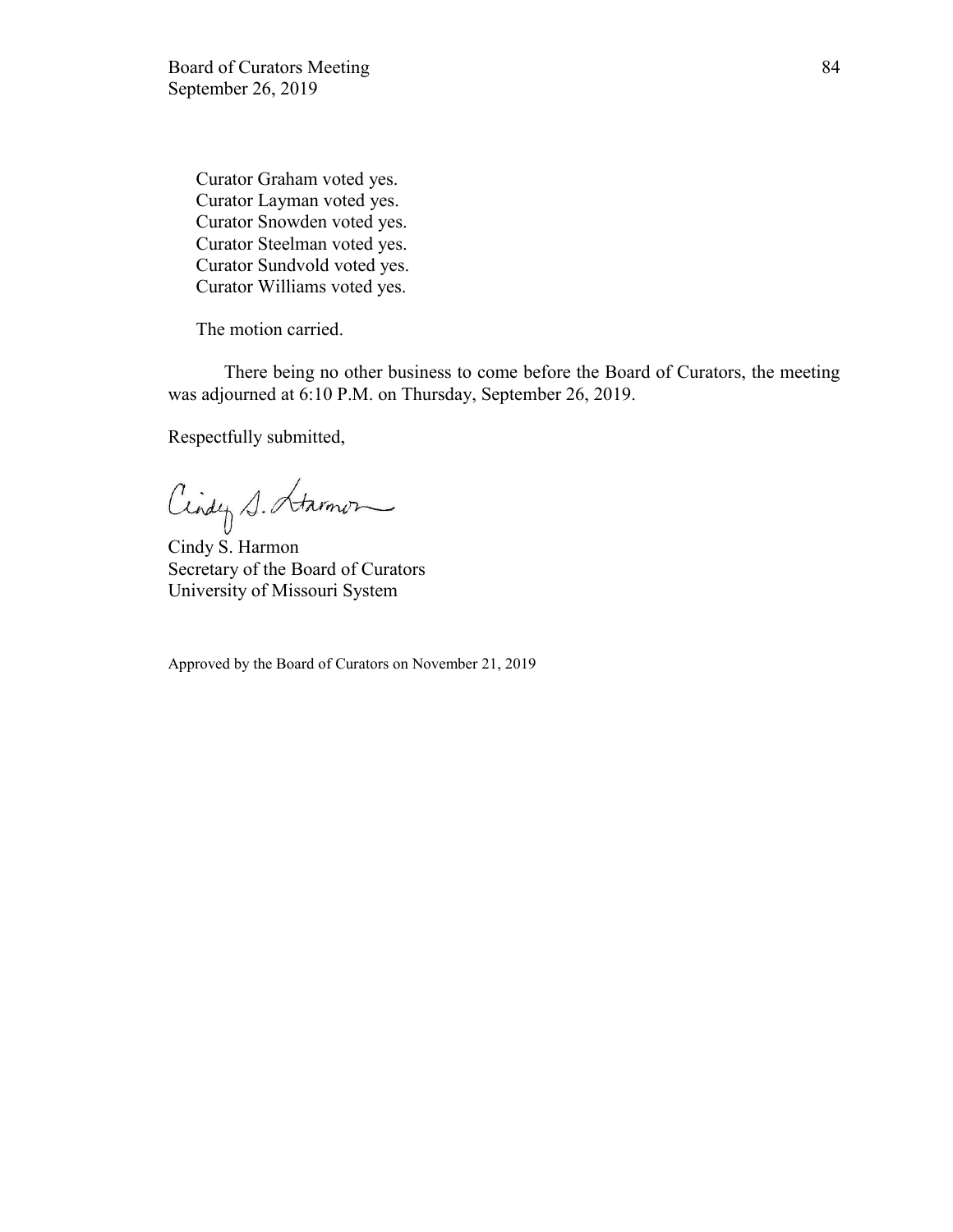Curator Graham voted yes.
Curator Layman voted yes.
Curator Snowden voted yes.
Curator Steelman voted yes.
Curator Sundvold voted yes.
Curator Williams voted yes.

The motion carried.

There being no other business to come before the Board of Curators, the meeting was adjourned at 6:10 P.M. on Thursday, September 26, 2019.

Respectfully submitted,

Cindy S. Harmon
Secretary of the Board of Curators
University of Missouri System

Approved by the Board of Curators on November 21, 2019